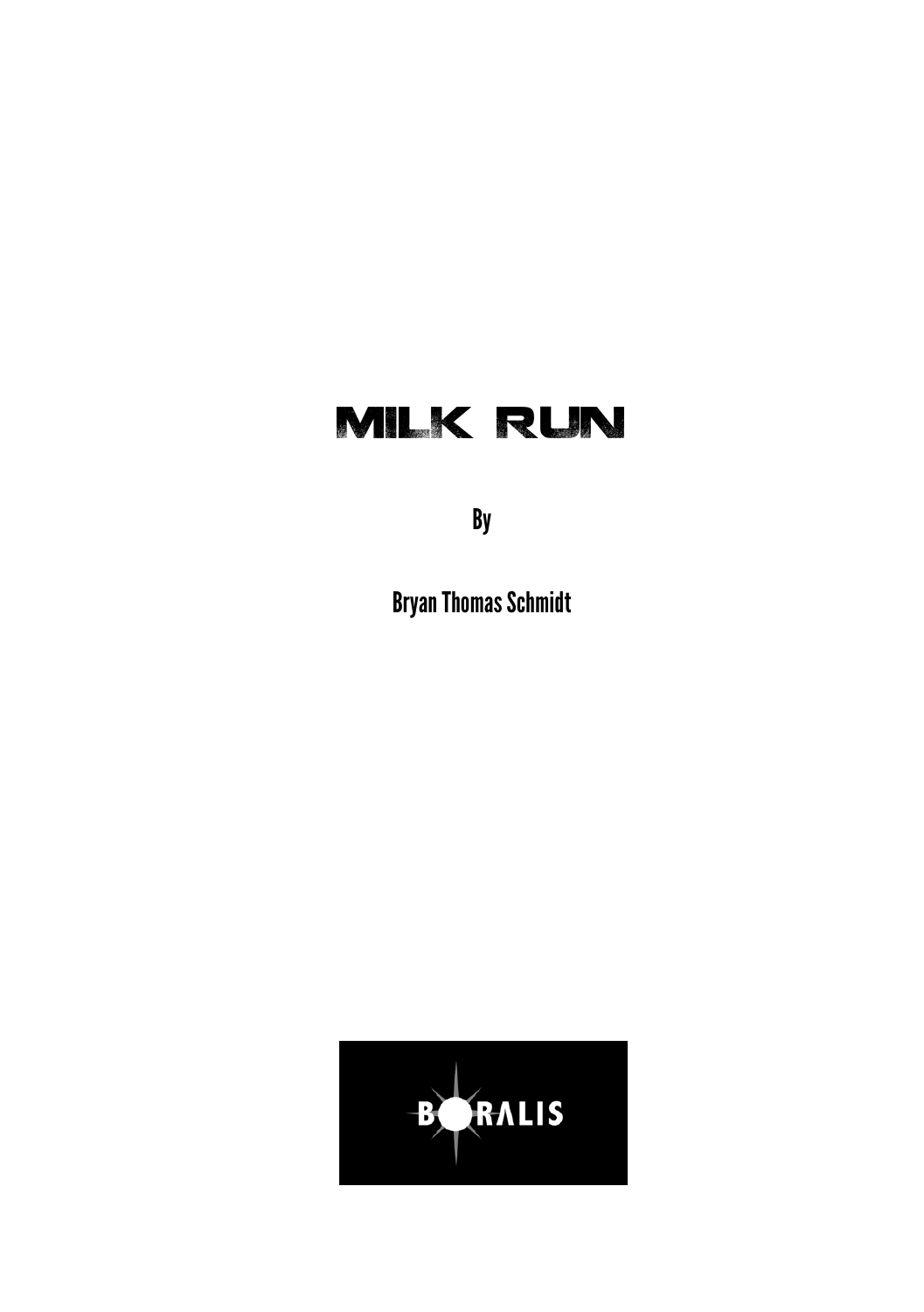# MILK RUN

By

Bryan Thomas Schmidt

BORALIS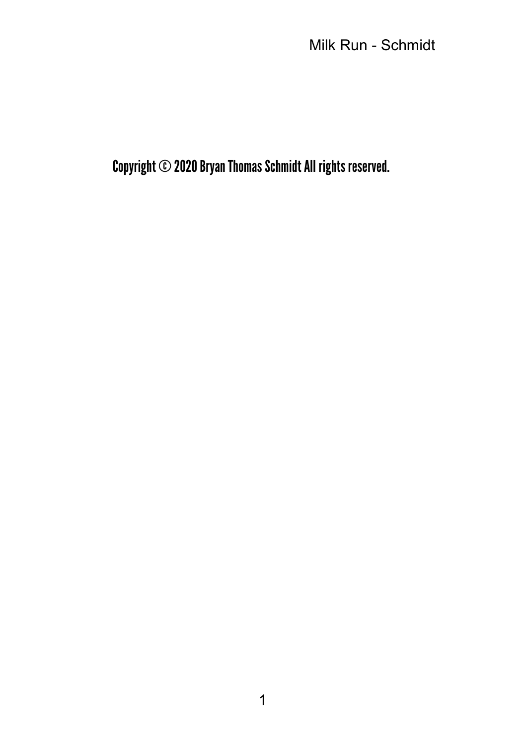Copyright © 2020 Bryan Thomas Schmidt All rights reserved.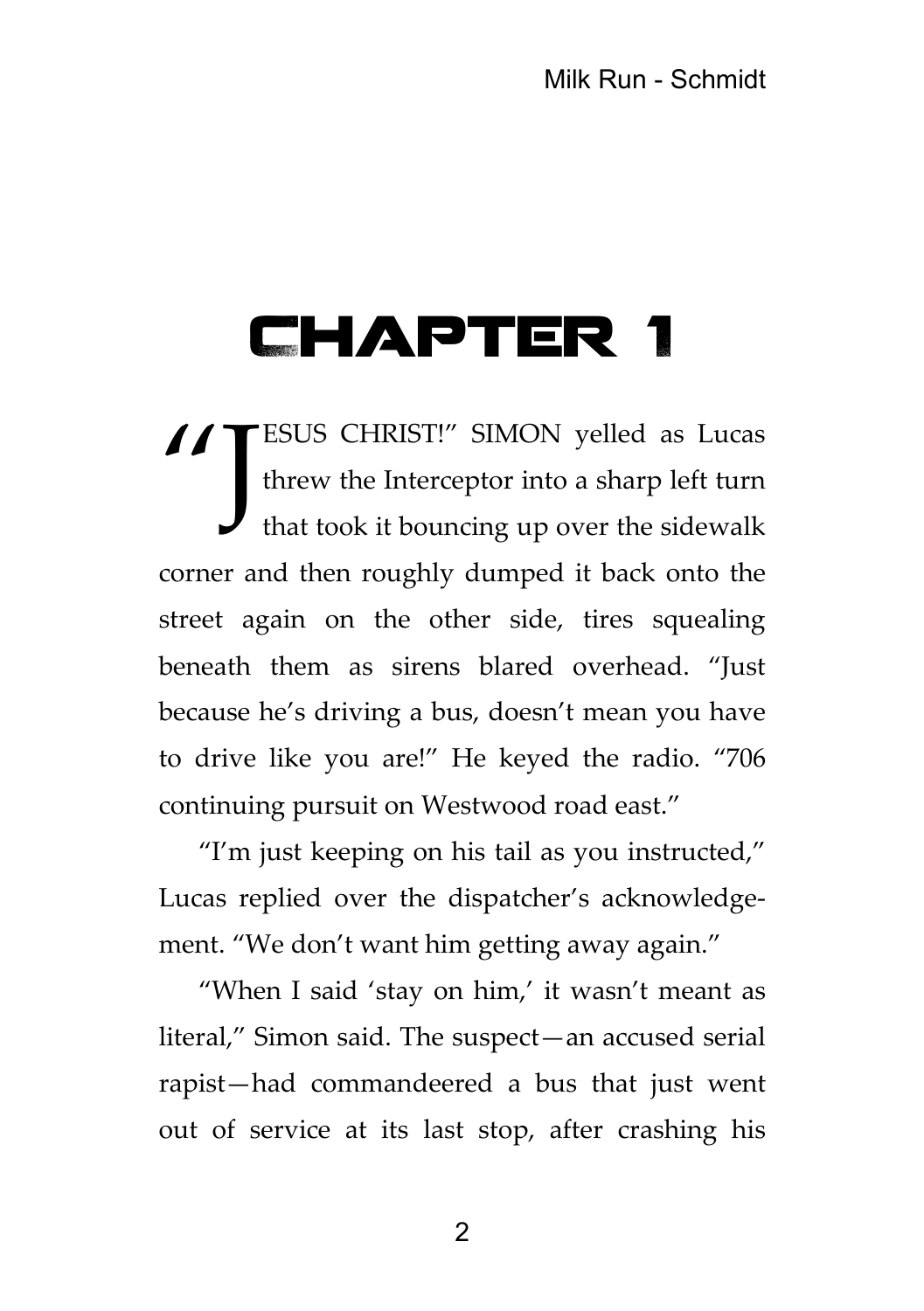# CHAPTER 1

"JESUS CHRIST!" SIMON yelled as Lucas threw the Interceptor into a sharp left turn that took it bouncing up over the sidewalk corner and then roughly dumped it back onto the street again on the other side, tires squealing beneath them as sirens blared overhead. "Just because he's driving a bus, doesn't mean you have to drive like you are!" He keyed the radio. "706 continuing pursuit on Westwood road east."

"I'm just keeping on his tail as you instructed," Lucas replied over the dispatcher's acknowledgement. "We don't want him getting away again."

"When I said 'stay on him,' it wasn't meant as literal," Simon said. The suspect—an accused serial rapist—had commandeered a bus that just went out of service at its last stop, after crashing his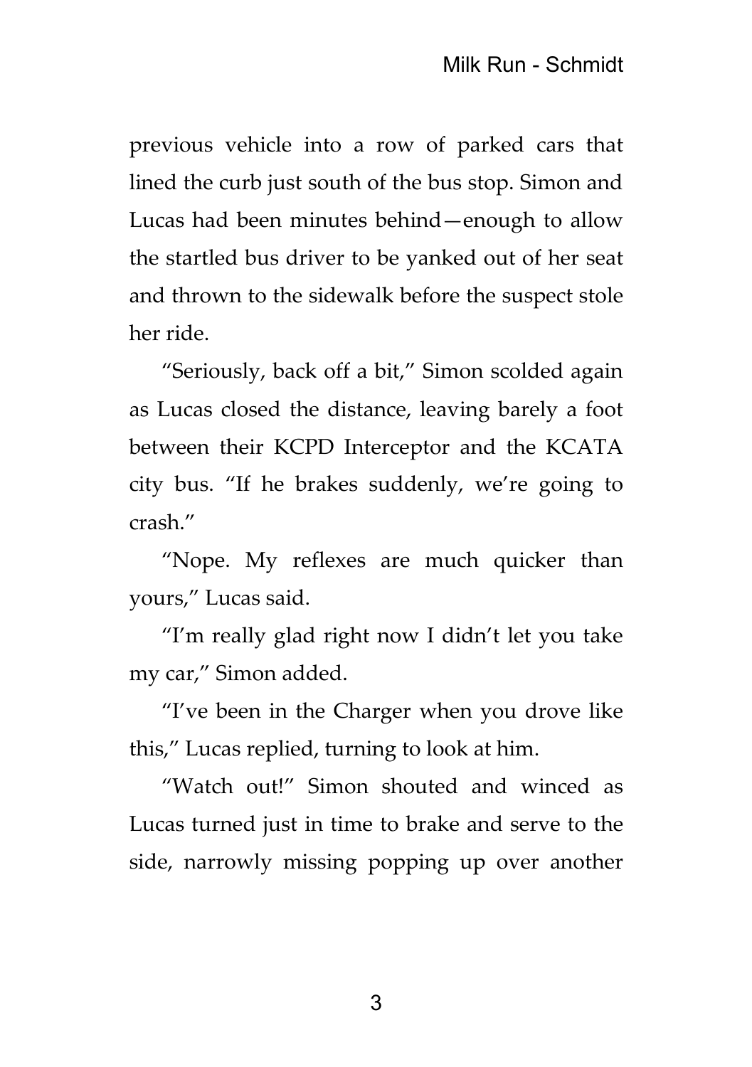previous vehicle into a row of parked cars that lined the curb just south of the bus stop. Simon and Lucas had been minutes behind—enough to allow the startled bus driver to be yanked out of her seat and thrown to the sidewalk before the suspect stole her ride.

"Seriously, back off a bit," Simon scolded again as Lucas closed the distance, leaving barely a foot between their KCPD Interceptor and the KCATA city bus. "If he brakes suddenly, we're going to crash."

"Nope. My reflexes are much quicker than yours," Lucas said.

"I'm really glad right now I didn't let you take my car," Simon added.

"I've been in the Charger when you drove like this," Lucas replied, turning to look at him.

"Watch out!" Simon shouted and winced as Lucas turned just in time to brake and serve to the side, narrowly missing popping up over another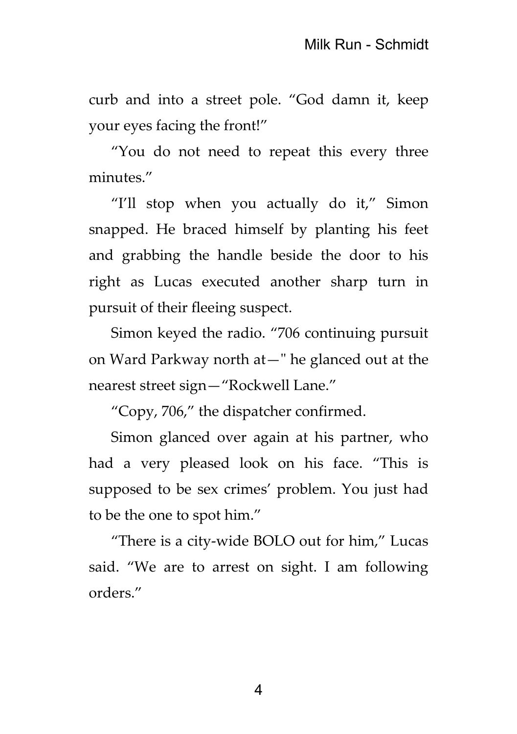curb and into a street pole. “God damn it, keep your eyes facing the front!”

“You do not need to repeat this every three minutes.”

“I’ll stop when you actually do it,” Simon snapped. He braced himself by planting his feet and grabbing the handle beside the door to his right as Lucas executed another sharp turn in pursuit of their fleeing suspect.

Simon keyed the radio. “706 continuing pursuit on Ward Parkway north at—" he glanced out at the nearest street sign—“Rockwell Lane.”

“Copy, 706,” the dispatcher confirmed.

Simon glanced over again at his partner, who had a very pleased look on his face. “This is supposed to be sex crimes’ problem. You just had to be the one to spot him.”

“There is a city-wide BOLO out for him,” Lucas said. “We are to arrest on sight. I am following orders.”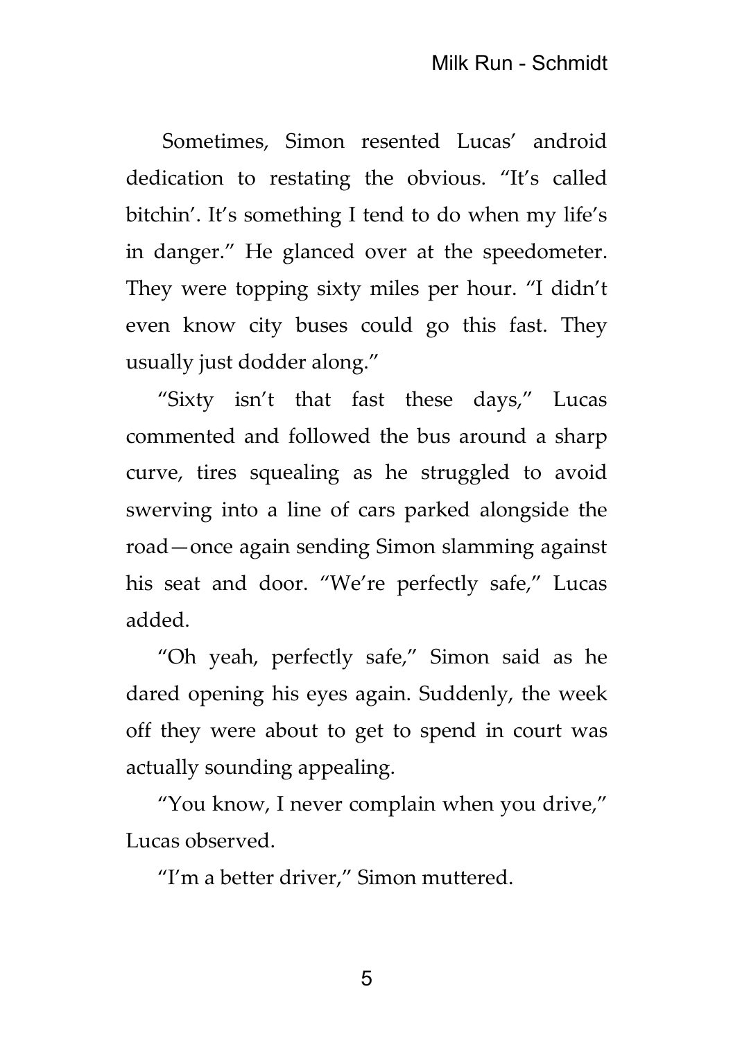Sometimes, Simon resented Lucas' android dedication to restating the obvious. "It's called bitchin'. It's something I tend to do when my life's in danger." He glanced over at the speedometer. They were topping sixty miles per hour. "I didn't even know city buses could go this fast. They usually just dodder along."

"Sixty isn't that fast these days," Lucas commented and followed the bus around a sharp curve, tires squealing as he struggled to avoid swerving into a line of cars parked alongside the road—once again sending Simon slamming against his seat and door. "We're perfectly safe," Lucas added.

"Oh yeah, perfectly safe," Simon said as he dared opening his eyes again. Suddenly, the week off they were about to get to spend in court was actually sounding appealing.

"You know, I never complain when you drive," Lucas observed.

"I'm a better driver," Simon muttered.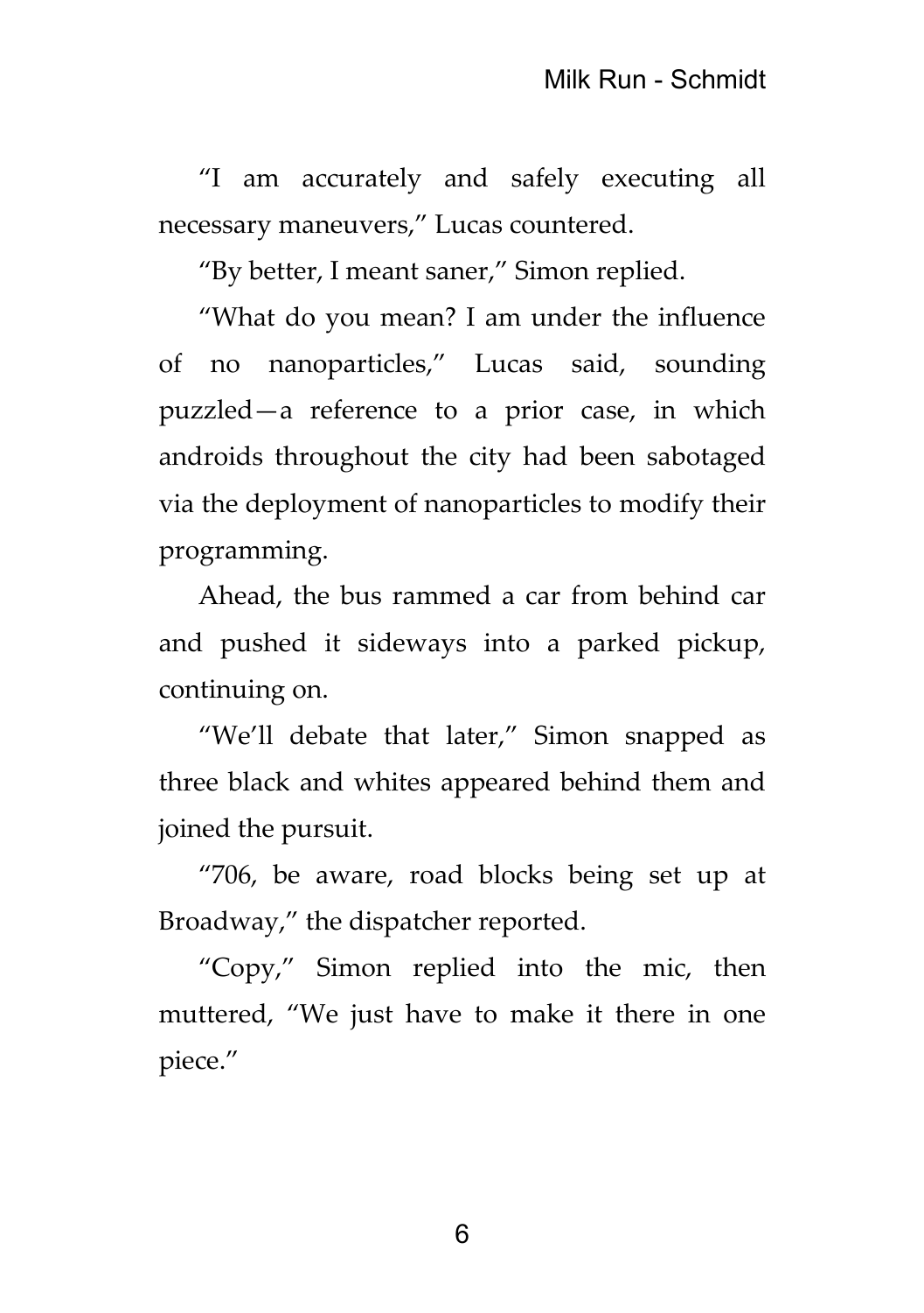"I am accurately and safely executing all necessary maneuvers," Lucas countered.

"By better, I meant saner," Simon replied.

"What do you mean? I am under the influence of no nanoparticles," Lucas said, sounding puzzled—a reference to a prior case, in which androids throughout the city had been sabotaged via the deployment of nanoparticles to modify their programming.

Ahead, the bus rammed a car from behind car and pushed it sideways into a parked pickup, continuing on.

"We'll debate that later," Simon snapped as three black and whites appeared behind them and joined the pursuit.

"706, be aware, road blocks being set up at Broadway," the dispatcher reported.

"Copy," Simon replied into the mic, then muttered, "We just have to make it there in one piece."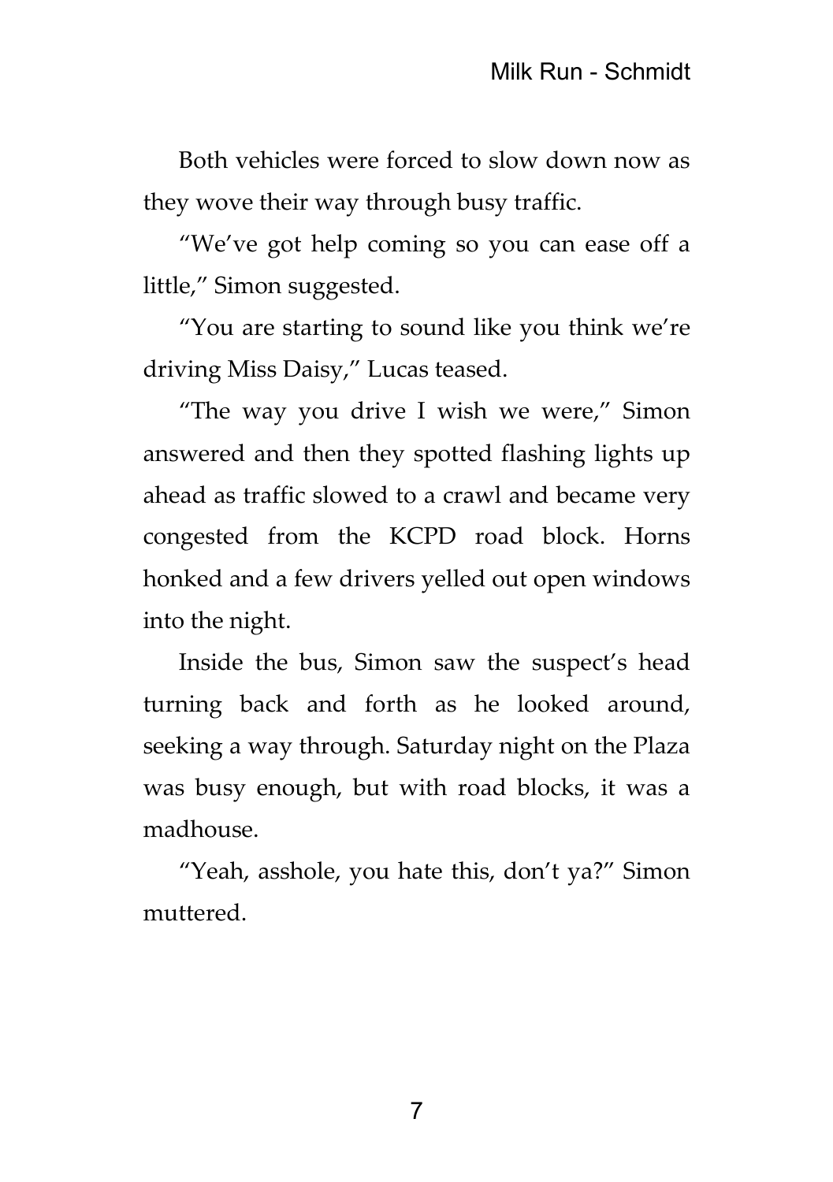Both vehicles were forced to slow down now as they wove their way through busy traffic.

"We've got help coming so you can ease off a little," Simon suggested.

"You are starting to sound like you think we're driving Miss Daisy," Lucas teased.

"The way you drive I wish we were," Simon answered and then they spotted flashing lights up ahead as traffic slowed to a crawl and became very congested from the KCPD road block. Horns honked and a few drivers yelled out open windows into the night.

Inside the bus, Simon saw the suspect's head turning back and forth as he looked around, seeking a way through. Saturday night on the Plaza was busy enough, but with road blocks, it was a madhouse.

"Yeah, asshole, you hate this, don't ya?" Simon muttered.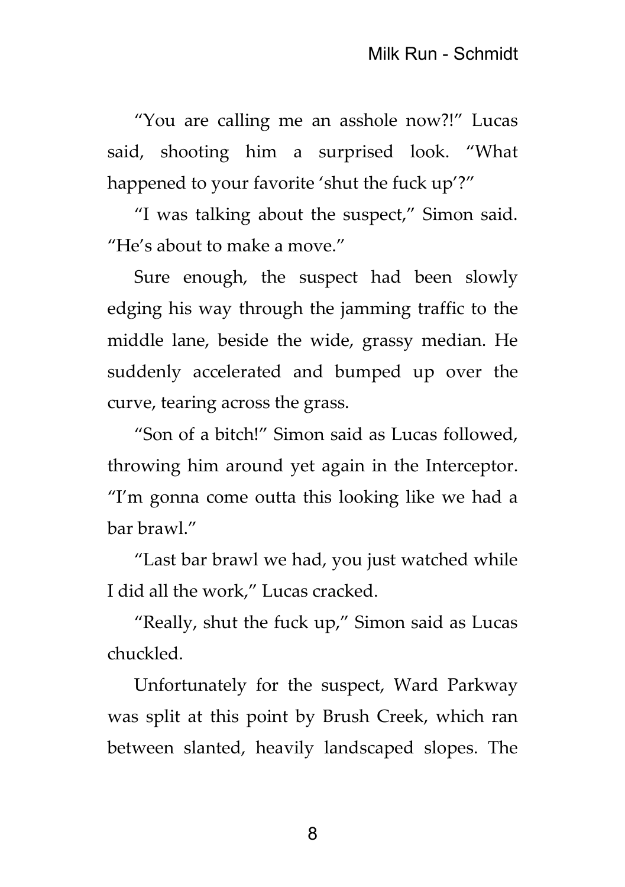"You are calling me an asshole now?!" Lucas said, shooting him a surprised look. "What happened to your favorite 'shut the fuck up'?"

"I was talking about the suspect," Simon said. "He's about to make a move."

Sure enough, the suspect had been slowly edging his way through the jamming traffic to the middle lane, beside the wide, grassy median. He suddenly accelerated and bumped up over the curve, tearing across the grass.

"Son of a bitch!" Simon said as Lucas followed, throwing him around yet again in the Interceptor. "I'm gonna come outta this looking like we had a bar brawl."

"Last bar brawl we had, you just watched while I did all the work," Lucas cracked.

"Really, shut the fuck up," Simon said as Lucas chuckled.

Unfortunately for the suspect, Ward Parkway was split at this point by Brush Creek, which ran between slanted, heavily landscaped slopes. The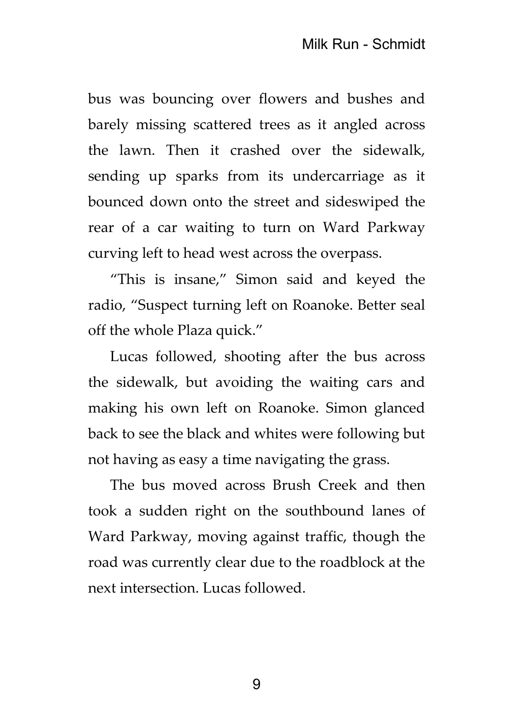bus was bouncing over flowers and bushes and barely missing scattered trees as it angled across the lawn. Then it crashed over the sidewalk, sending up sparks from its undercarriage as it bounced down onto the street and sideswiped the rear of a car waiting to turn on Ward Parkway curving left to head west across the overpass.

"This is insane," Simon said and keyed the radio, "Suspect turning left on Roanoke. Better seal off the whole Plaza quick."

Lucas followed, shooting after the bus across the sidewalk, but avoiding the waiting cars and making his own left on Roanoke. Simon glanced back to see the black and whites were following but not having as easy a time navigating the grass.

The bus moved across Brush Creek and then took a sudden right on the southbound lanes of Ward Parkway, moving against traffic, though the road was currently clear due to the roadblock at the next intersection. Lucas followed.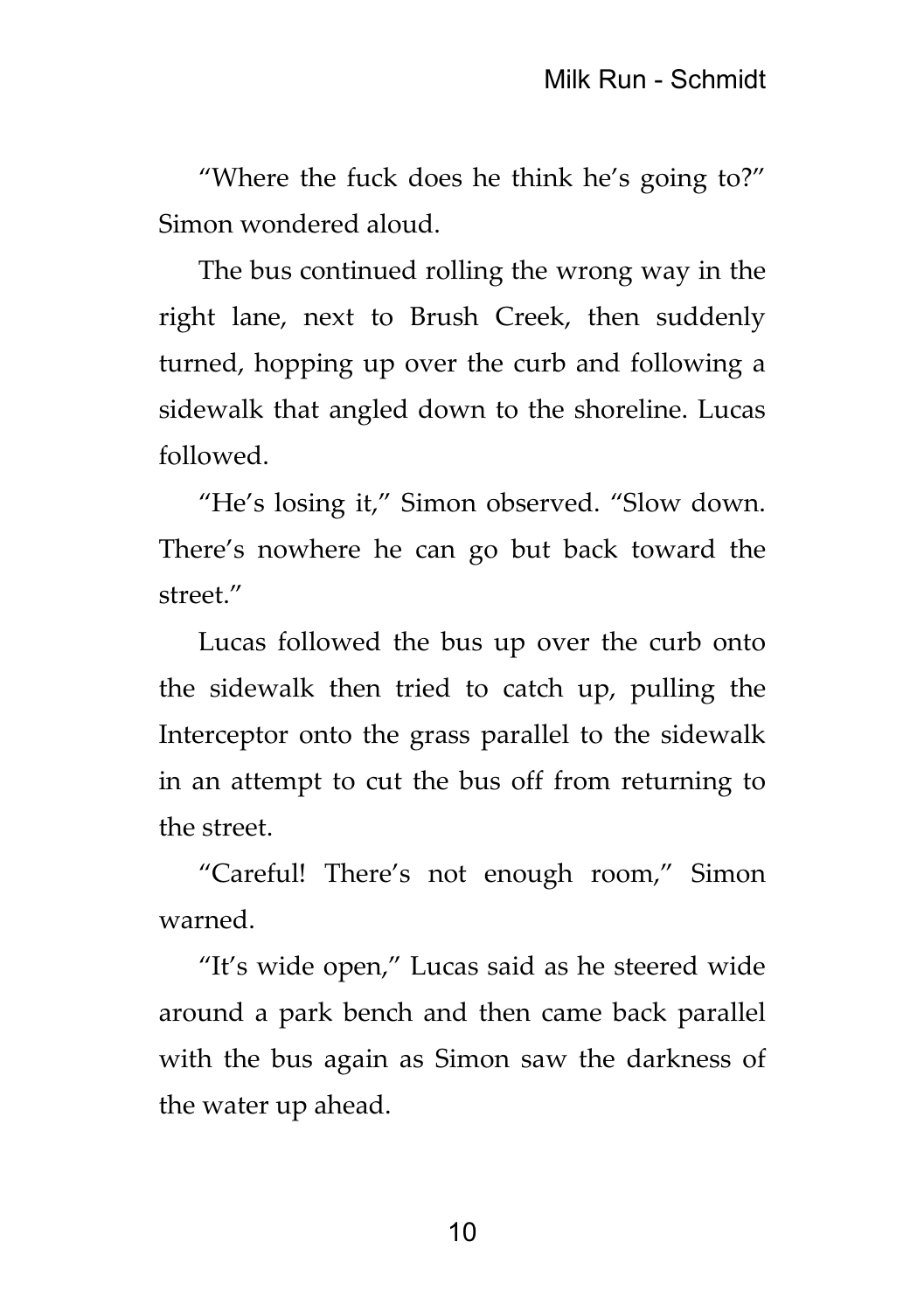"Where the fuck does he think he's going to?" Simon wondered aloud.

The bus continued rolling the wrong way in the right lane, next to Brush Creek, then suddenly turned, hopping up over the curb and following a sidewalk that angled down to the shoreline. Lucas followed.

"He's losing it," Simon observed. "Slow down. There's nowhere he can go but back toward the street."

Lucas followed the bus up over the curb onto the sidewalk then tried to catch up, pulling the Interceptor onto the grass parallel to the sidewalk in an attempt to cut the bus off from returning to the street.

"Careful! There's not enough room," Simon warned.

"It's wide open," Lucas said as he steered wide around a park bench and then came back parallel with the bus again as Simon saw the darkness of the water up ahead.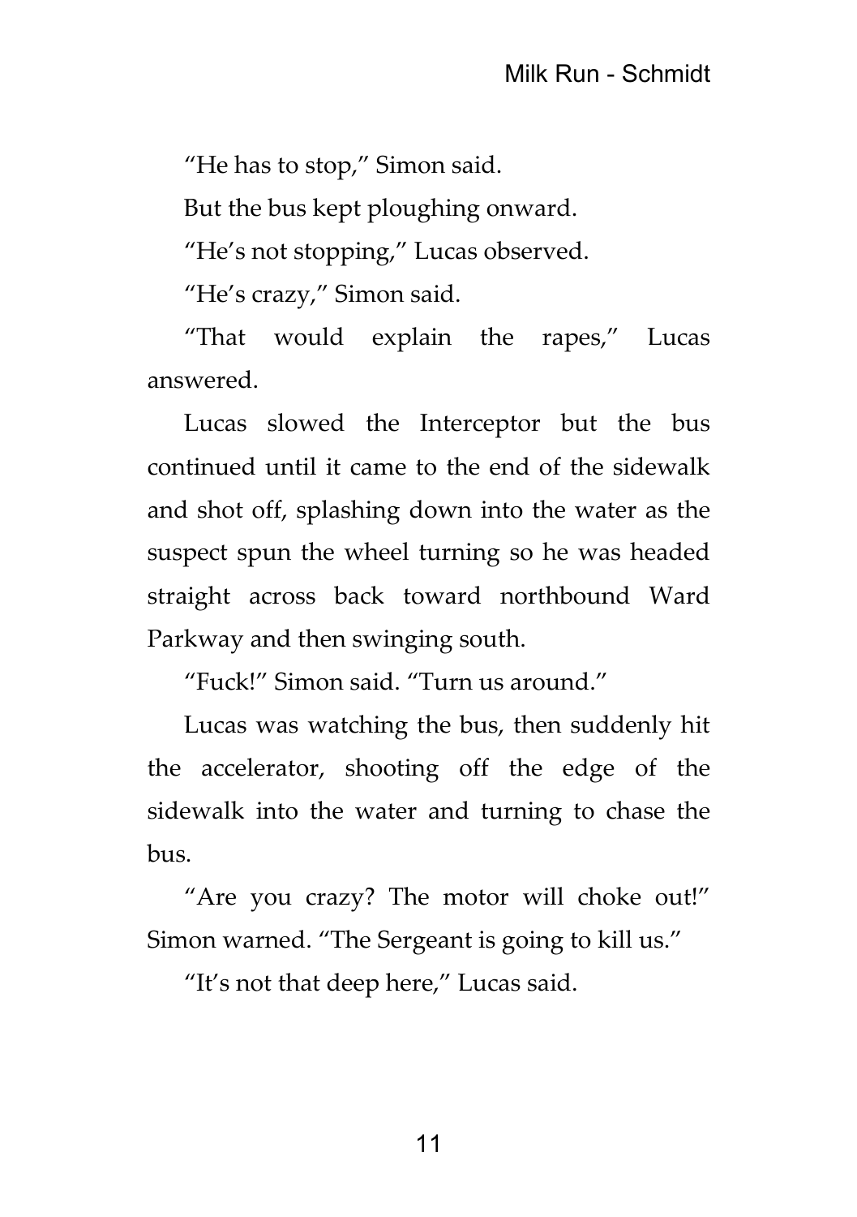"He has to stop," Simon said.

But the bus kept ploughing onward.

"He's not stopping," Lucas observed.

"He's crazy," Simon said.

"That would explain the rapes," Lucas answered.

Lucas slowed the Interceptor but the bus continued until it came to the end of the sidewalk and shot off, splashing down into the water as the suspect spun the wheel turning so he was headed straight across back toward northbound Ward Parkway and then swinging south.

"Fuck!" Simon said. "Turn us around."

Lucas was watching the bus, then suddenly hit the accelerator, shooting off the edge of the sidewalk into the water and turning to chase the bus.

"Are you crazy? The motor will choke out!" Simon warned. "The Sergeant is going to kill us."

"It's not that deep here," Lucas said.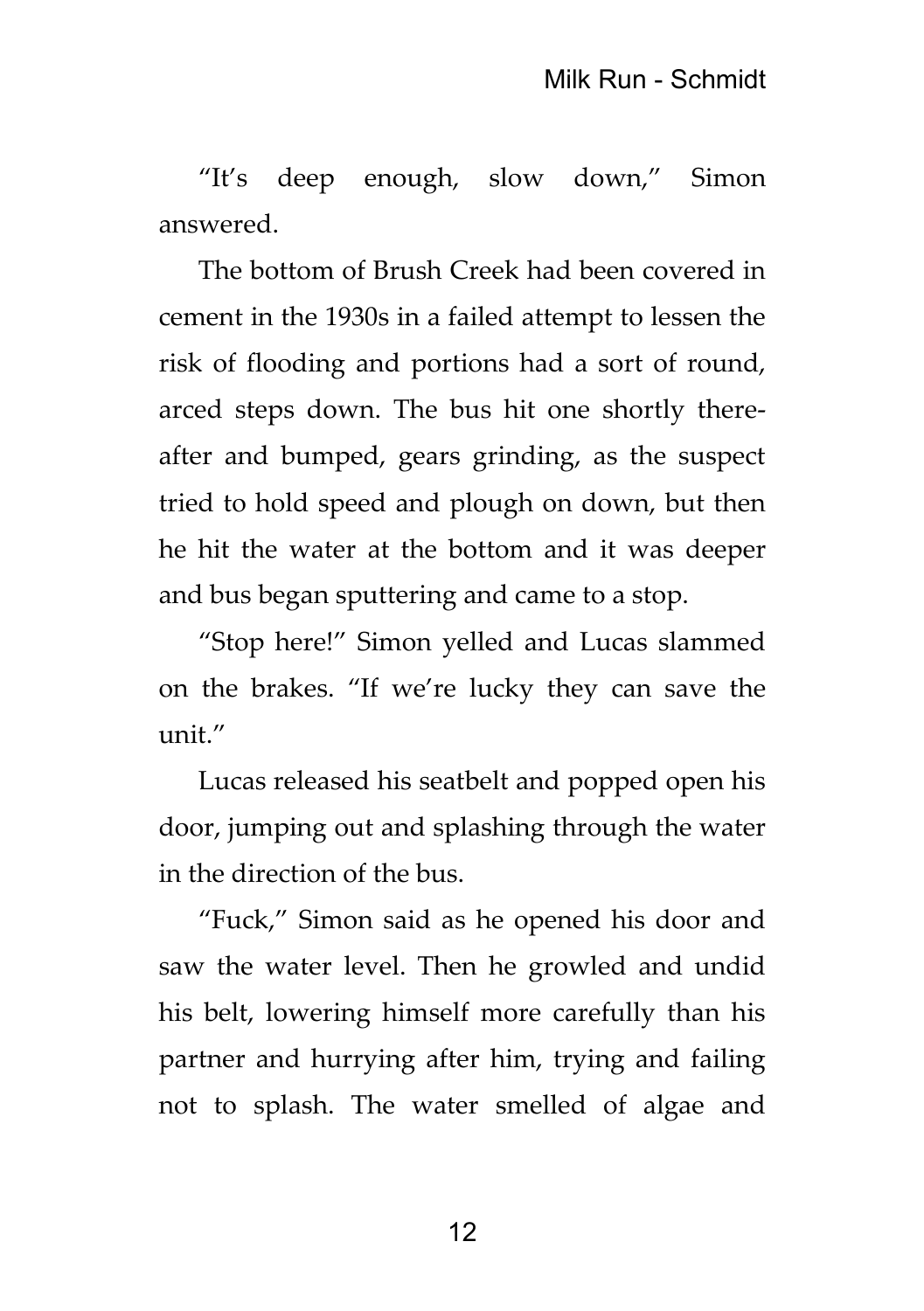"It's deep enough, slow down," Simon answered.

The bottom of Brush Creek had been covered in cement in the 1930s in a failed attempt to lessen the risk of flooding and portions had a sort of round, arced steps down. The bus hit one shortly thereafter and bumped, gears grinding, as the suspect tried to hold speed and plough on down, but then he hit the water at the bottom and it was deeper and bus began sputtering and came to a stop.

"Stop here!" Simon yelled and Lucas slammed on the brakes. "If we're lucky they can save the unit."

Lucas released his seatbelt and popped open his door, jumping out and splashing through the water in the direction of the bus.

"Fuck," Simon said as he opened his door and saw the water level. Then he growled and undid his belt, lowering himself more carefully than his partner and hurrying after him, trying and failing not to splash. The water smelled of algae and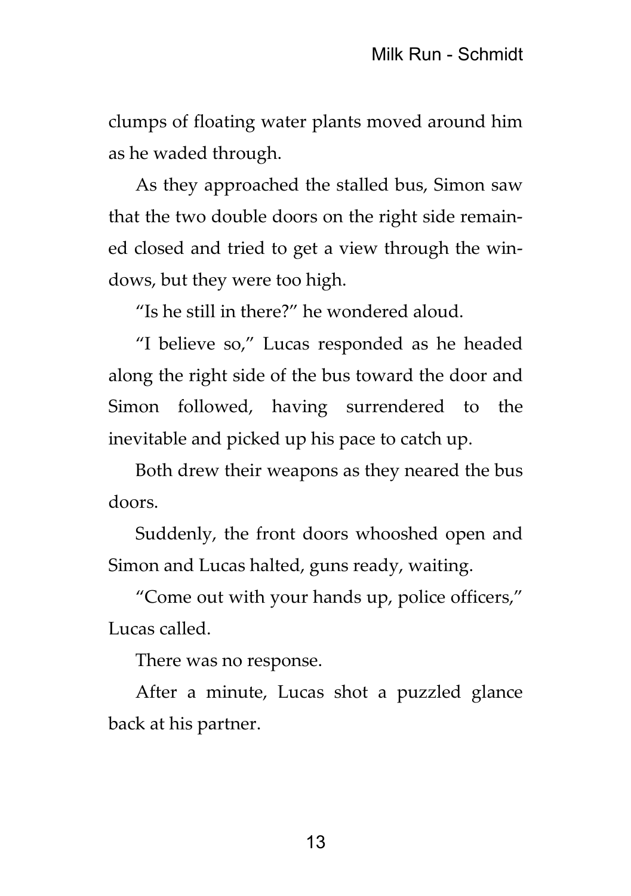clumps of floating water plants moved around him as he waded through.

As they approached the stalled bus, Simon saw that the two double doors on the right side remained closed and tried to get a view through the windows, but they were too high.

"Is he still in there?" he wondered aloud.

"I believe so," Lucas responded as he headed along the right side of the bus toward the door and Simon followed, having surrendered to the inevitable and picked up his pace to catch up.

Both drew their weapons as they neared the bus doors.

Suddenly, the front doors whooshed open and Simon and Lucas halted, guns ready, waiting.

"Come out with your hands up, police officers," Lucas called.

There was no response.

After a minute, Lucas shot a puzzled glance back at his partner.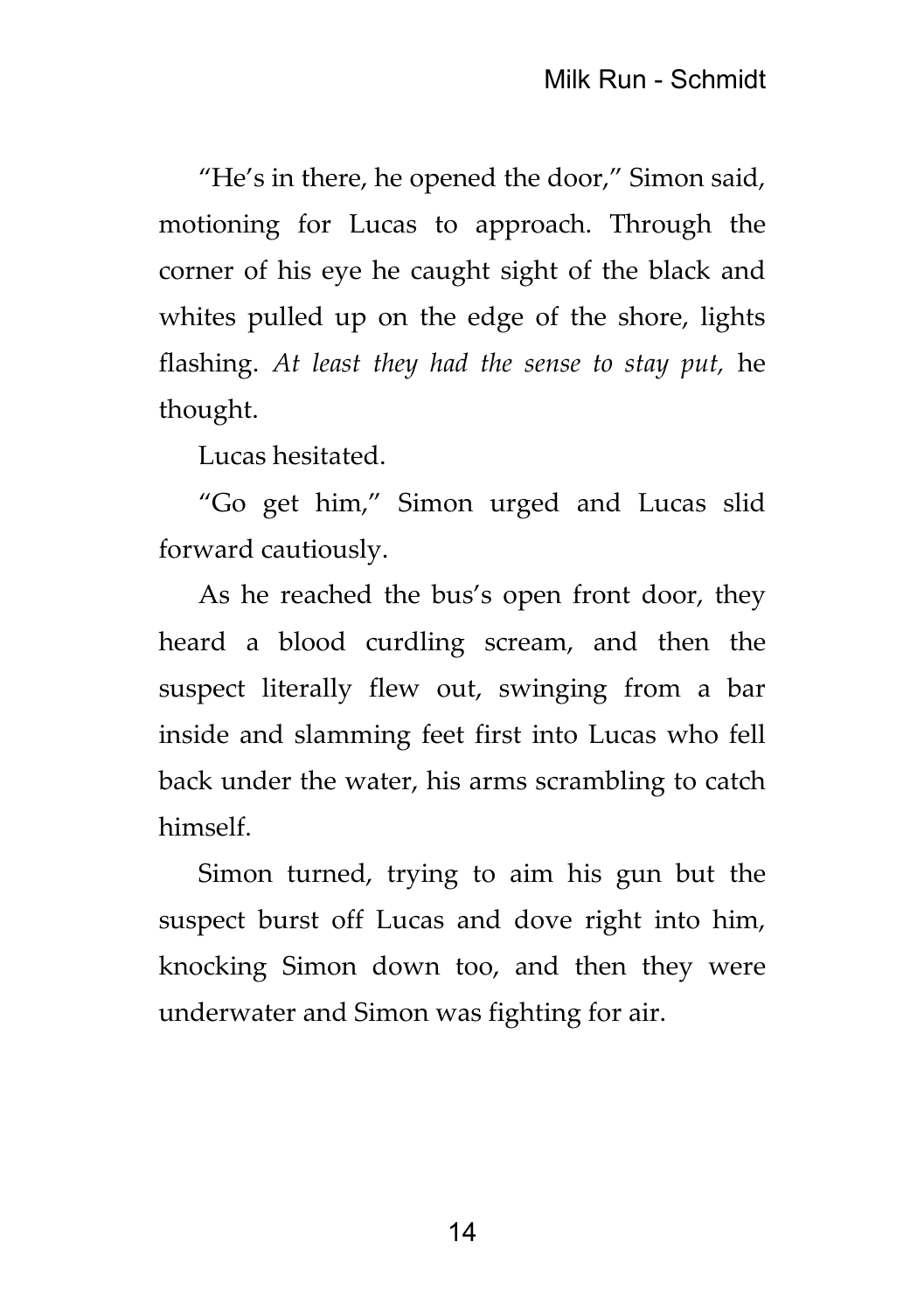"He's in there, he opened the door," Simon said, motioning for Lucas to approach. Through the corner of his eye he caught sight of the black and whites pulled up on the edge of the shore, lights flashing. *At least they had the sense to stay put,* he thought.

Lucas hesitated.

"Go get him," Simon urged and Lucas slid forward cautiously.

As he reached the bus's open front door, they heard a blood curdling scream, and then the suspect literally flew out, swinging from a bar inside and slamming feet first into Lucas who fell back under the water, his arms scrambling to catch himself.

Simon turned, trying to aim his gun but the suspect burst off Lucas and dove right into him, knocking Simon down too, and then they were underwater and Simon was fighting for air.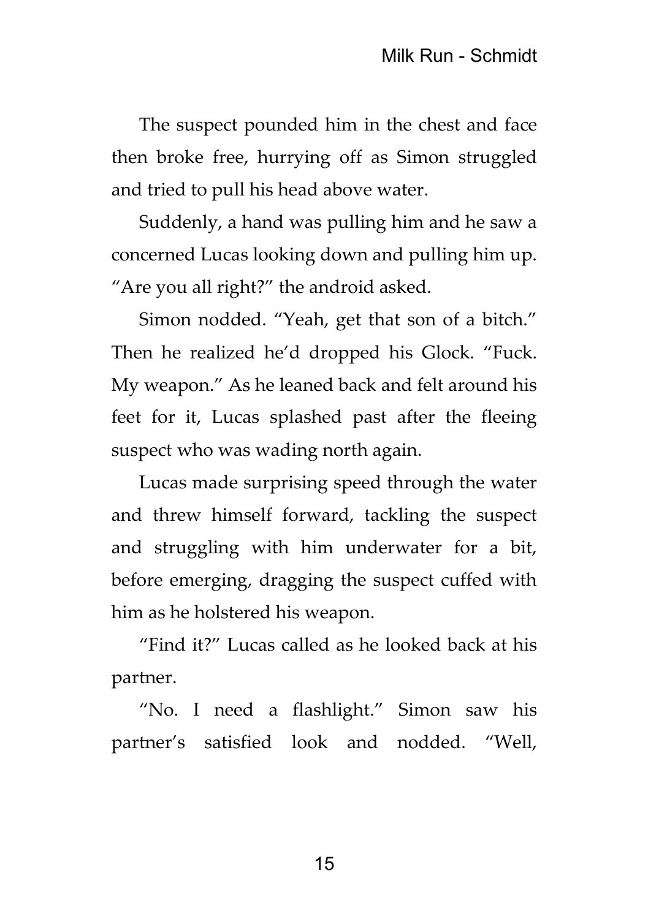The suspect pounded him in the chest and face then broke free, hurrying off as Simon struggled and tried to pull his head above water.

Suddenly, a hand was pulling him and he saw a concerned Lucas looking down and pulling him up. "Are you all right?" the android asked.

Simon nodded. "Yeah, get that son of a bitch." Then he realized he'd dropped his Glock. "Fuck. My weapon." As he leaned back and felt around his feet for it, Lucas splashed past after the fleeing suspect who was wading north again.

Lucas made surprising speed through the water and threw himself forward, tackling the suspect and struggling with him underwater for a bit, before emerging, dragging the suspect cuffed with him as he holstered his weapon.

"Find it?" Lucas called as he looked back at his partner.

"No. I need a flashlight." Simon saw his partner's satisfied look and nodded. "Well,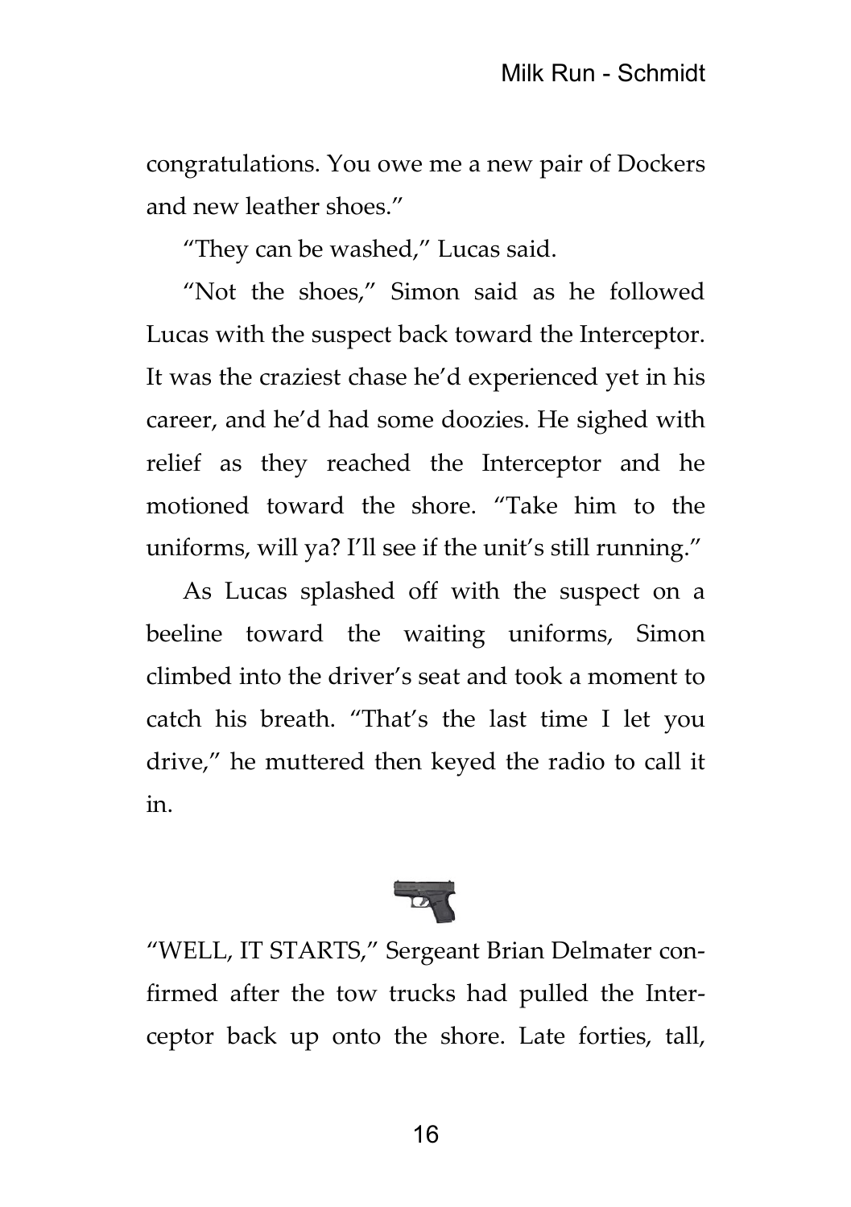congratulations. You owe me a new pair of Dockers and new leather shoes."

"They can be washed," Lucas said.

"Not the shoes," Simon said as he followed Lucas with the suspect back toward the Interceptor. It was the craziest chase he'd experienced yet in his career, and he'd had some doozies. He sighed with relief as they reached the Interceptor and he motioned toward the shore. "Take him to the uniforms, will ya? I'll see if the unit's still running."

As Lucas splashed off with the suspect on a beeline toward the waiting uniforms, Simon climbed into the driver's seat and took a moment to catch his breath. "That's the last time I let you drive," he muttered then keyed the radio to call it in.

"WELL, IT STARTS," Sergeant Brian Delmater confirmed after the tow trucks had pulled the Interceptor back up onto the shore. Late forties, tall,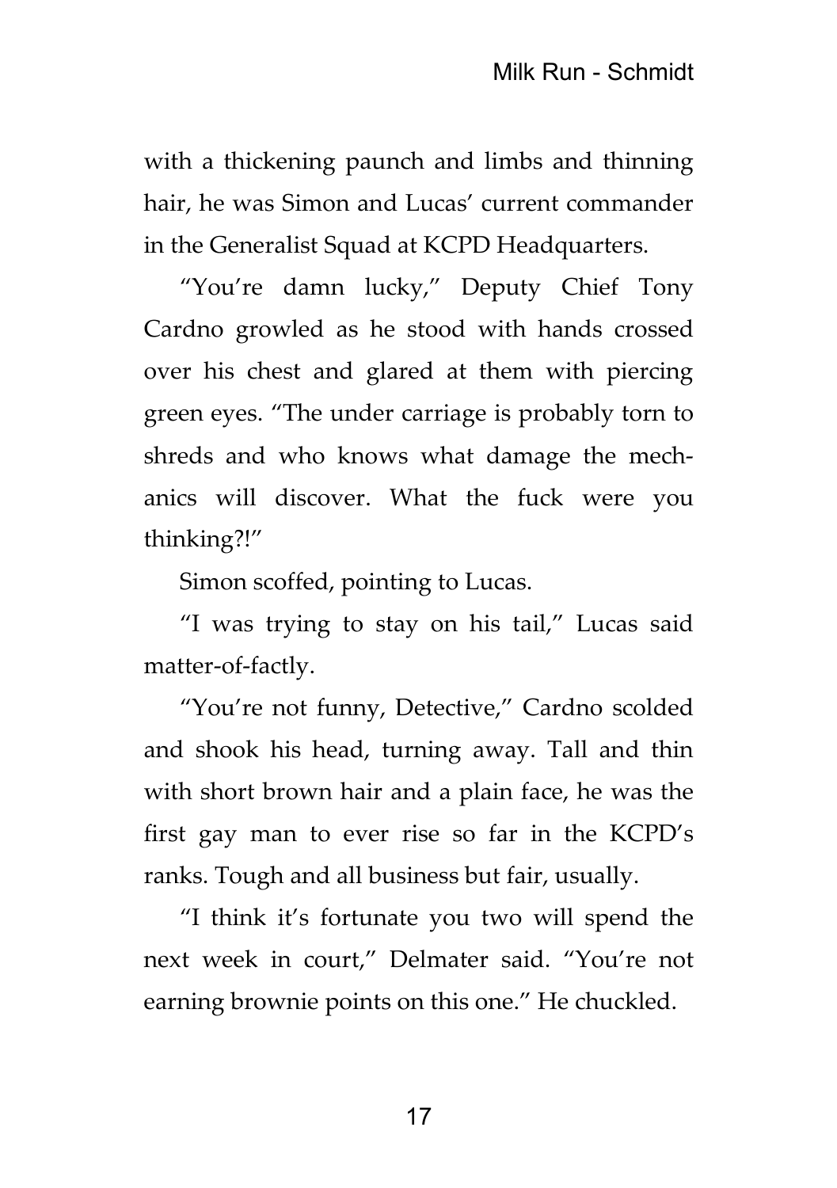with a thickening paunch and limbs and thinning hair, he was Simon and Lucas' current commander in the Generalist Squad at KCPD Headquarters.

"You're damn lucky," Deputy Chief Tony Cardno growled as he stood with hands crossed over his chest and glared at them with piercing green eyes. "The under carriage is probably torn to shreds and who knows what damage the mechanics will discover. What the fuck were you thinking?!"

Simon scoffed, pointing to Lucas.

"I was trying to stay on his tail," Lucas said matter-of-factly.

"You're not funny, Detective," Cardno scolded and shook his head, turning away. Tall and thin with short brown hair and a plain face, he was the first gay man to ever rise so far in the KCPD's ranks. Tough and all business but fair, usually.

"I think it's fortunate you two will spend the next week in court," Delmater said. "You're not earning brownie points on this one." He chuckled.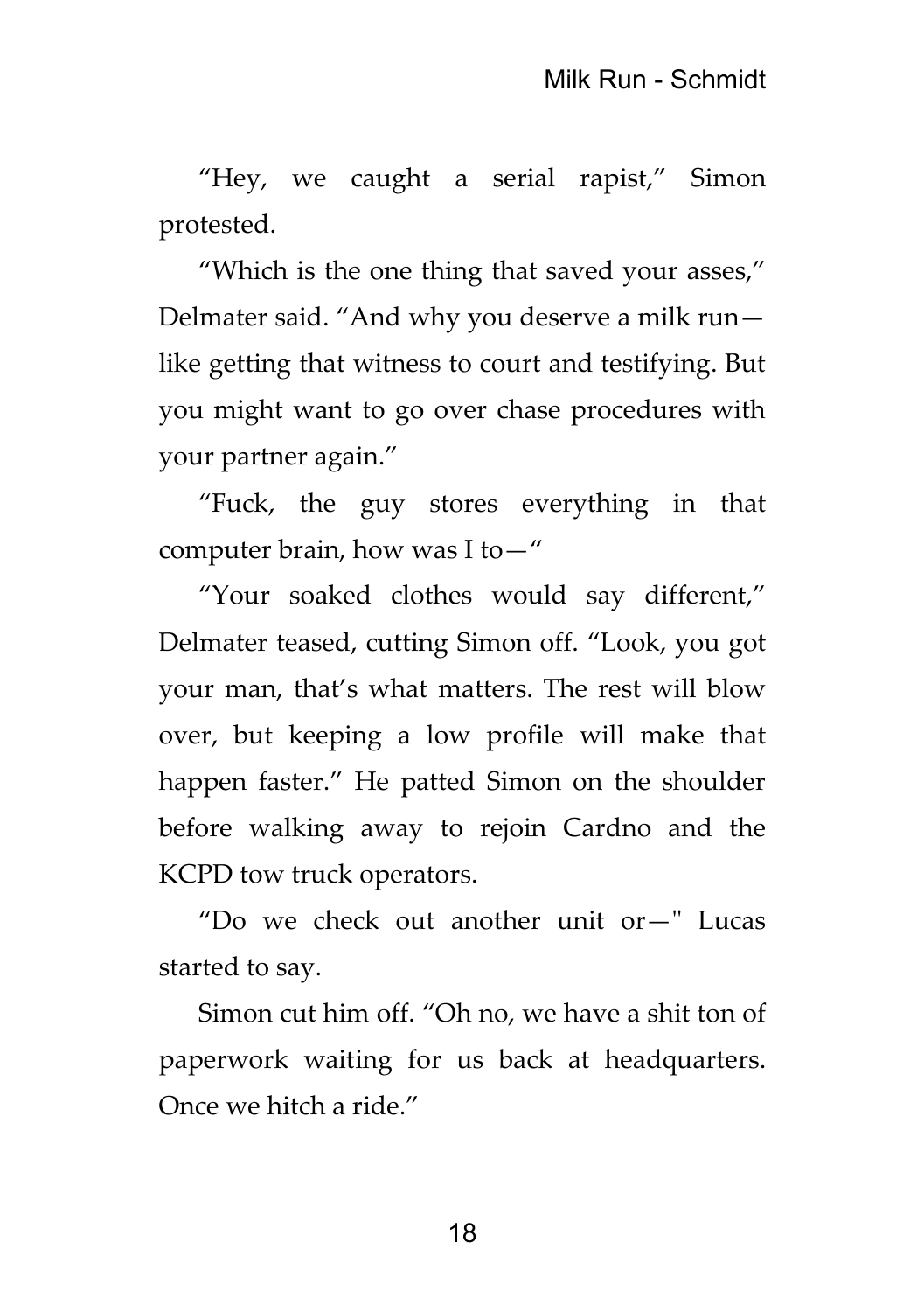"Hey, we caught a serial rapist," Simon protested.

"Which is the one thing that saved your asses," Delmater said. "And why you deserve a milk run—like getting that witness to court and testifying. But you might want to go over chase procedures with your partner again."

"Fuck, the guy stores everything in that computer brain, how was I to—"

"Your soaked clothes would say different," Delmater teased, cutting Simon off. "Look, you got your man, that's what matters. The rest will blow over, but keeping a low profile will make that happen faster." He patted Simon on the shoulder before walking away to rejoin Cardno and the KCPD tow truck operators.

"Do we check out another unit or—" Lucas started to say.

Simon cut him off. "Oh no, we have a shit ton of paperwork waiting for us back at headquarters. Once we hitch a ride."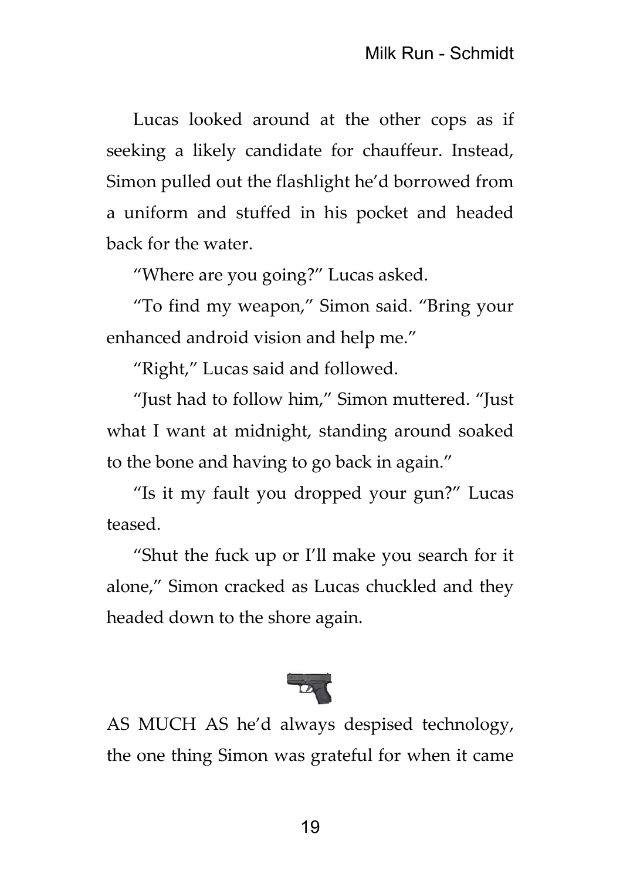Lucas looked around at the other cops as if seeking a likely candidate for chauffeur. Instead, Simon pulled out the flashlight he'd borrowed from a uniform and stuffed in his pocket and headed back for the water.

"Where are you going?" Lucas asked.

"To find my weapon," Simon said. "Bring your enhanced android vision and help me."

"Right," Lucas said and followed.

"Just had to follow him," Simon muttered. "Just what I want at midnight, standing around soaked to the bone and having to go back in again."

"Is it my fault you dropped your gun?" Lucas teased.

"Shut the fuck up or I'll make you search for it alone," Simon cracked as Lucas chuckled and they headed down to the shore again.

AS MUCH AS he'd always despised technology, the one thing Simon was grateful for when it came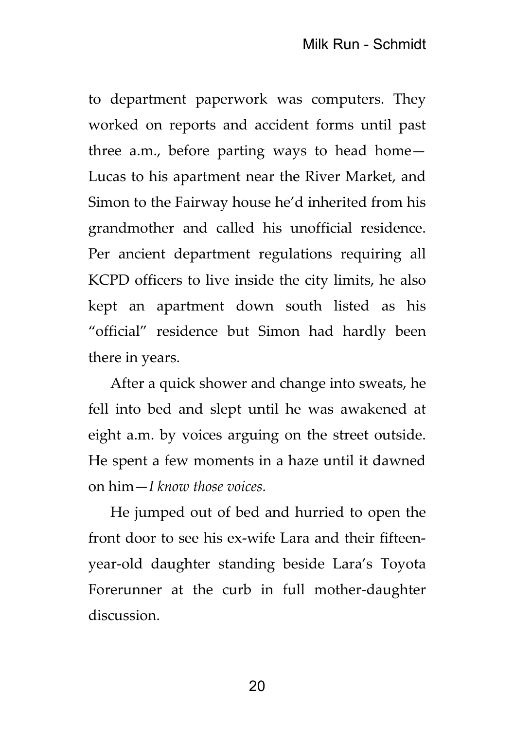to department paperwork was computers. They worked on reports and accident forms until past three a.m., before parting ways to head home—Lucas to his apartment near the River Market, and Simon to the Fairway house he'd inherited from his grandmother and called his unofficial residence. Per ancient department regulations requiring all KCPD officers to live inside the city limits, he also kept an apartment down south listed as his "official" residence but Simon had hardly been there in years.

After a quick shower and change into sweats, he fell into bed and slept until he was awakened at eight a.m. by voices arguing on the street outside. He spent a few moments in a haze until it dawned on him—*I know those voices.*

He jumped out of bed and hurried to open the front door to see his ex-wife Lara and their fifteen-year-old daughter standing beside Lara's Toyota Forerunner at the curb in full mother-daughter discussion.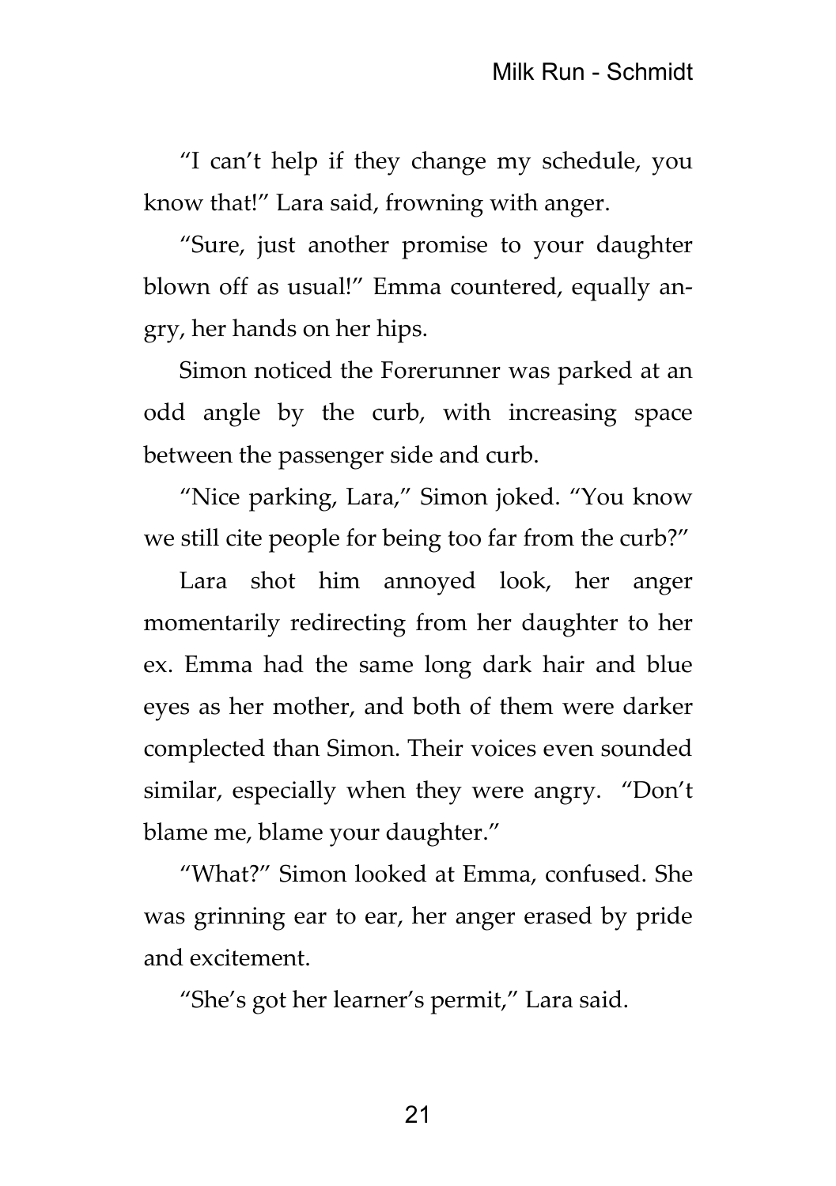"I can't help if they change my schedule, you know that!" Lara said, frowning with anger.

"Sure, just another promise to your daughter blown off as usual!" Emma countered, equally angry, her hands on her hips.

Simon noticed the Forerunner was parked at an odd angle by the curb, with increasing space between the passenger side and curb.

"Nice parking, Lara," Simon joked. "You know we still cite people for being too far from the curb?"

Lara shot him annoyed look, her anger momentarily redirecting from her daughter to her ex. Emma had the same long dark hair and blue eyes as her mother, and both of them were darker complected than Simon. Their voices even sounded similar, especially when they were angry. "Don't blame me, blame your daughter."

"What?" Simon looked at Emma, confused. She was grinning ear to ear, her anger erased by pride and excitement.

"She's got her learner's permit," Lara said.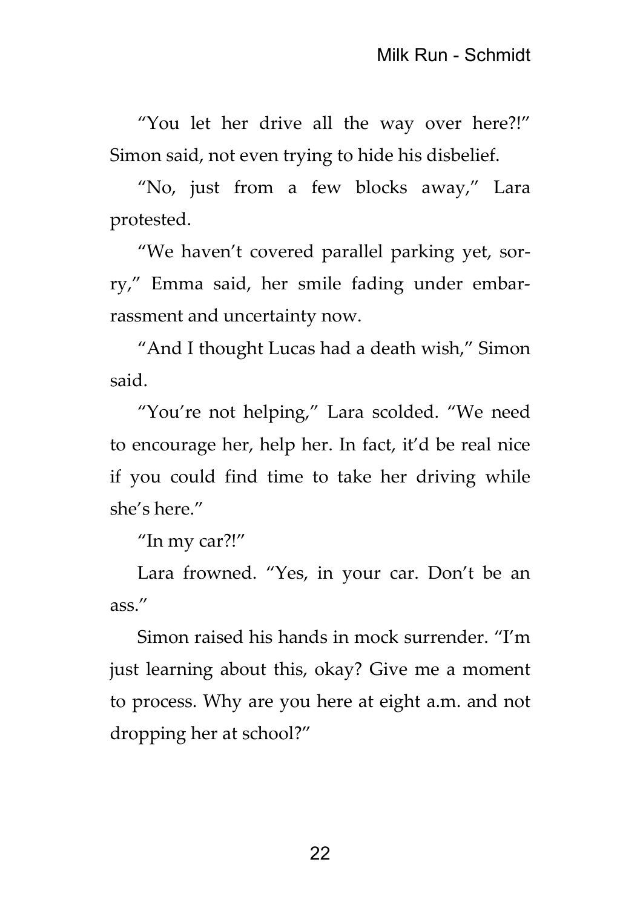"You let her drive all the way over here?!" Simon said, not even trying to hide his disbelief.

"No, just from a few blocks away," Lara protested.

"We haven't covered parallel parking yet, sorry," Emma said, her smile fading under embarrassment and uncertainty now.

"And I thought Lucas had a death wish," Simon said.

"You're not helping," Lara scolded. "We need to encourage her, help her. In fact, it'd be real nice if you could find time to take her driving while she's here."

"In my car?!"

Lara frowned. "Yes, in your car. Don't be an ass."

Simon raised his hands in mock surrender. "I'm just learning about this, okay? Give me a moment to process. Why are you here at eight a.m. and not dropping her at school?"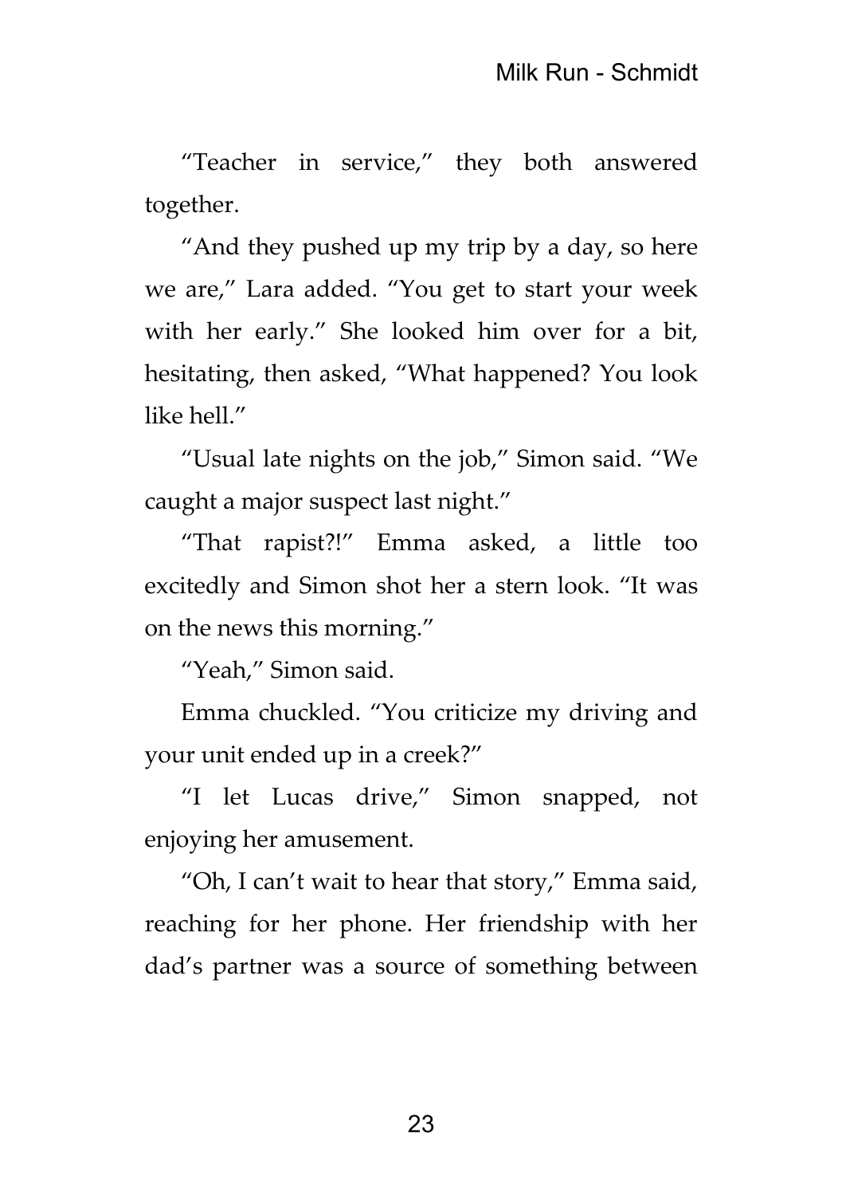"Teacher in service," they both answered together.

"And they pushed up my trip by a day, so here we are," Lara added. "You get to start your week with her early." She looked him over for a bit, hesitating, then asked, "What happened? You look like hell."

"Usual late nights on the job," Simon said. "We caught a major suspect last night."

"That rapist?!" Emma asked, a little too excitedly and Simon shot her a stern look. "It was on the news this morning."

"Yeah," Simon said.

Emma chuckled. "You criticize my driving and your unit ended up in a creek?"

"I let Lucas drive," Simon snapped, not enjoying her amusement.

"Oh, I can't wait to hear that story," Emma said, reaching for her phone. Her friendship with her dad's partner was a source of something between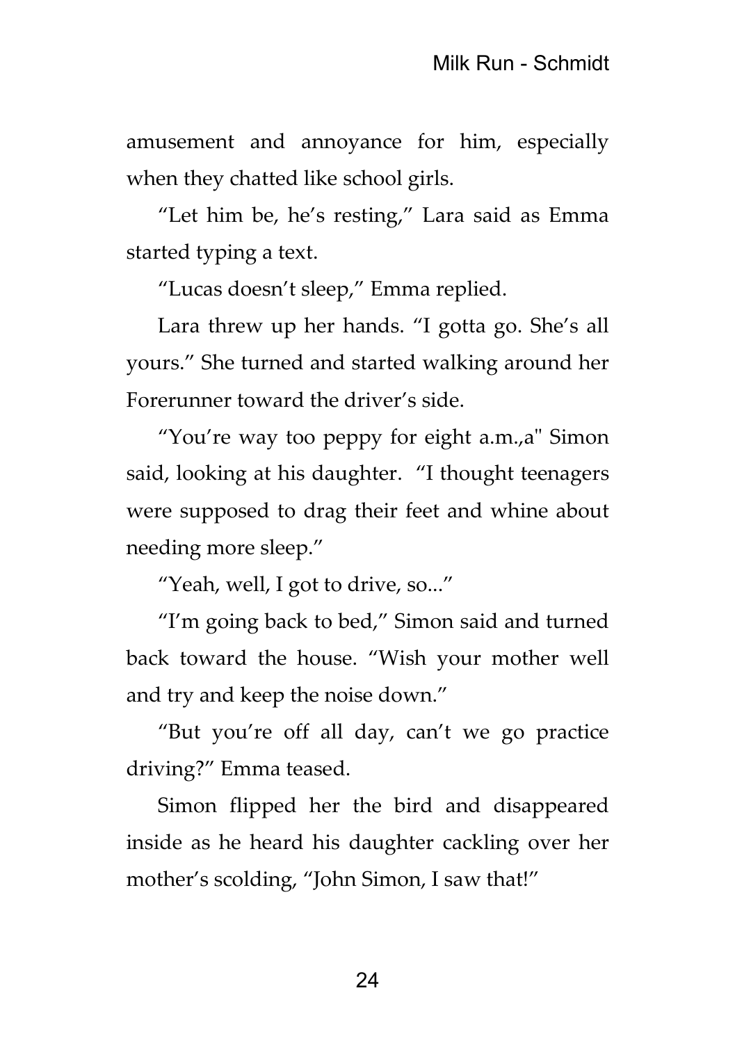amusement and annoyance for him, especially when they chatted like school girls.

"Let him be, he's resting," Lara said as Emma started typing a text.

"Lucas doesn't sleep," Emma replied.

Lara threw up her hands. "I gotta go. She's all yours." She turned and started walking around her Forerunner toward the driver's side.

"You're way too peppy for eight a.m.,a" Simon said, looking at his daughter. "I thought teenagers were supposed to drag their feet and whine about needing more sleep."

"Yeah, well, I got to drive, so..."

"I'm going back to bed," Simon said and turned back toward the house. "Wish your mother well and try and keep the noise down."

"But you're off all day, can't we go practice driving?" Emma teased.

Simon flipped her the bird and disappeared inside as he heard his daughter cackling over her mother's scolding, "John Simon, I saw that!"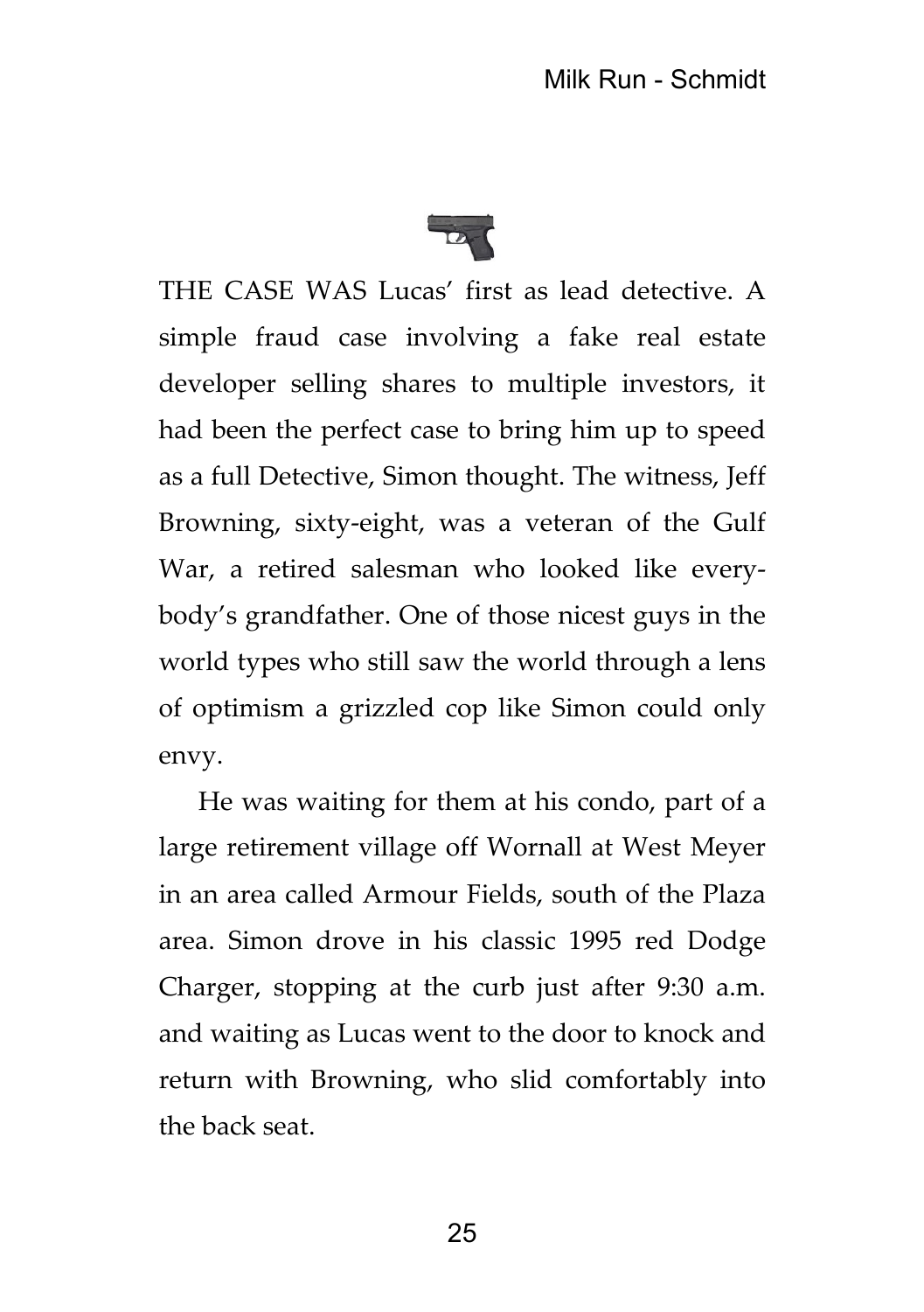THE CASE WAS Lucas' first as lead detective. A simple fraud case involving a fake real estate developer selling shares to multiple investors, it had been the perfect case to bring him up to speed as a full Detective, Simon thought. The witness, Jeff Browning, sixty-eight, was a veteran of the Gulf War, a retired salesman who looked like everybody's grandfather. One of those nicest guys in the world types who still saw the world through a lens of optimism a grizzled cop like Simon could only envy.

He was waiting for them at his condo, part of a large retirement village off Wornall at West Meyer in an area called Armour Fields, south of the Plaza area. Simon drove in his classic 1995 red Dodge Charger, stopping at the curb just after 9:30 a.m. and waiting as Lucas went to the door to knock and return with Browning, who slid comfortably into the back seat.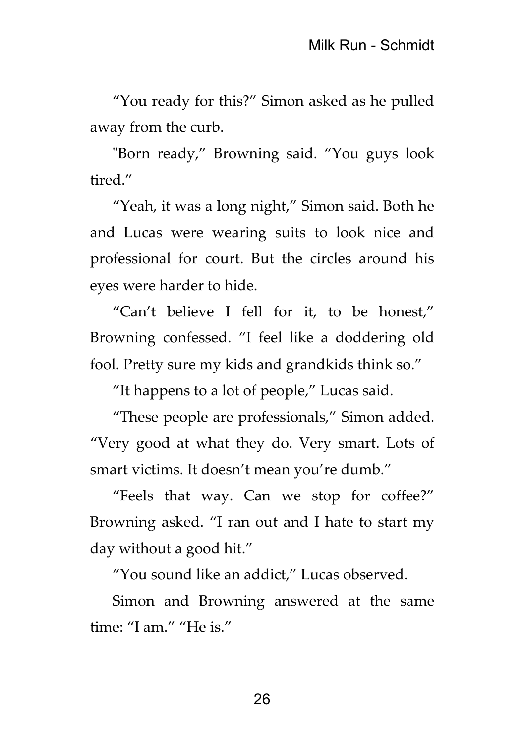“You ready for this?” Simon asked as he pulled away from the curb.

"Born ready,” Browning said. “You guys look tired.”

“Yeah, it was a long night,” Simon said. Both he and Lucas were wearing suits to look nice and professional for court. But the circles around his eyes were harder to hide.

“Can’t believe I fell for it, to be honest,” Browning confessed. “I feel like a doddering old fool. Pretty sure my kids and grandkids think so.”

“It happens to a lot of people,” Lucas said.

“These people are professionals,” Simon added. “Very good at what they do. Very smart. Lots of smart victims. It doesn’t mean you’re dumb.”

“Feels that way. Can we stop for coffee?” Browning asked. “I ran out and I hate to start my day without a good hit.”

“You sound like an addict,” Lucas observed.

Simon and Browning answered at the same time: “I am.” “He is.”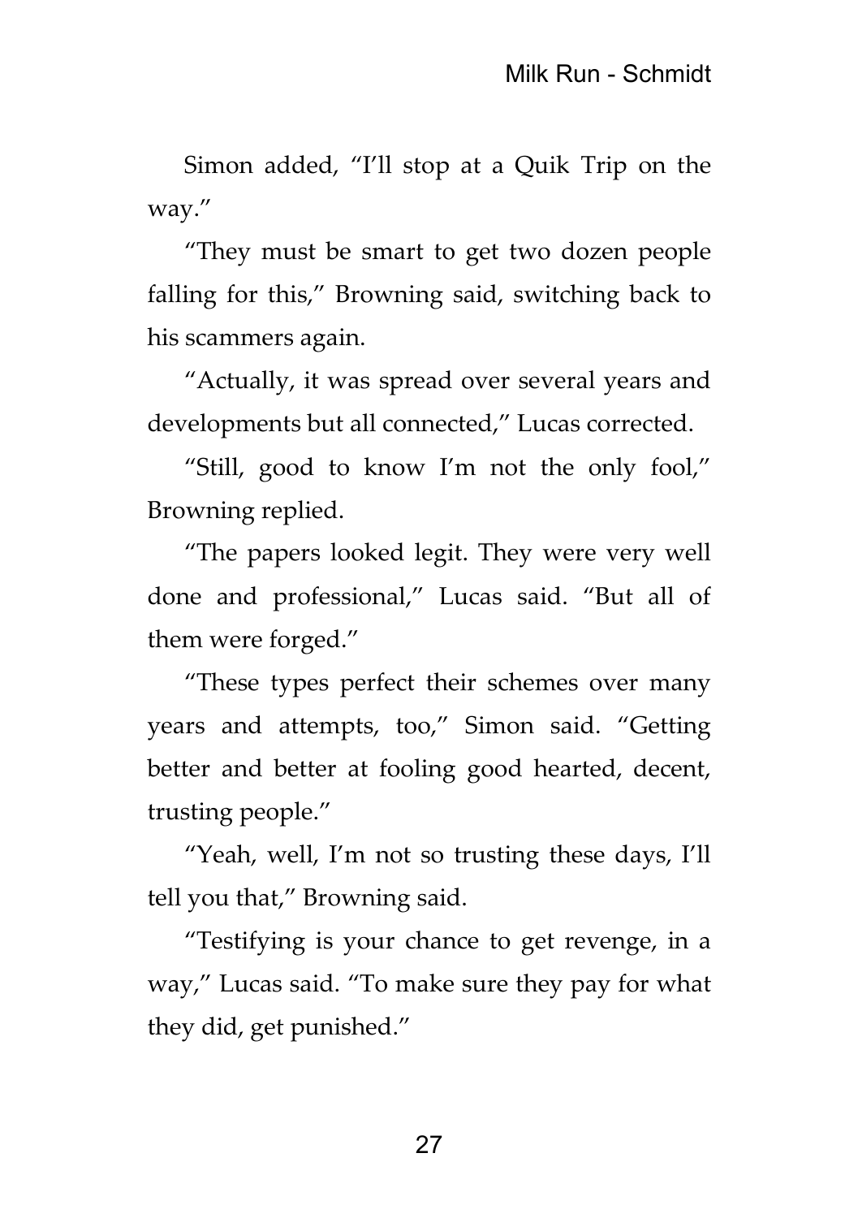Simon added, “I’ll stop at a Quik Trip on the way.”

“They must be smart to get two dozen people falling for this,” Browning said, switching back to his scammers again.

“Actually, it was spread over several years and developments but all connected,” Lucas corrected.

“Still, good to know I’m not the only fool,” Browning replied.

“The papers looked legit. They were very well done and professional,” Lucas said. “But all of them were forged.”

“These types perfect their schemes over many years and attempts, too,” Simon said. “Getting better and better at fooling good hearted, decent, trusting people.”

“Yeah, well, I’m not so trusting these days, I’ll tell you that,” Browning said.

“Testifying is your chance to get revenge, in a way,” Lucas said. “To make sure they pay for what they did, get punished.”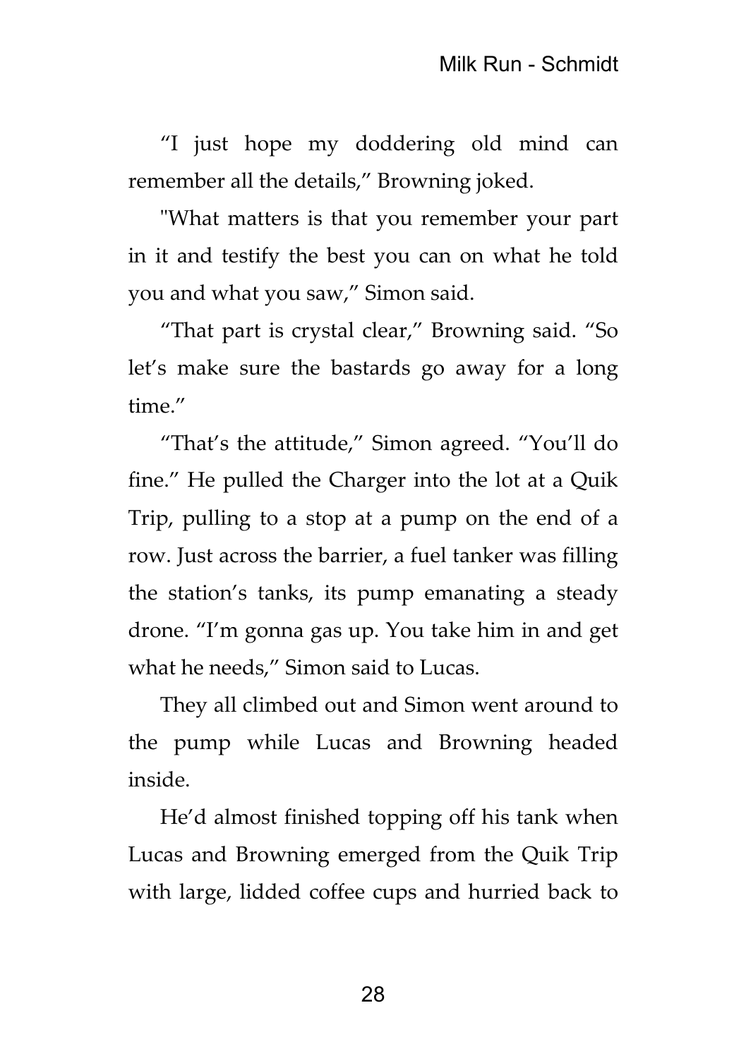"I just hope my doddering old mind can remember all the details," Browning joked.

"What matters is that you remember your part in it and testify the best you can on what he told you and what you saw," Simon said.

"That part is crystal clear," Browning said. "So let's make sure the bastards go away for a long time."

"That's the attitude," Simon agreed. "You'll do fine." He pulled the Charger into the lot at a Quik Trip, pulling to a stop at a pump on the end of a row. Just across the barrier, a fuel tanker was filling the station's tanks, its pump emanating a steady drone. "I'm gonna gas up. You take him in and get what he needs," Simon said to Lucas.

They all climbed out and Simon went around to the pump while Lucas and Browning headed inside.

He'd almost finished topping off his tank when Lucas and Browning emerged from the Quik Trip with large, lidded coffee cups and hurried back to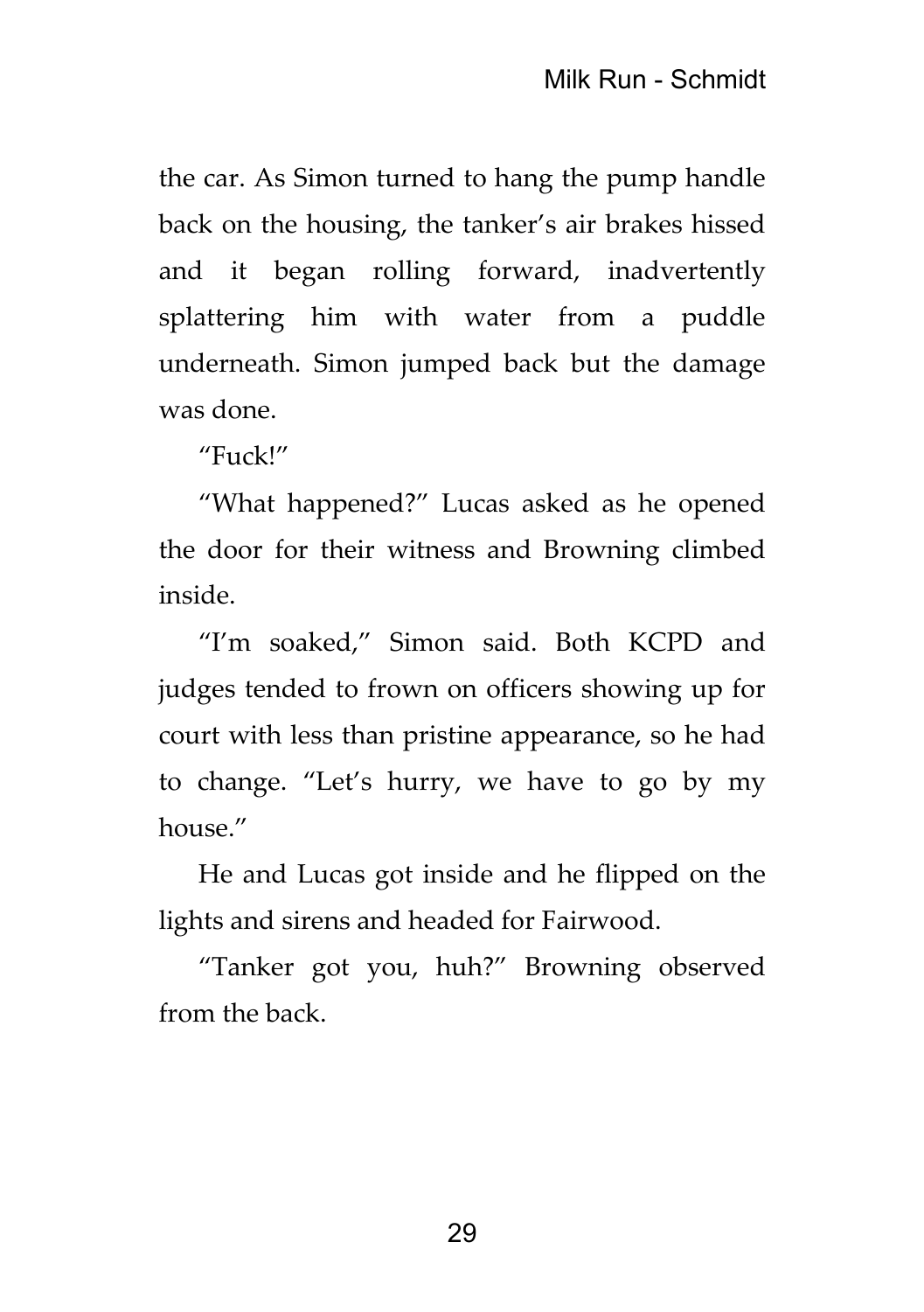the car. As Simon turned to hang the pump handle back on the housing, the tanker's air brakes hissed and it began rolling forward, inadvertently splattering him with water from a puddle underneath. Simon jumped back but the damage was done.

"Fuck!"

"What happened?" Lucas asked as he opened the door for their witness and Browning climbed inside.

"I'm soaked," Simon said. Both KCPD and judges tended to frown on officers showing up for court with less than pristine appearance, so he had to change. "Let's hurry, we have to go by my house."

He and Lucas got inside and he flipped on the lights and sirens and headed for Fairwood.

"Tanker got you, huh?" Browning observed from the back.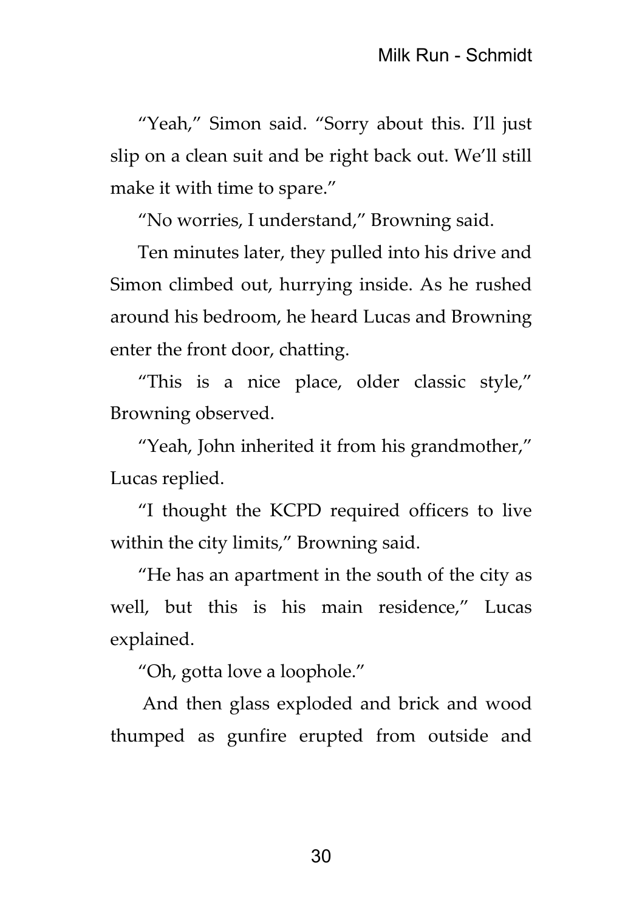"Yeah," Simon said. "Sorry about this. I'll just slip on a clean suit and be right back out. We'll still make it with time to spare."

"No worries, I understand," Browning said.

Ten minutes later, they pulled into his drive and Simon climbed out, hurrying inside. As he rushed around his bedroom, he heard Lucas and Browning enter the front door, chatting.

"This is a nice place, older classic style," Browning observed.

"Yeah, John inherited it from his grandmother," Lucas replied.

"I thought the KCPD required officers to live within the city limits," Browning said.

"He has an apartment in the south of the city as well, but this is his main residence," Lucas explained.

"Oh, gotta love a loophole."

And then glass exploded and brick and wood thumped as gunfire erupted from outside and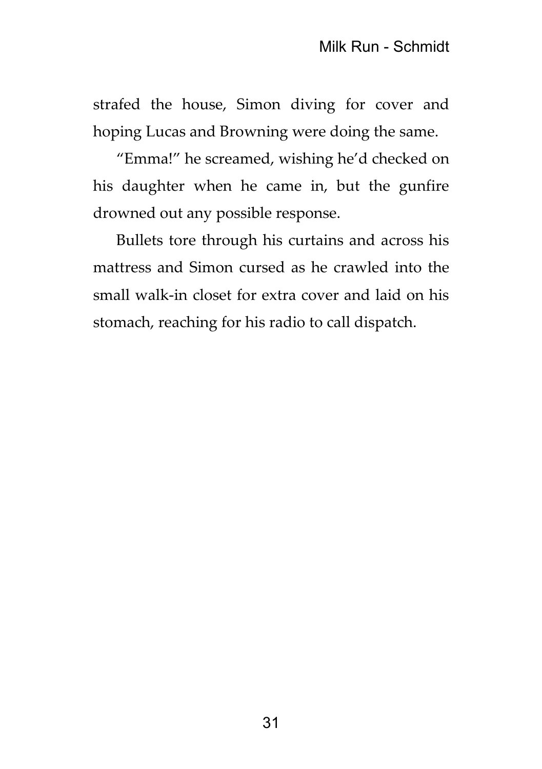strafed the house, Simon diving for cover and hoping Lucas and Browning were doing the same.

"Emma!" he screamed, wishing he'd checked on his daughter when he came in, but the gunfire drowned out any possible response.

Bullets tore through his curtains and across his mattress and Simon cursed as he crawled into the small walk-in closet for extra cover and laid on his stomach, reaching for his radio to call dispatch.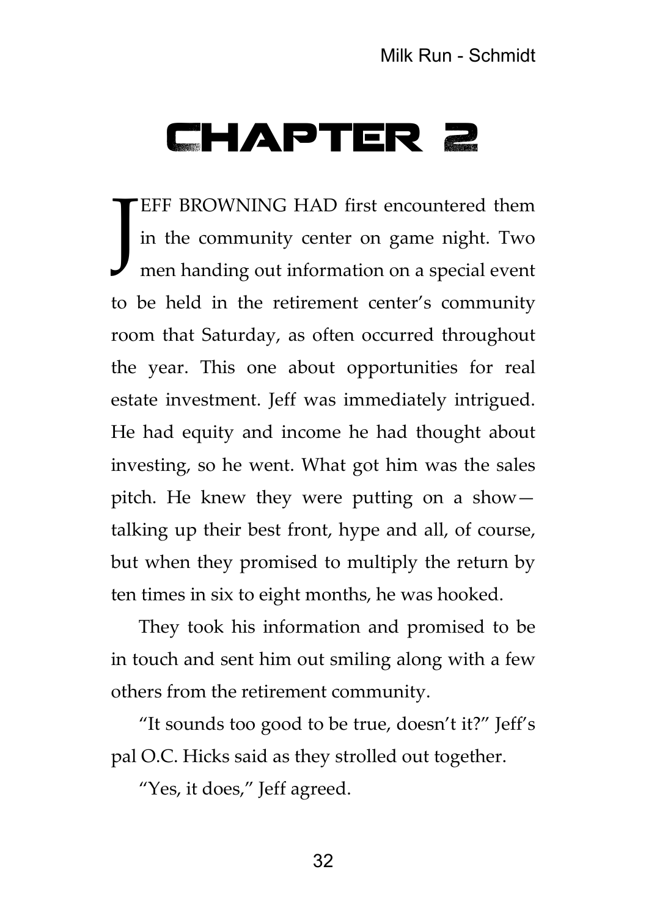# CHAPTER 2

JEFF BROWNING HAD first encountered them in the community center on game night. Two men handing out information on a special event to be held in the retirement center's community room that Saturday, as often occurred throughout the year. This one about opportunities for real estate investment. Jeff was immediately intrigued. He had equity and income he had thought about investing, so he went. What got him was the sales pitch. He knew they were putting on a show—talking up their best front, hype and all, of course, but when they promised to multiply the return by ten times in six to eight months, he was hooked.

They took his information and promised to be in touch and sent him out smiling along with a few others from the retirement community.

"It sounds too good to be true, doesn't it?" Jeff's pal O.C. Hicks said as they strolled out together.

"Yes, it does," Jeff agreed.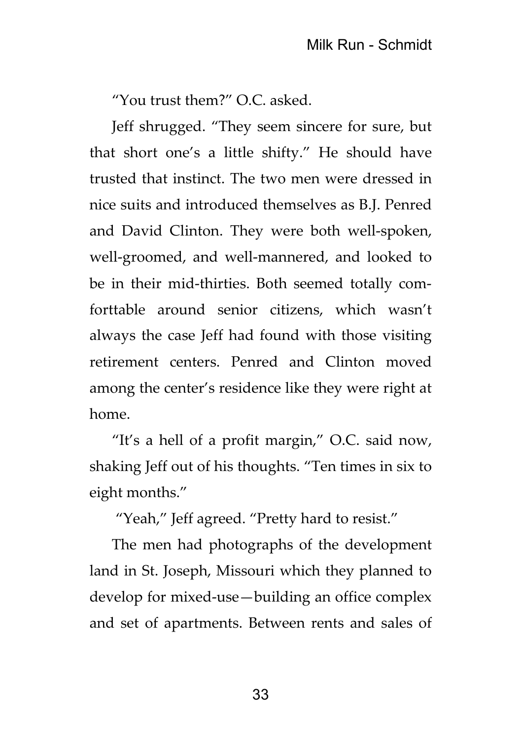"You trust them?" O.C. asked.

Jeff shrugged. "They seem sincere for sure, but that short one's a little shifty." He should have trusted that instinct. The two men were dressed in nice suits and introduced themselves as B.J. Penred and David Clinton. They were both well-spoken, well-groomed, and well-mannered, and looked to be in their mid-thirties. Both seemed totally comforttable around senior citizens, which wasn't always the case Jeff had found with those visiting retirement centers. Penred and Clinton moved among the center's residence like they were right at home.

"It's a hell of a profit margin," O.C. said now, shaking Jeff out of his thoughts. "Ten times in six to eight months."

"Yeah," Jeff agreed. "Pretty hard to resist."

The men had photographs of the development land in St. Joseph, Missouri which they planned to develop for mixed-use—building an office complex and set of apartments. Between rents and sales of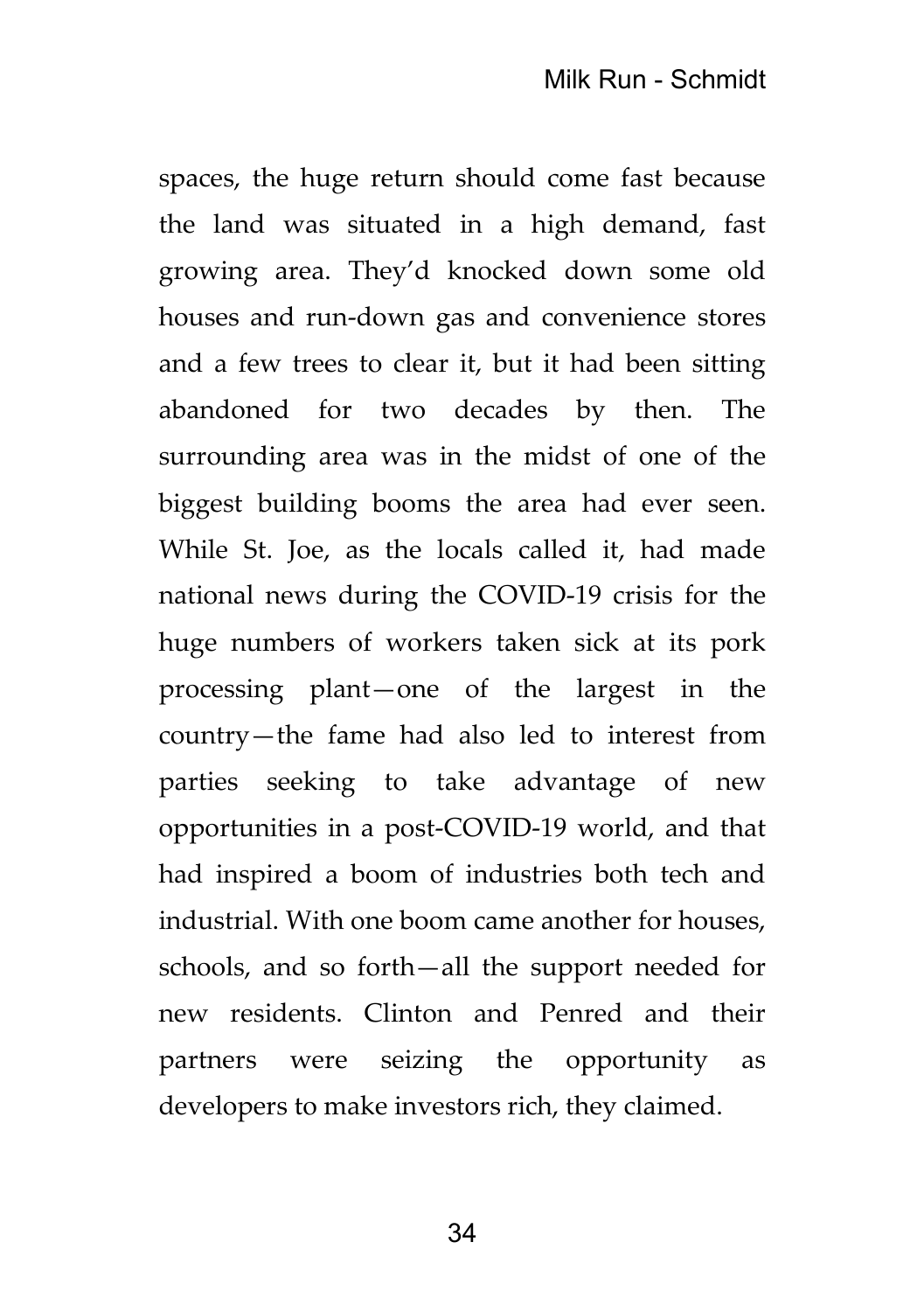spaces, the huge return should come fast because the land was situated in a high demand, fast growing area. They'd knocked down some old houses and run-down gas and convenience stores and a few trees to clear it, but it had been sitting abandoned for two decades by then. The surrounding area was in the midst of one of the biggest building booms the area had ever seen. While St. Joe, as the locals called it, had made national news during the COVID-19 crisis for the huge numbers of workers taken sick at its pork processing plant—one of the largest in the country—the fame had also led to interest from parties seeking to take advantage of new opportunities in a post-COVID-19 world, and that had inspired a boom of industries both tech and industrial. With one boom came another for houses, schools, and so forth—all the support needed for new residents. Clinton and Penred and their partners were seizing the opportunity as developers to make investors rich, they claimed.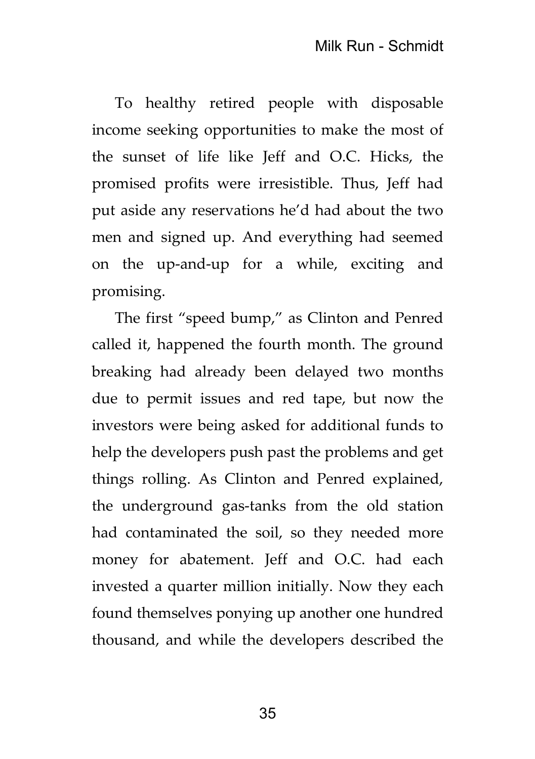To healthy retired people with disposable income seeking opportunities to make the most of the sunset of life like Jeff and O.C. Hicks, the promised profits were irresistible. Thus, Jeff had put aside any reservations he'd had about the two men and signed up. And everything had seemed on the up-and-up for a while, exciting and promising.

The first "speed bump," as Clinton and Penred called it, happened the fourth month. The ground breaking had already been delayed two months due to permit issues and red tape, but now the investors were being asked for additional funds to help the developers push past the problems and get things rolling. As Clinton and Penred explained, the underground gas-tanks from the old station had contaminated the soil, so they needed more money for abatement. Jeff and O.C. had each invested a quarter million initially. Now they each found themselves ponying up another one hundred thousand, and while the developers described the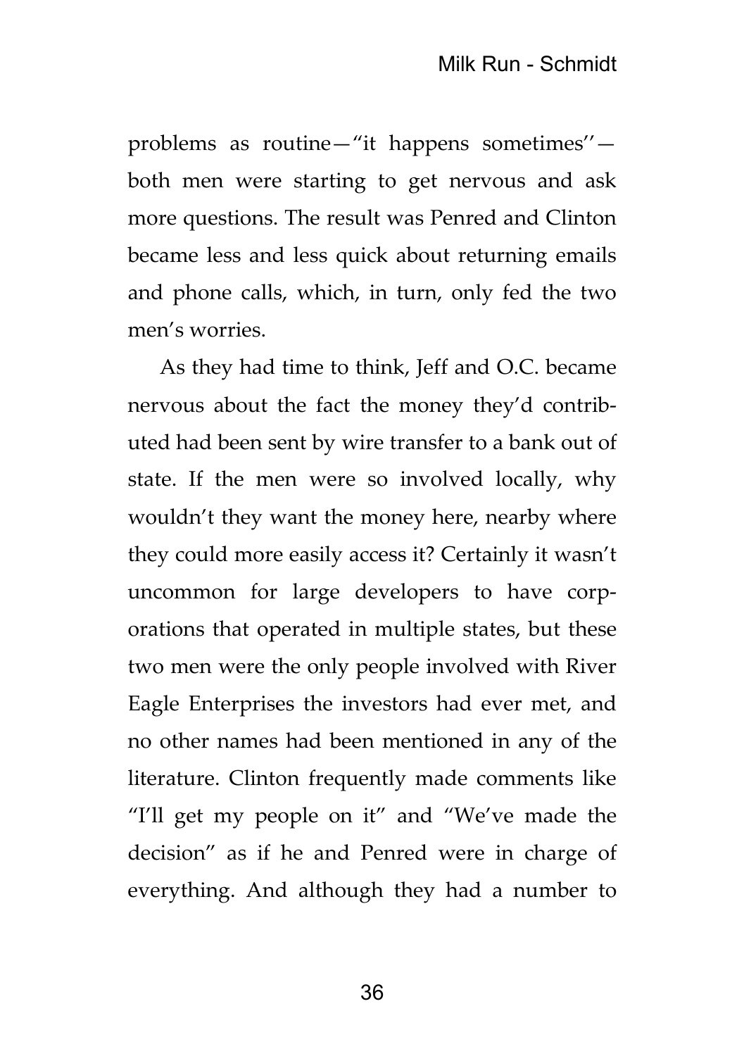problems as routine—“it happens sometimes’’—both men were starting to get nervous and ask more questions. The result was Penred and Clinton became less and less quick about returning emails and phone calls, which, in turn, only fed the two men’s worries.

As they had time to think, Jeff and O.C. became nervous about the fact the money they’d contributed had been sent by wire transfer to a bank out of state. If the men were so involved locally, why wouldn’t they want the money here, nearby where they could more easily access it? Certainly it wasn’t uncommon for large developers to have corporations that operated in multiple states, but these two men were the only people involved with River Eagle Enterprises the investors had ever met, and no other names had been mentioned in any of the literature. Clinton frequently made comments like “I’ll get my people on it” and “We’ve made the decision” as if he and Penred were in charge of everything. And although they had a number to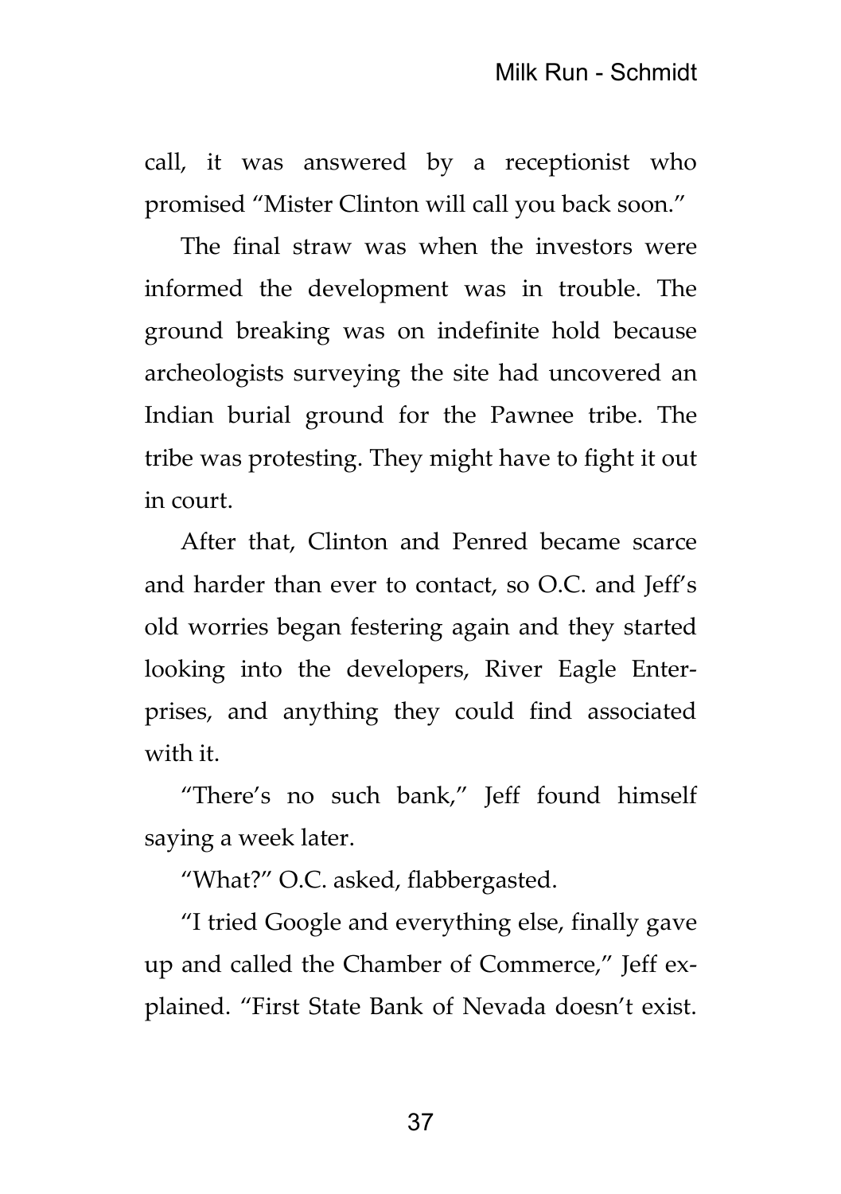call, it was answered by a receptionist who promised "Mister Clinton will call you back soon."

The final straw was when the investors were informed the development was in trouble. The ground breaking was on indefinite hold because archeologists surveying the site had uncovered an Indian burial ground for the Pawnee tribe. The tribe was protesting. They might have to fight it out in court.

After that, Clinton and Penred became scarce and harder than ever to contact, so O.C. and Jeff's old worries began festering again and they started looking into the developers, River Eagle Enterprises, and anything they could find associated with it.

"There's no such bank," Jeff found himself saying a week later.

"What?" O.C. asked, flabbergasted.

"I tried Google and everything else, finally gave up and called the Chamber of Commerce," Jeff explained. "First State Bank of Nevada doesn't exist.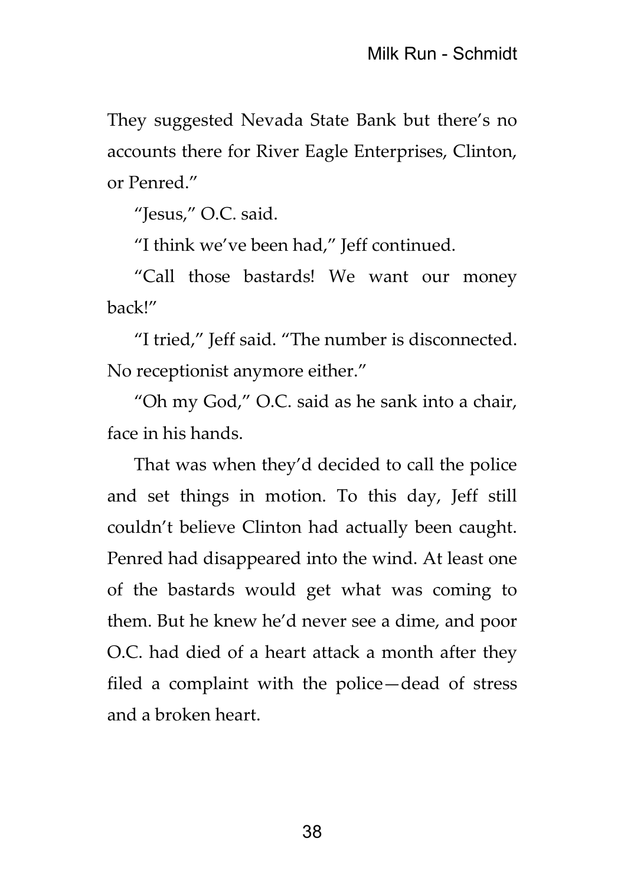They suggested Nevada State Bank but there's no accounts there for River Eagle Enterprises, Clinton, or Penred."

"Jesus," O.C. said.

"I think we've been had," Jeff continued.

"Call those bastards! We want our money back!"

"I tried," Jeff said. "The number is disconnected. No receptionist anymore either."

"Oh my God," O.C. said as he sank into a chair, face in his hands.

That was when they'd decided to call the police and set things in motion. To this day, Jeff still couldn't believe Clinton had actually been caught. Penred had disappeared into the wind. At least one of the bastards would get what was coming to them. But he knew he'd never see a dime, and poor O.C. had died of a heart attack a month after they filed a complaint with the police—dead of stress and a broken heart.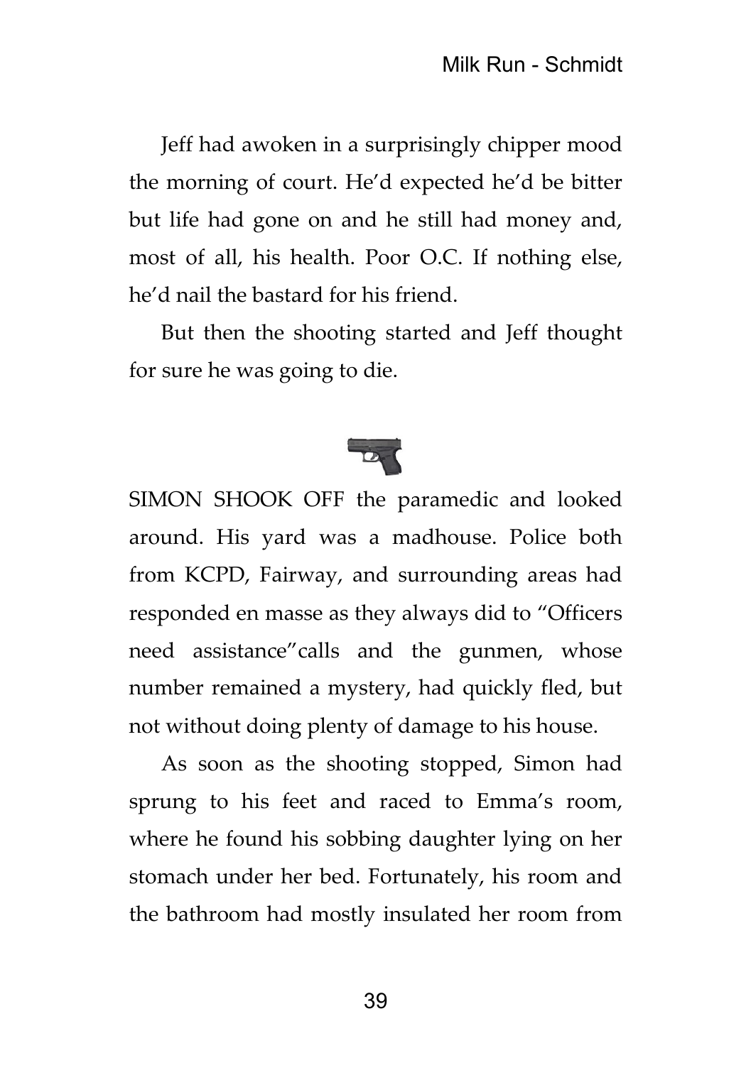Jeff had awoken in a surprisingly chipper mood the morning of court. He'd expected he'd be bitter but life had gone on and he still had money and, most of all, his health. Poor O.C. If nothing else, he'd nail the bastard for his friend.

But then the shooting started and Jeff thought for sure he was going to die.

SIMON SHOOK OFF the paramedic and looked around. His yard was a madhouse. Police both from KCPD, Fairway, and surrounding areas had responded en masse as they always did to "Officers need assistance"calls and the gunmen, whose number remained a mystery, had quickly fled, but not without doing plenty of damage to his house.

As soon as the shooting stopped, Simon had sprung to his feet and raced to Emma's room, where he found his sobbing daughter lying on her stomach under her bed. Fortunately, his room and the bathroom had mostly insulated her room from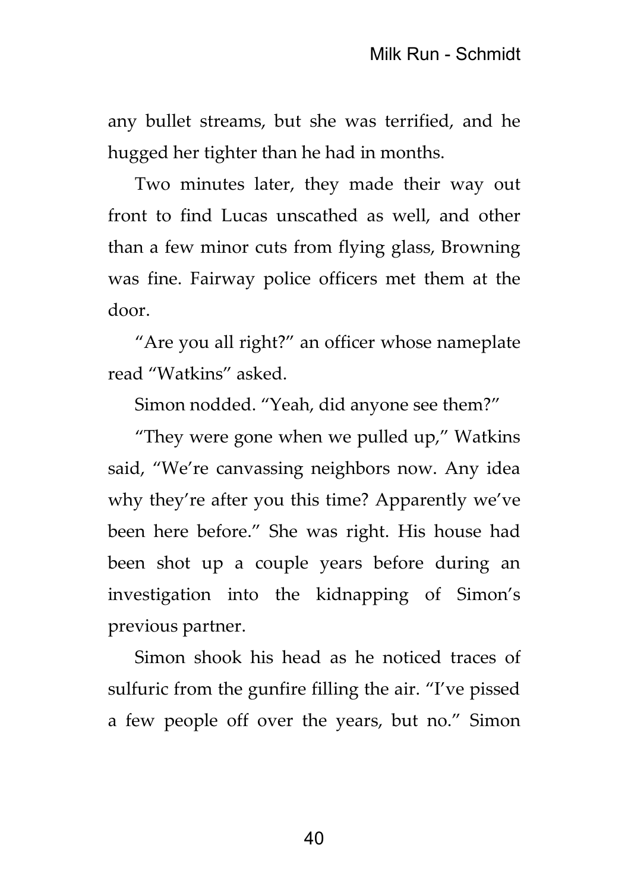any bullet streams, but she was terrified, and he hugged her tighter than he had in months.

Two minutes later, they made their way out front to find Lucas unscathed as well, and other than a few minor cuts from flying glass, Browning was fine. Fairway police officers met them at the door.

“Are you all right?” an officer whose nameplate read “Watkins” asked.

Simon nodded. “Yeah, did anyone see them?”

“They were gone when we pulled up,” Watkins said, “We’re canvassing neighbors now. Any idea why they’re after you this time? Apparently we’ve been here before.” She was right. His house had been shot up a couple years before during an investigation into the kidnapping of Simon’s previous partner.

Simon shook his head as he noticed traces of sulfuric from the gunfire filling the air. “I’ve pissed a few people off over the years, but no.” Simon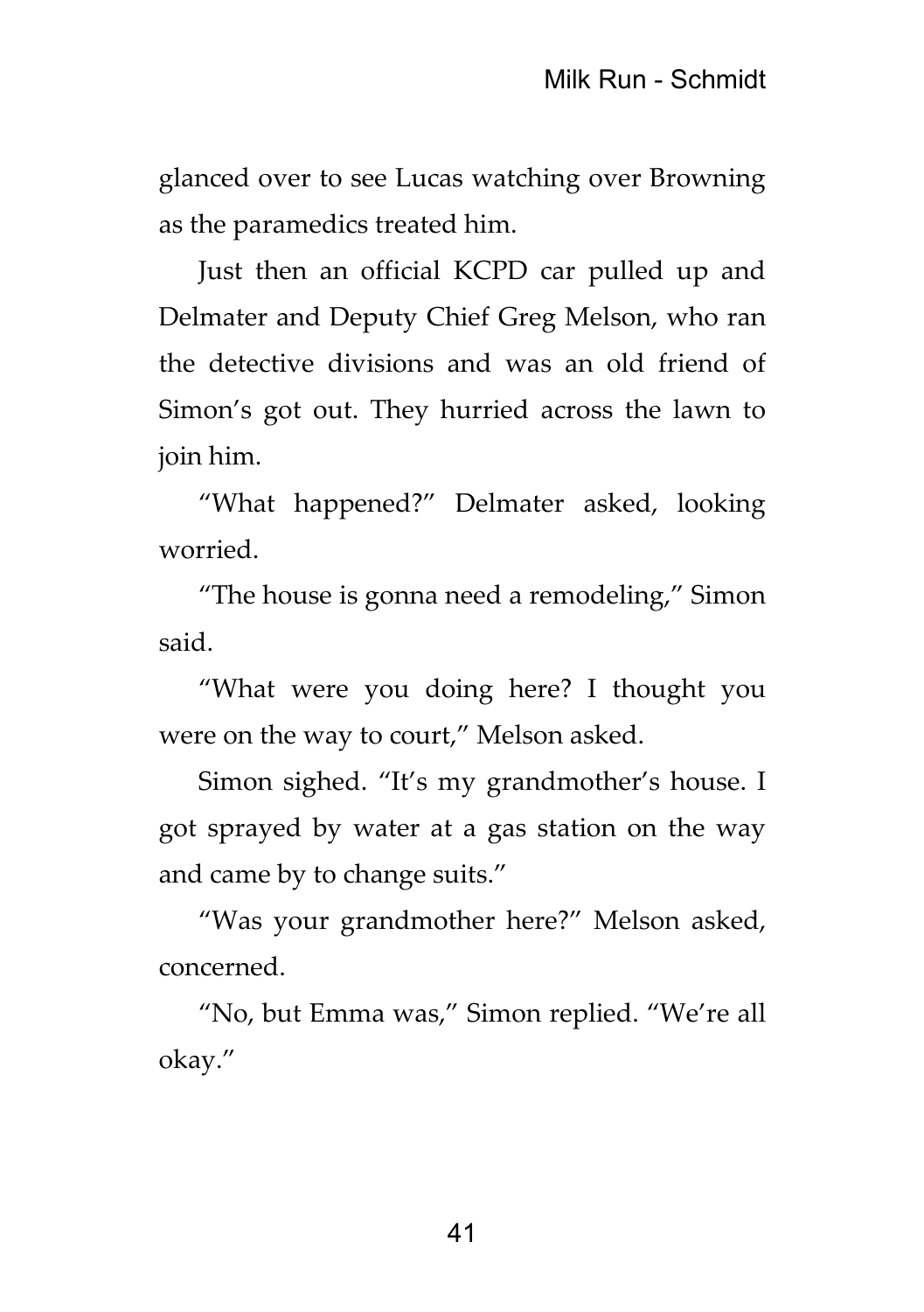glanced over to see Lucas watching over Browning as the paramedics treated him.

Just then an official KCPD car pulled up and Delmater and Deputy Chief Greg Melson, who ran the detective divisions and was an old friend of Simon's got out. They hurried across the lawn to join him.

"What happened?" Delmater asked, looking worried.

"The house is gonna need a remodeling," Simon said.

"What were you doing here? I thought you were on the way to court," Melson asked.

Simon sighed. "It's my grandmother's house. I got sprayed by water at a gas station on the way and came by to change suits."

"Was your grandmother here?" Melson asked, concerned.

"No, but Emma was," Simon replied. "We're all okay."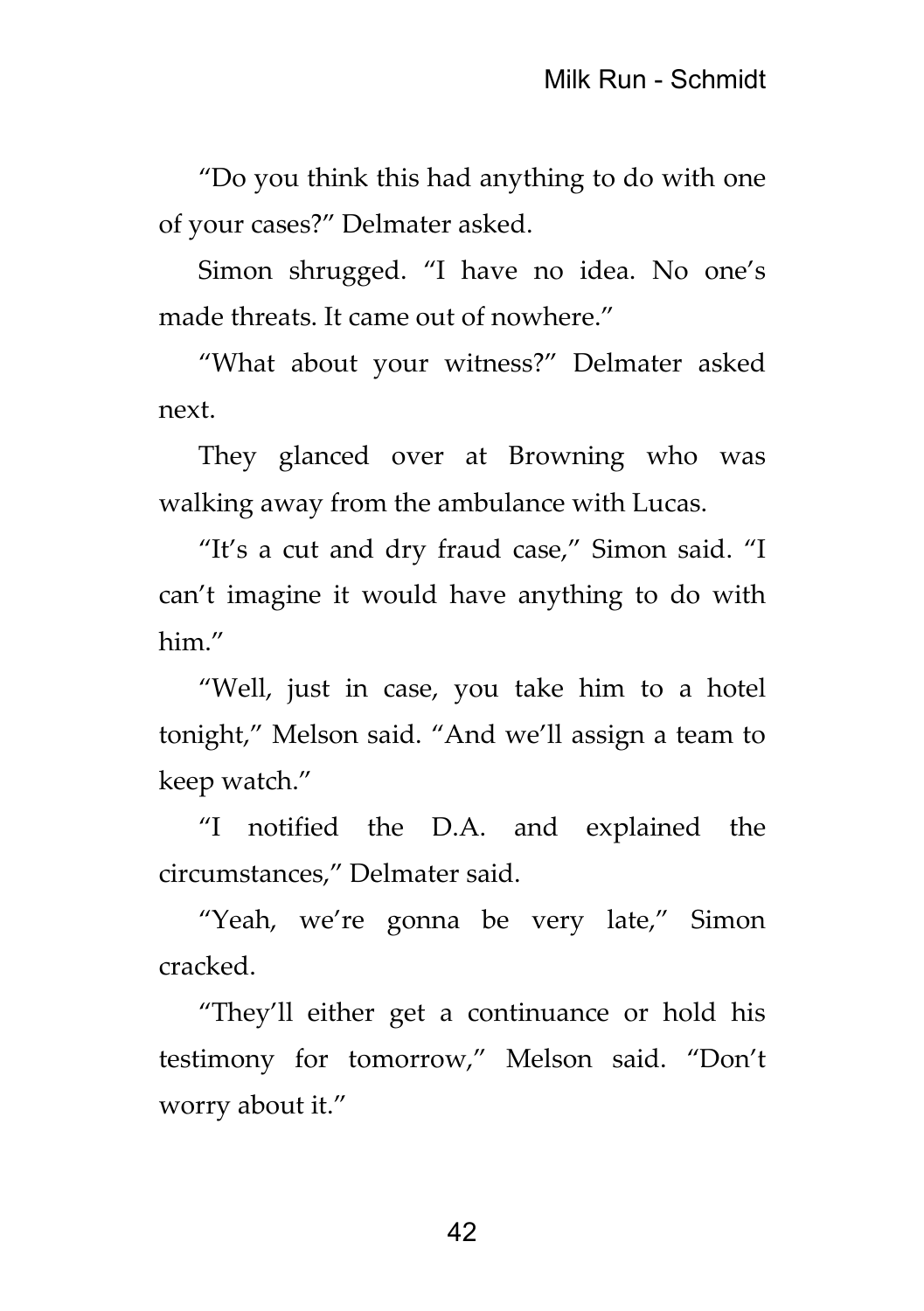“Do you think this had anything to do with one of your cases?” Delmater asked.

Simon shrugged. “I have no idea. No one’s made threats. It came out of nowhere.”

“What about your witness?” Delmater asked next.

They glanced over at Browning who was walking away from the ambulance with Lucas.

“It’s a cut and dry fraud case,” Simon said. “I can’t imagine it would have anything to do with him.”

“Well, just in case, you take him to a hotel tonight,” Melson said. “And we’ll assign a team to keep watch.”

“I notified the D.A. and explained the circumstances,” Delmater said.

“Yeah, we’re gonna be very late,” Simon cracked.

“They’ll either get a continuance or hold his testimony for tomorrow,” Melson said. “Don’t worry about it.”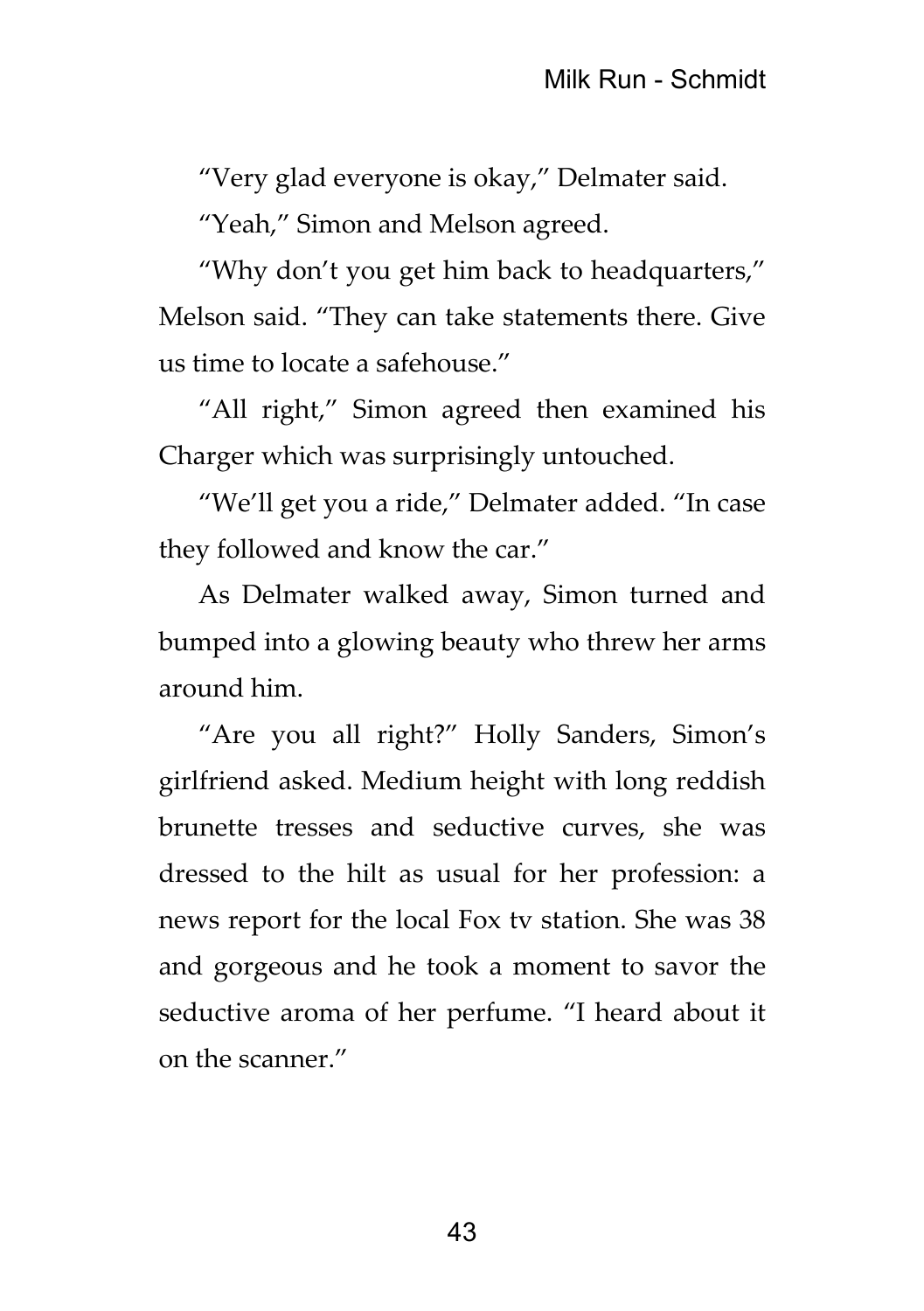"Very glad everyone is okay," Delmater said.

"Yeah," Simon and Melson agreed.

"Why don't you get him back to headquarters," Melson said. "They can take statements there. Give us time to locate a safehouse."

"All right," Simon agreed then examined his Charger which was surprisingly untouched.

"We'll get you a ride," Delmater added. "In case they followed and know the car."

As Delmater walked away, Simon turned and bumped into a glowing beauty who threw her arms around him.

"Are you all right?" Holly Sanders, Simon's girlfriend asked. Medium height with long reddish brunette tresses and seductive curves, she was dressed to the hilt as usual for her profession: a news report for the local Fox tv station. She was 38 and gorgeous and he took a moment to savor the seductive aroma of her perfume. "I heard about it on the scanner."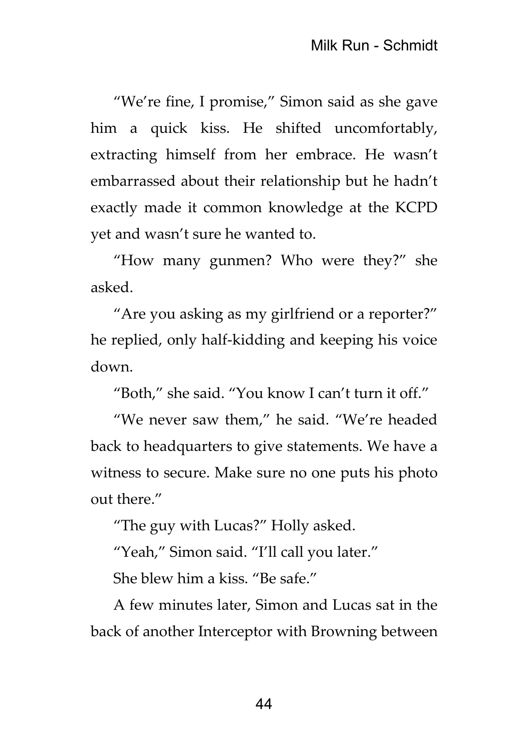"We're fine, I promise," Simon said as she gave him a quick kiss. He shifted uncomfortably, extracting himself from her embrace. He wasn't embarrassed about their relationship but he hadn't exactly made it common knowledge at the KCPD yet and wasn't sure he wanted to.

"How many gunmen? Who were they?" she asked.

"Are you asking as my girlfriend or a reporter?" he replied, only half-kidding and keeping his voice down.

"Both," she said. "You know I can't turn it off."

"We never saw them," he said. "We're headed back to headquarters to give statements. We have a witness to secure. Make sure no one puts his photo out there."

"The guy with Lucas?" Holly asked.

"Yeah," Simon said. "I'll call you later."

She blew him a kiss. "Be safe."

A few minutes later, Simon and Lucas sat in the back of another Interceptor with Browning between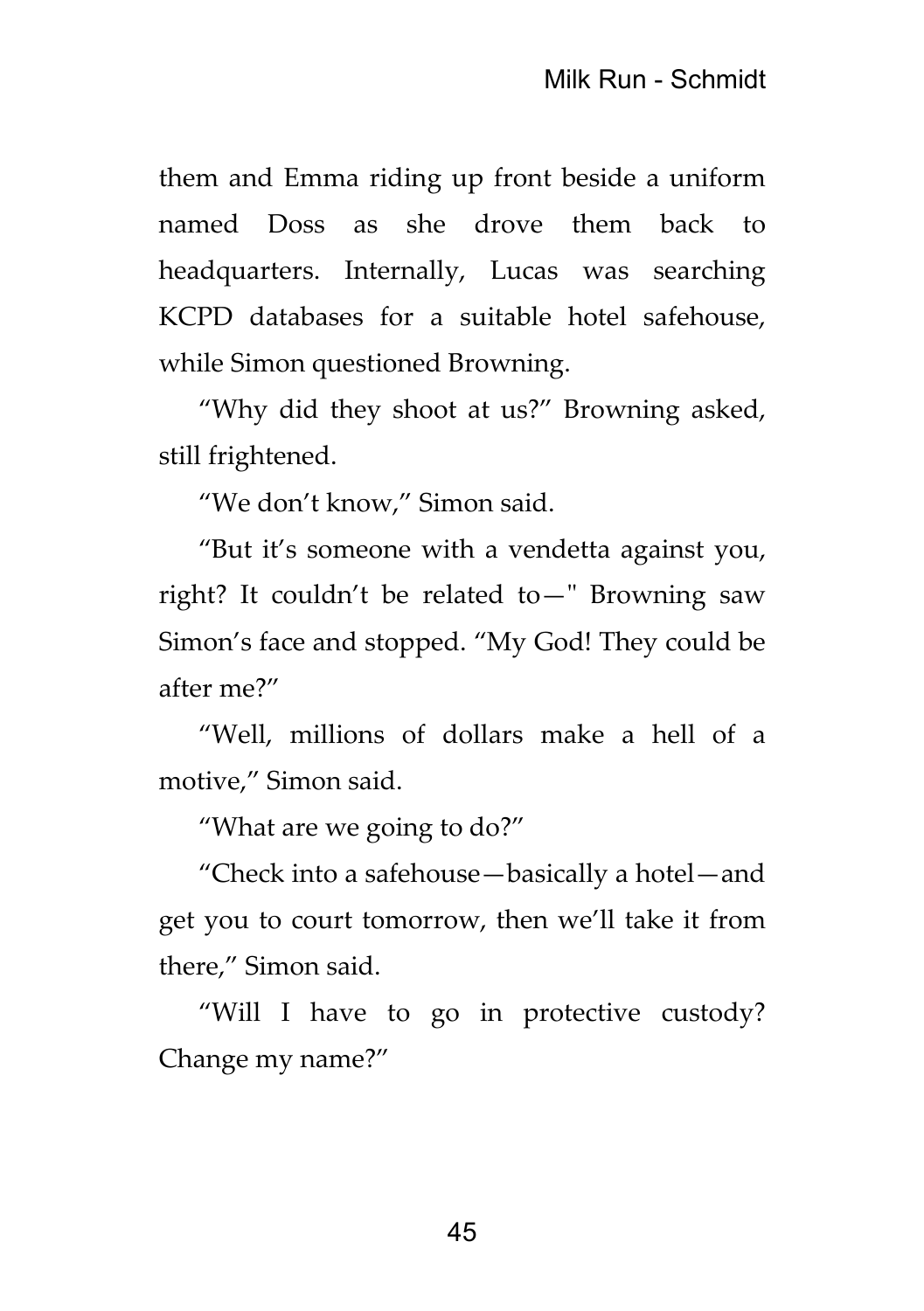them and Emma riding up front beside a uniform named Doss as she drove them back to headquarters. Internally, Lucas was searching KCPD databases for a suitable hotel safehouse, while Simon questioned Browning.

“Why did they shoot at us?” Browning asked, still frightened.

“We don’t know,” Simon said.

“But it’s someone with a vendetta against you, right? It couldn’t be related to—" Browning saw Simon’s face and stopped. “My God! They could be after me?”

“Well, millions of dollars make a hell of a motive,” Simon said.

“What are we going to do?”

“Check into a safehouse—basically a hotel—and get you to court tomorrow, then we’ll take it from there,” Simon said.

“Will I have to go in protective custody? Change my name?”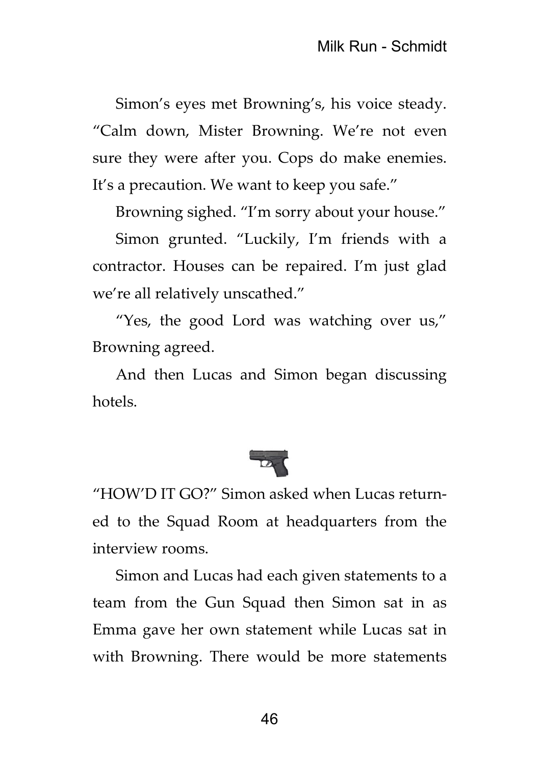Simon's eyes met Browning's, his voice steady. "Calm down, Mister Browning. We're not even sure they were after you. Cops do make enemies. It's a precaution. We want to keep you safe."

Browning sighed. "I'm sorry about your house."

Simon grunted. "Luckily, I'm friends with a contractor. Houses can be repaired. I'm just glad we're all relatively unscathed."

"Yes, the good Lord was watching over us," Browning agreed.

And then Lucas and Simon began discussing hotels.

"HOW'D IT GO?" Simon asked when Lucas returned to the Squad Room at headquarters from the interview rooms.

Simon and Lucas had each given statements to a team from the Gun Squad then Simon sat in as Emma gave her own statement while Lucas sat in with Browning. There would be more statements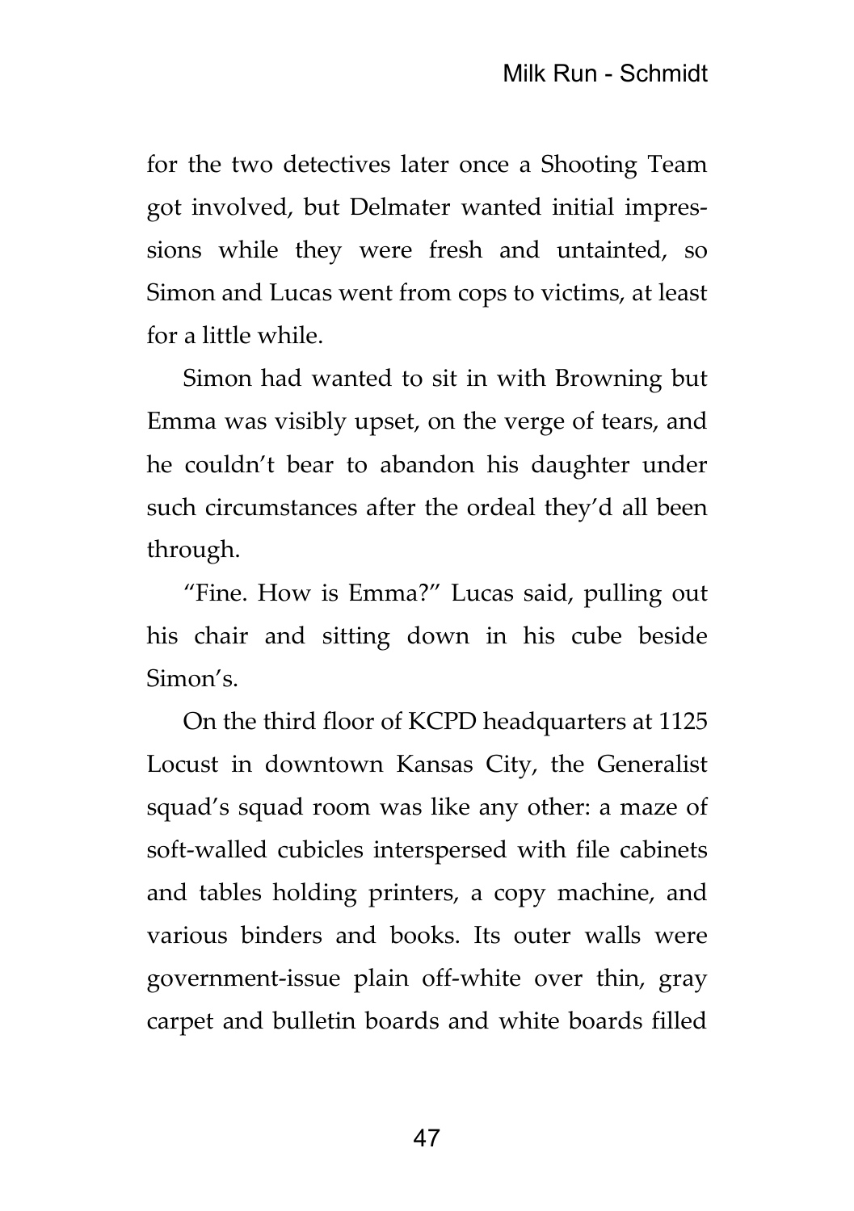for the two detectives later once a Shooting Team got involved, but Delmater wanted initial impressions while they were fresh and untainted, so Simon and Lucas went from cops to victims, at least for a little while.

Simon had wanted to sit in with Browning but Emma was visibly upset, on the verge of tears, and he couldn't bear to abandon his daughter under such circumstances after the ordeal they'd all been through.

"Fine. How is Emma?" Lucas said, pulling out his chair and sitting down in his cube beside Simon's.

On the third floor of KCPD headquarters at 1125 Locust in downtown Kansas City, the Generalist squad's squad room was like any other: a maze of soft-walled cubicles interspersed with file cabinets and tables holding printers, a copy machine, and various binders and books. Its outer walls were government-issue plain off-white over thin, gray carpet and bulletin boards and white boards filled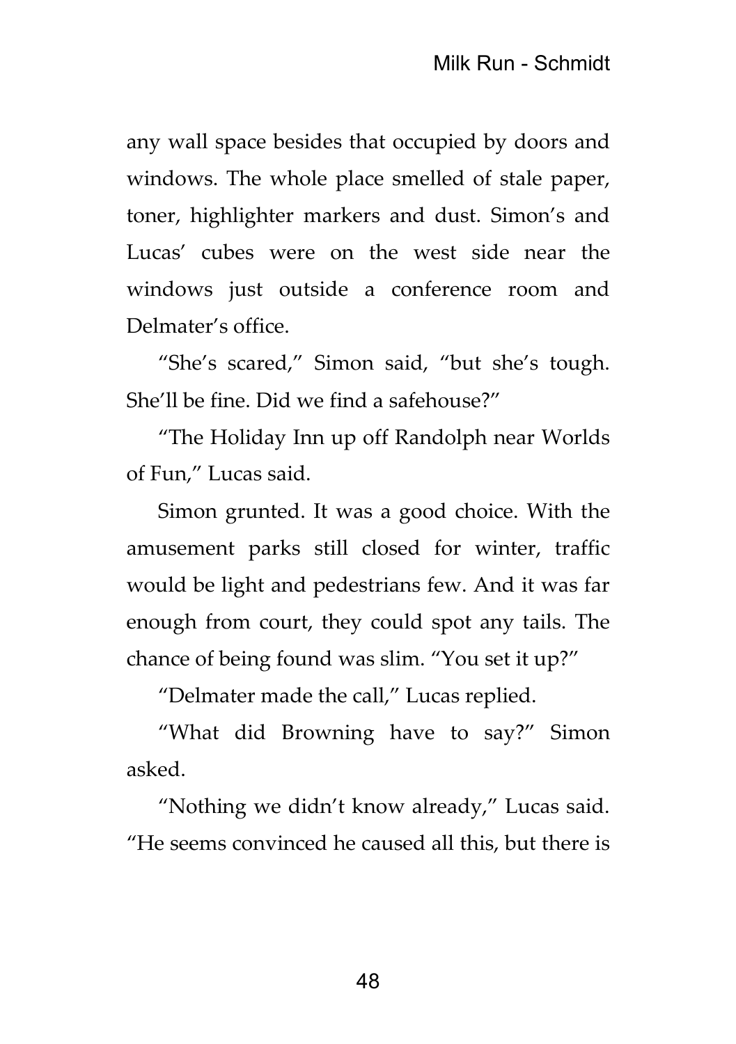any wall space besides that occupied by doors and windows. The whole place smelled of stale paper, toner, highlighter markers and dust. Simon's and Lucas' cubes were on the west side near the windows just outside a conference room and Delmater's office.

"She's scared," Simon said, "but she's tough. She'll be fine. Did we find a safehouse?"

"The Holiday Inn up off Randolph near Worlds of Fun," Lucas said.

Simon grunted. It was a good choice. With the amusement parks still closed for winter, traffic would be light and pedestrians few. And it was far enough from court, they could spot any tails. The chance of being found was slim. "You set it up?"

"Delmater made the call," Lucas replied.

"What did Browning have to say?" Simon asked.

"Nothing we didn't know already," Lucas said. "He seems convinced he caused all this, but there is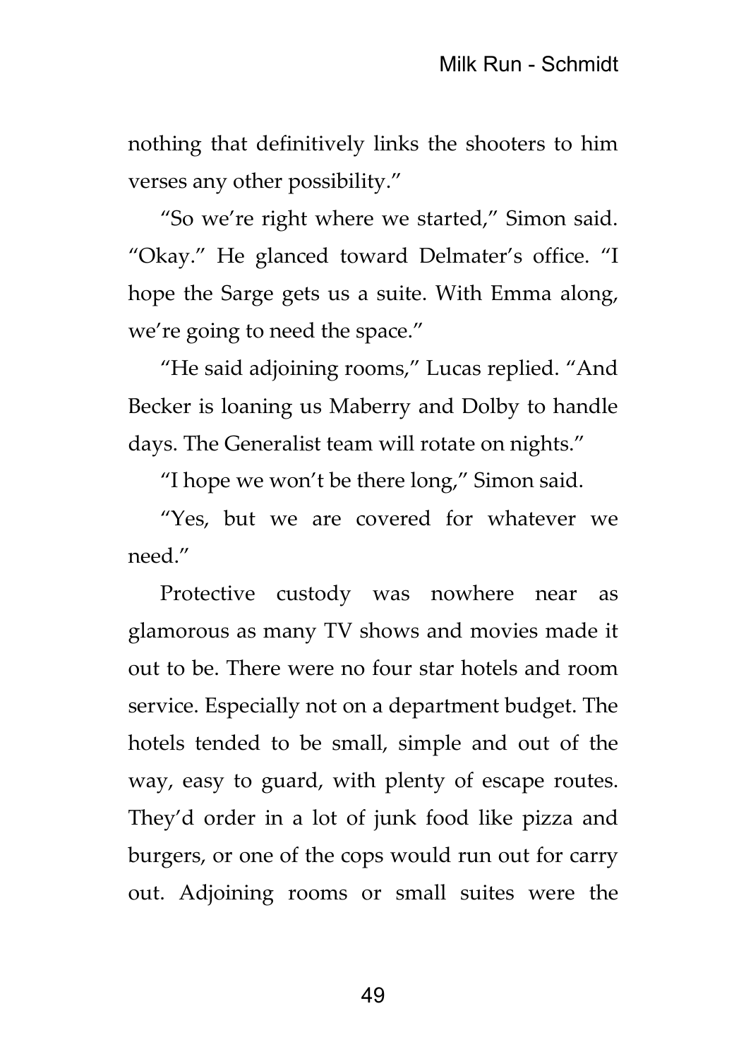nothing that definitively links the shooters to him verses any other possibility."

"So we're right where we started," Simon said. "Okay." He glanced toward Delmater's office. "I hope the Sarge gets us a suite. With Emma along, we're going to need the space."

"He said adjoining rooms," Lucas replied. "And Becker is loaning us Maberry and Dolby to handle days. The Generalist team will rotate on nights."

"I hope we won't be there long," Simon said.

"Yes, but we are covered for whatever we need."

Protective custody was nowhere near as glamorous as many TV shows and movies made it out to be. There were no four star hotels and room service. Especially not on a department budget. The hotels tended to be small, simple and out of the way, easy to guard, with plenty of escape routes. They'd order in a lot of junk food like pizza and burgers, or one of the cops would run out for carry out. Adjoining rooms or small suites were the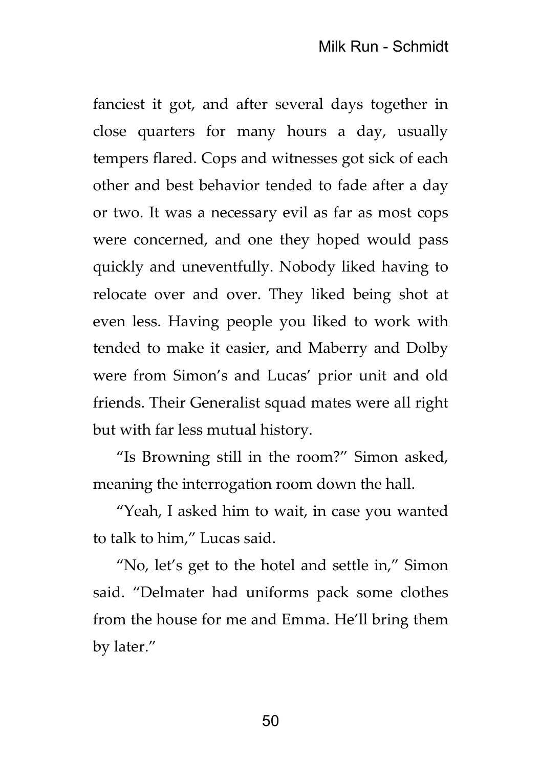fanciest it got, and after several days together in close quarters for many hours a day, usually tempers flared. Cops and witnesses got sick of each other and best behavior tended to fade after a day or two. It was a necessary evil as far as most cops were concerned, and one they hoped would pass quickly and uneventfully. Nobody liked having to relocate over and over. They liked being shot at even less. Having people you liked to work with tended to make it easier, and Maberry and Dolby were from Simon's and Lucas' prior unit and old friends. Their Generalist squad mates were all right but with far less mutual history.

"Is Browning still in the room?" Simon asked, meaning the interrogation room down the hall.

"Yeah, I asked him to wait, in case you wanted to talk to him," Lucas said.

"No, let's get to the hotel and settle in," Simon said. "Delmater had uniforms pack some clothes from the house for me and Emma. He'll bring them by later."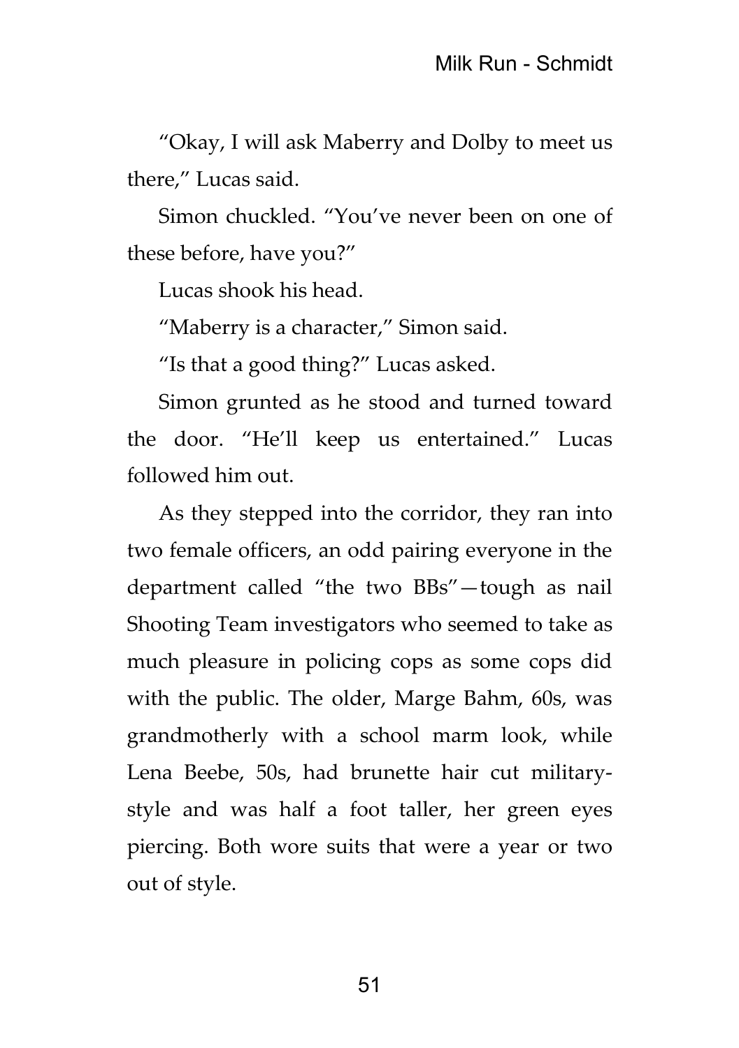"Okay, I will ask Maberry and Dolby to meet us there," Lucas said.

Simon chuckled. "You've never been on one of these before, have you?"

Lucas shook his head.

"Maberry is a character," Simon said.

"Is that a good thing?" Lucas asked.

Simon grunted as he stood and turned toward the door. "He'll keep us entertained." Lucas followed him out.

As they stepped into the corridor, they ran into two female officers, an odd pairing everyone in the department called "the two BBs"—tough as nail Shooting Team investigators who seemed to take as much pleasure in policing cops as some cops did with the public. The older, Marge Bahm, 60s, was grandmotherly with a school marm look, while Lena Beebe, 50s, had brunette hair cut military-style and was half a foot taller, her green eyes piercing. Both wore suits that were a year or two out of style.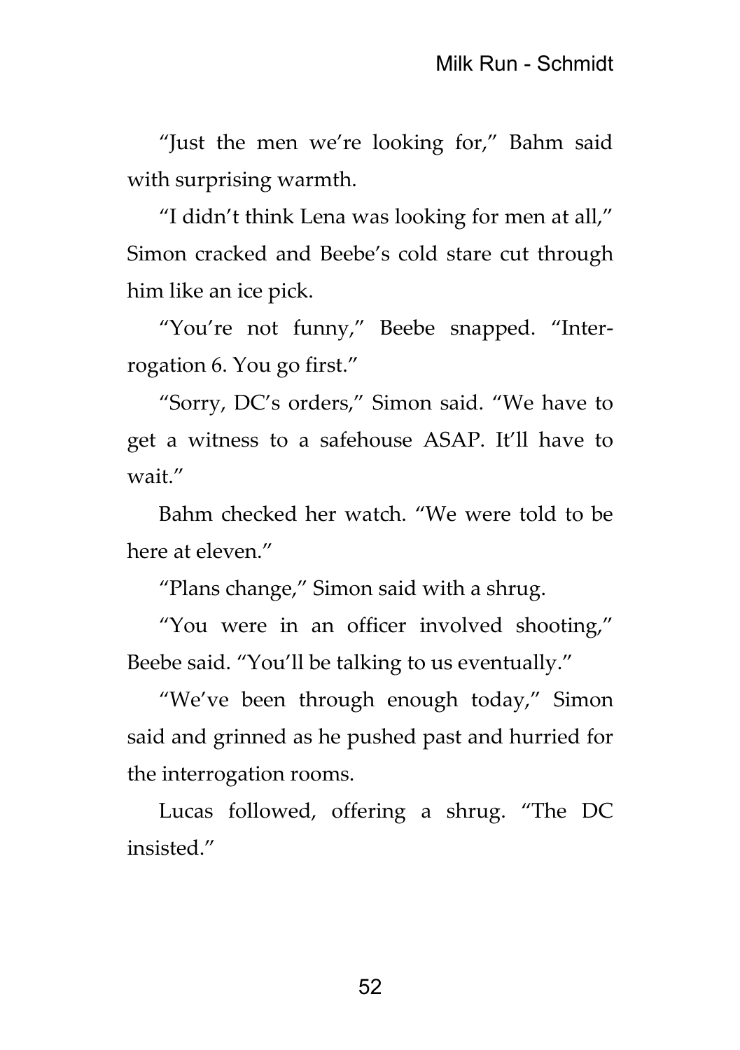"Just the men we're looking for," Bahm said with surprising warmth.

"I didn't think Lena was looking for men at all," Simon cracked and Beebe's cold stare cut through him like an ice pick.

"You're not funny," Beebe snapped. "Interrogation 6. You go first."

"Sorry, DC's orders," Simon said. "We have to get a witness to a safehouse ASAP. It'll have to wait."

Bahm checked her watch. "We were told to be here at eleven."

"Plans change," Simon said with a shrug.

"You were in an officer involved shooting," Beebe said. "You'll be talking to us eventually."

"We've been through enough today," Simon said and grinned as he pushed past and hurried for the interrogation rooms.

Lucas followed, offering a shrug. "The DC insisted."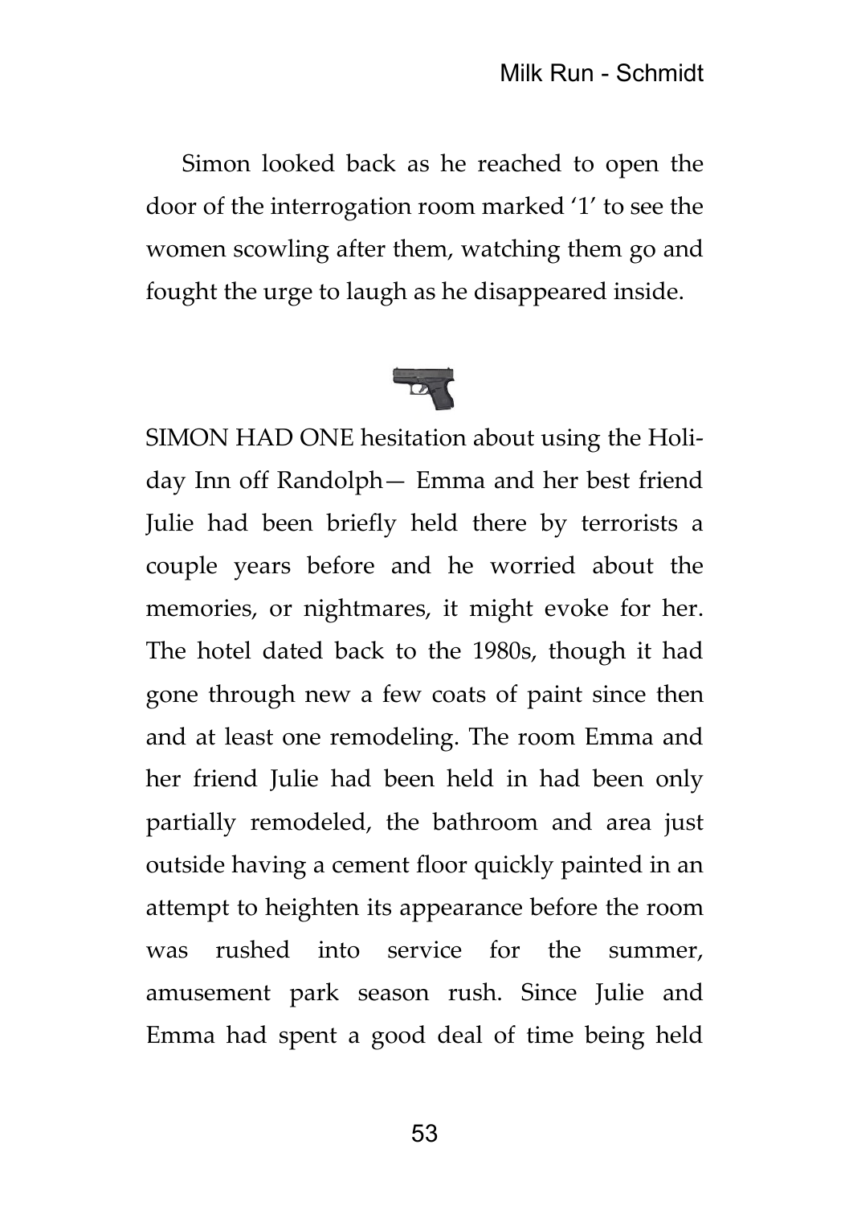Simon looked back as he reached to open the door of the interrogation room marked '1' to see the women scowling after them, watching them go and fought the urge to laugh as he disappeared inside.

SIMON HAD ONE hesitation about using the Holiday Inn off Randolph— Emma and her best friend Julie had been briefly held there by terrorists a couple years before and he worried about the memories, or nightmares, it might evoke for her. The hotel dated back to the 1980s, though it had gone through new a few coats of paint since then and at least one remodeling. The room Emma and her friend Julie had been held in had been only partially remodeled, the bathroom and area just outside having a cement floor quickly painted in an attempt to heighten its appearance before the room was rushed into service for the summer, amusement park season rush. Since Julie and Emma had spent a good deal of time being held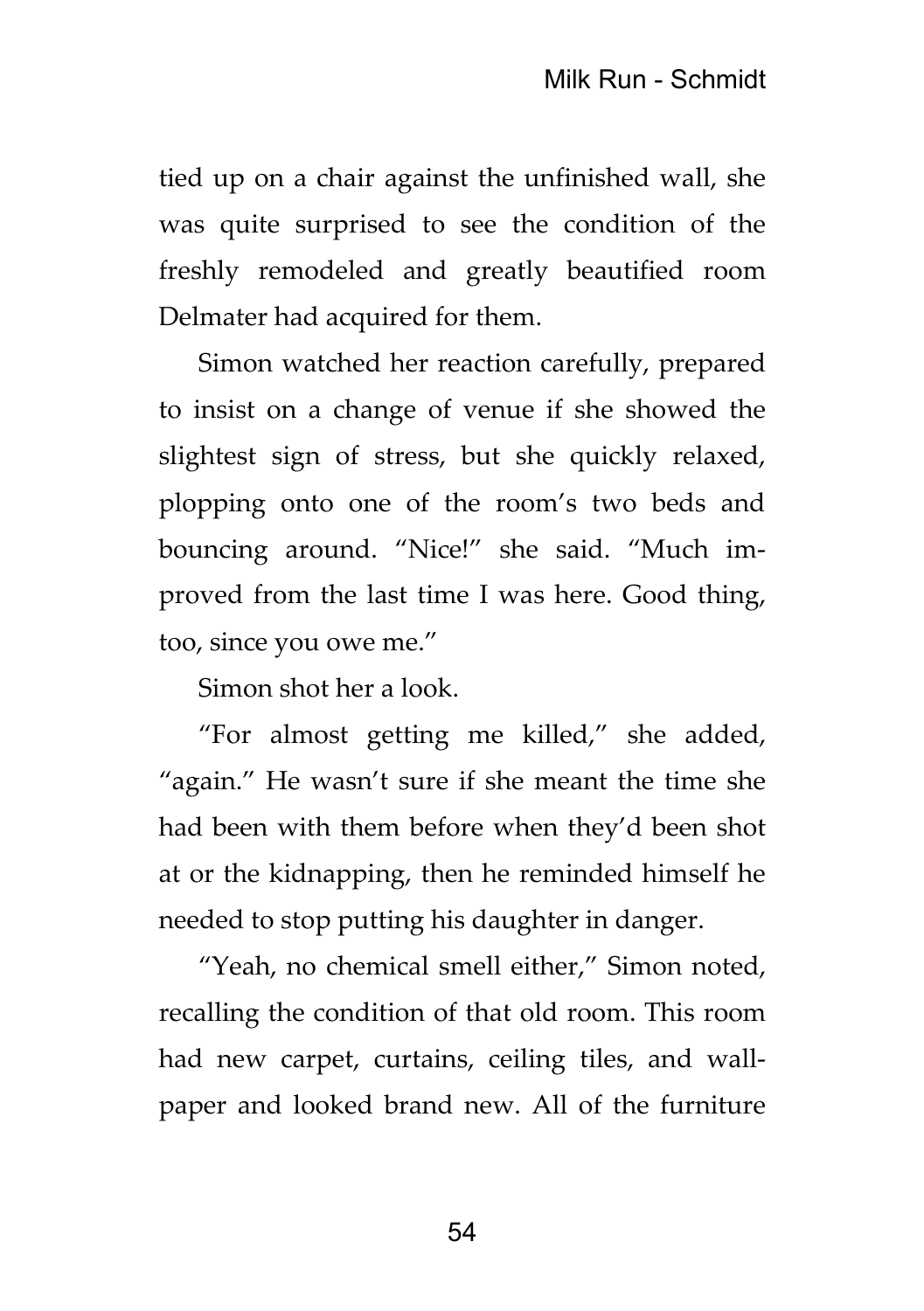tied up on a chair against the unfinished wall, she was quite surprised to see the condition of the freshly remodeled and greatly beautified room Delmater had acquired for them.

Simon watched her reaction carefully, prepared to insist on a change of venue if she showed the slightest sign of stress, but she quickly relaxed, plopping onto one of the room's two beds and bouncing around. "Nice!" she said. "Much improved from the last time I was here. Good thing, too, since you owe me."

Simon shot her a look.

"For almost getting me killed," she added, "again." He wasn't sure if she meant the time she had been with them before when they'd been shot at or the kidnapping, then he reminded himself he needed to stop putting his daughter in danger.

"Yeah, no chemical smell either," Simon noted, recalling the condition of that old room. This room had new carpet, curtains, ceiling tiles, and wallpaper and looked brand new. All of the furniture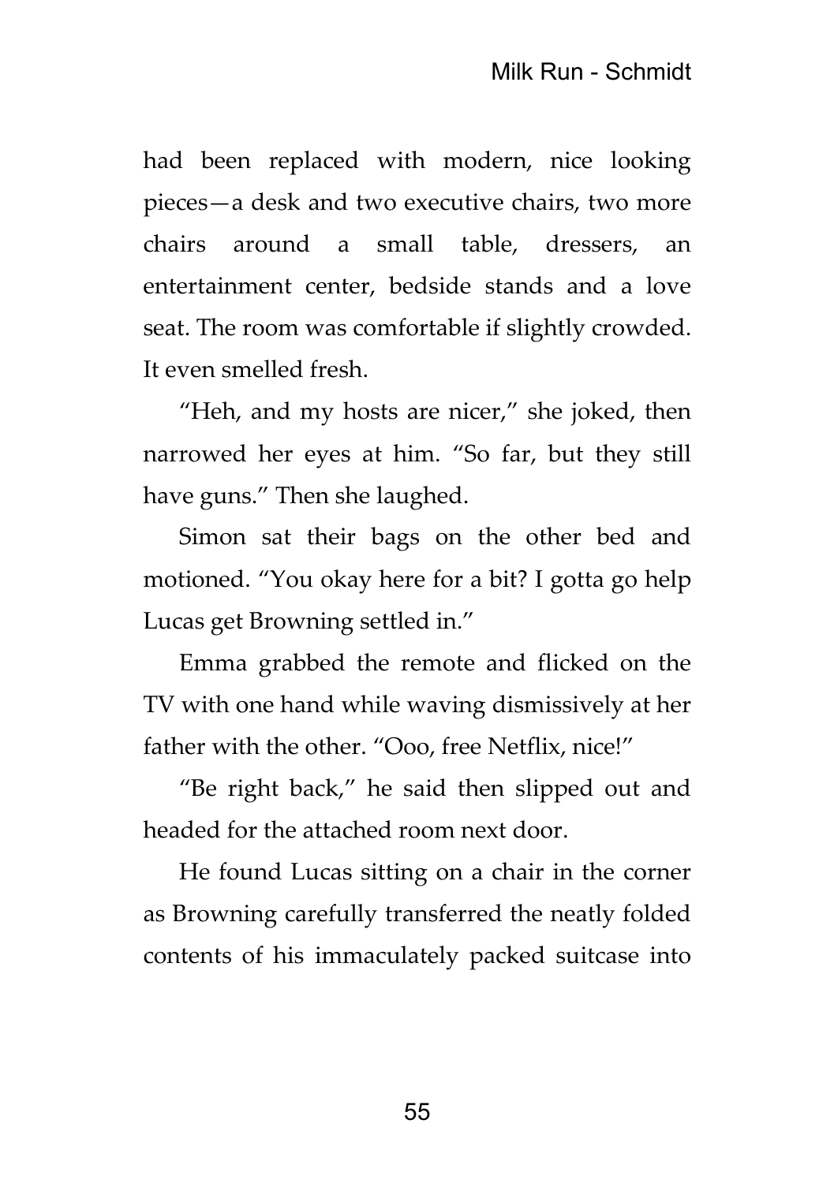had been replaced with modern, nice looking pieces—a desk and two executive chairs, two more chairs around a small table, dressers, an entertainment center, bedside stands and a love seat. The room was comfortable if slightly crowded. It even smelled fresh.

"Heh, and my hosts are nicer," she joked, then narrowed her eyes at him. "So far, but they still have guns." Then she laughed.

Simon sat their bags on the other bed and motioned. "You okay here for a bit? I gotta go help Lucas get Browning settled in."

Emma grabbed the remote and flicked on the TV with one hand while waving dismissively at her father with the other. "Ooo, free Netflix, nice!"

"Be right back," he said then slipped out and headed for the attached room next door.

He found Lucas sitting on a chair in the corner as Browning carefully transferred the neatly folded contents of his immaculately packed suitcase into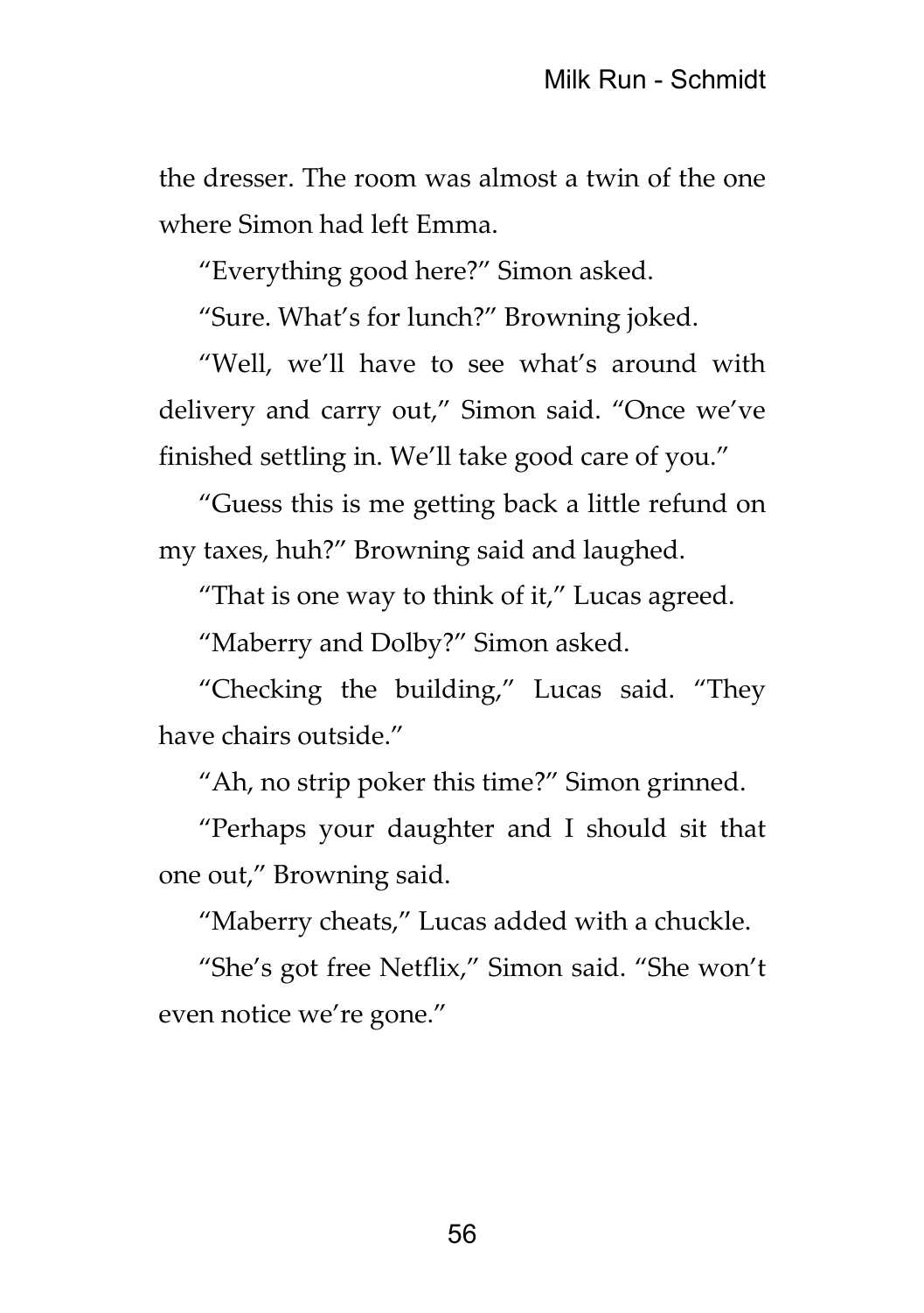the dresser. The room was almost a twin of the one where Simon had left Emma.

"Everything good here?" Simon asked.

"Sure. What's for lunch?" Browning joked.

"Well, we'll have to see what's around with delivery and carry out," Simon said. "Once we've finished settling in. We'll take good care of you."

"Guess this is me getting back a little refund on my taxes, huh?" Browning said and laughed.

"That is one way to think of it," Lucas agreed.

"Maberry and Dolby?" Simon asked.

"Checking the building," Lucas said. "They have chairs outside."

"Ah, no strip poker this time?" Simon grinned.

"Perhaps your daughter and I should sit that one out," Browning said.

"Maberry cheats," Lucas added with a chuckle.

"She's got free Netflix," Simon said. "She won't even notice we're gone."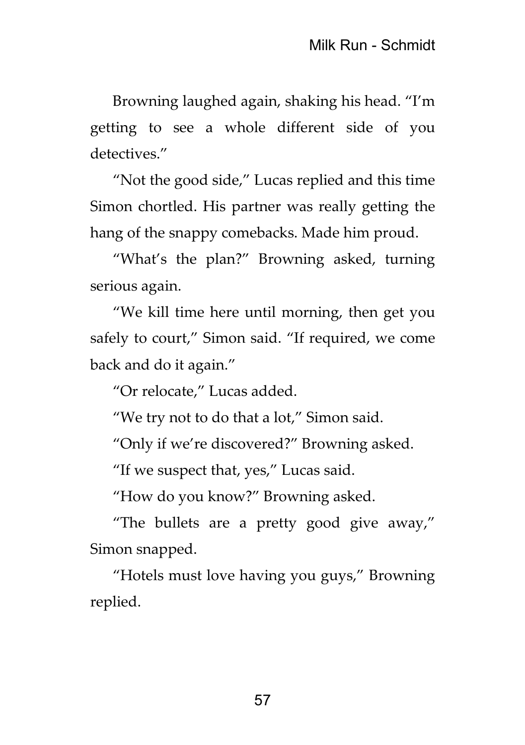Browning laughed again, shaking his head. “I’m getting to see a whole different side of you detectives.”

“Not the good side,” Lucas replied and this time Simon chortled. His partner was really getting the hang of the snappy comebacks. Made him proud.

“What’s the plan?” Browning asked, turning serious again.

“We kill time here until morning, then get you safely to court,” Simon said. “If required, we come back and do it again.”

“Or relocate,” Lucas added.

“We try not to do that a lot,” Simon said.

“Only if we’re discovered?” Browning asked.

“If we suspect that, yes,” Lucas said.

“How do you know?” Browning asked.

“The bullets are a pretty good give away,” Simon snapped.

“Hotels must love having you guys,” Browning replied.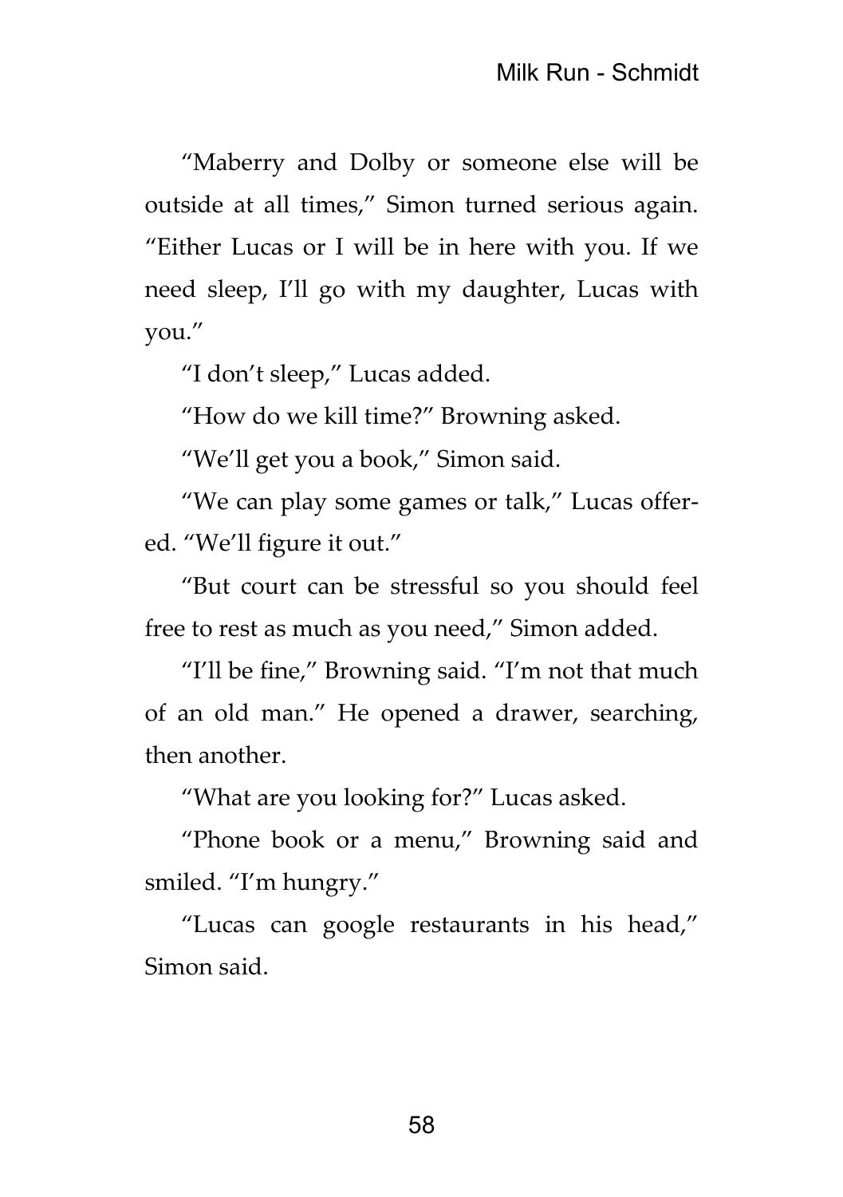"Maberry and Dolby or someone else will be outside at all times," Simon turned serious again. "Either Lucas or I will be in here with you. If we need sleep, I'll go with my daughter, Lucas with you."

"I don't sleep," Lucas added.

"How do we kill time?" Browning asked.

"We'll get you a book," Simon said.

"We can play some games or talk," Lucas offered. "We'll figure it out."

"But court can be stressful so you should feel free to rest as much as you need," Simon added.

"I'll be fine," Browning said. "I'm not that much of an old man." He opened a drawer, searching, then another.

"What are you looking for?" Lucas asked.

"Phone book or a menu," Browning said and smiled. "I'm hungry."

"Lucas can google restaurants in his head," Simon said.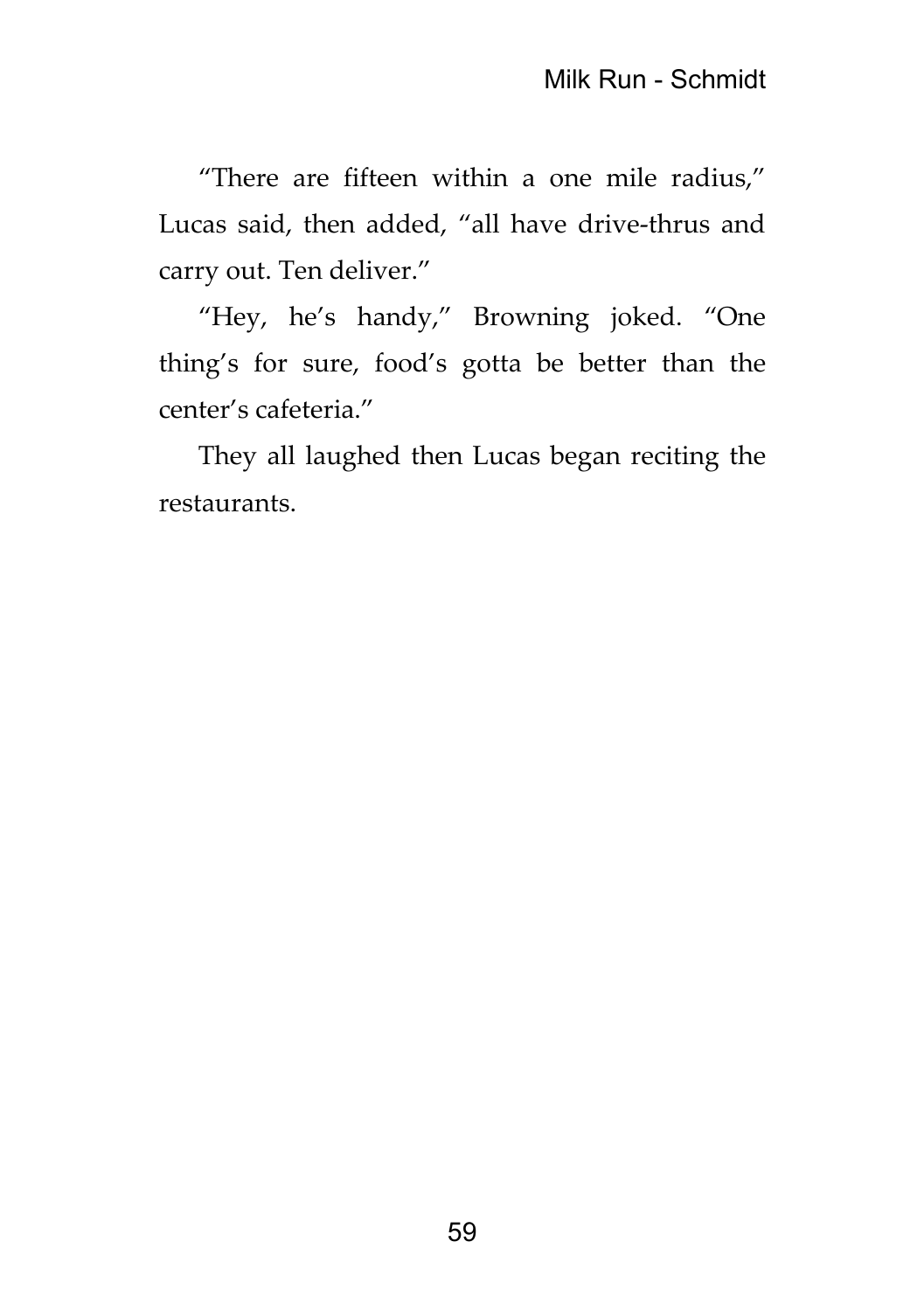“There are fifteen within a one mile radius,” Lucas said, then added, “all have drive-thrus and carry out. Ten deliver.”

“Hey, he’s handy,” Browning joked. “One thing’s for sure, food’s gotta be better than the center’s cafeteria.”

They all laughed then Lucas began reciting the restaurants.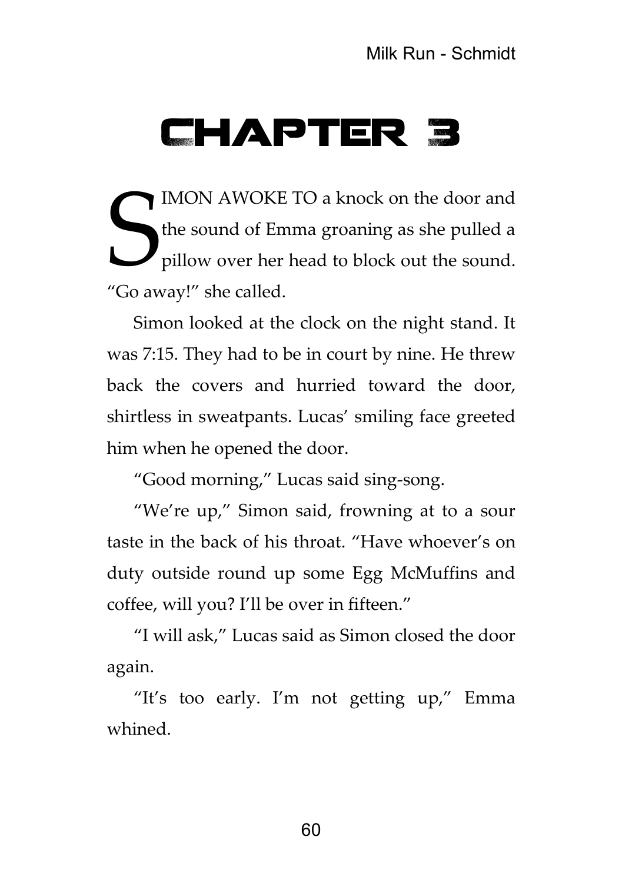# CHAPTER 3

SIMON AWOKE TO a knock on the door and the sound of Emma groaning as she pulled a pillow over her head to block out the sound. "Go away!" she called.

Simon looked at the clock on the night stand. It was 7:15. They had to be in court by nine. He threw back the covers and hurried toward the door, shirtless in sweatpants. Lucas' smiling face greeted him when he opened the door.

"Good morning," Lucas said sing-song.

"We're up," Simon said, frowning at to a sour taste in the back of his throat. "Have whoever's on duty outside round up some Egg McMuffins and coffee, will you? I'll be over in fifteen."

"I will ask," Lucas said as Simon closed the door again.

"It's too early. I'm not getting up," Emma whined.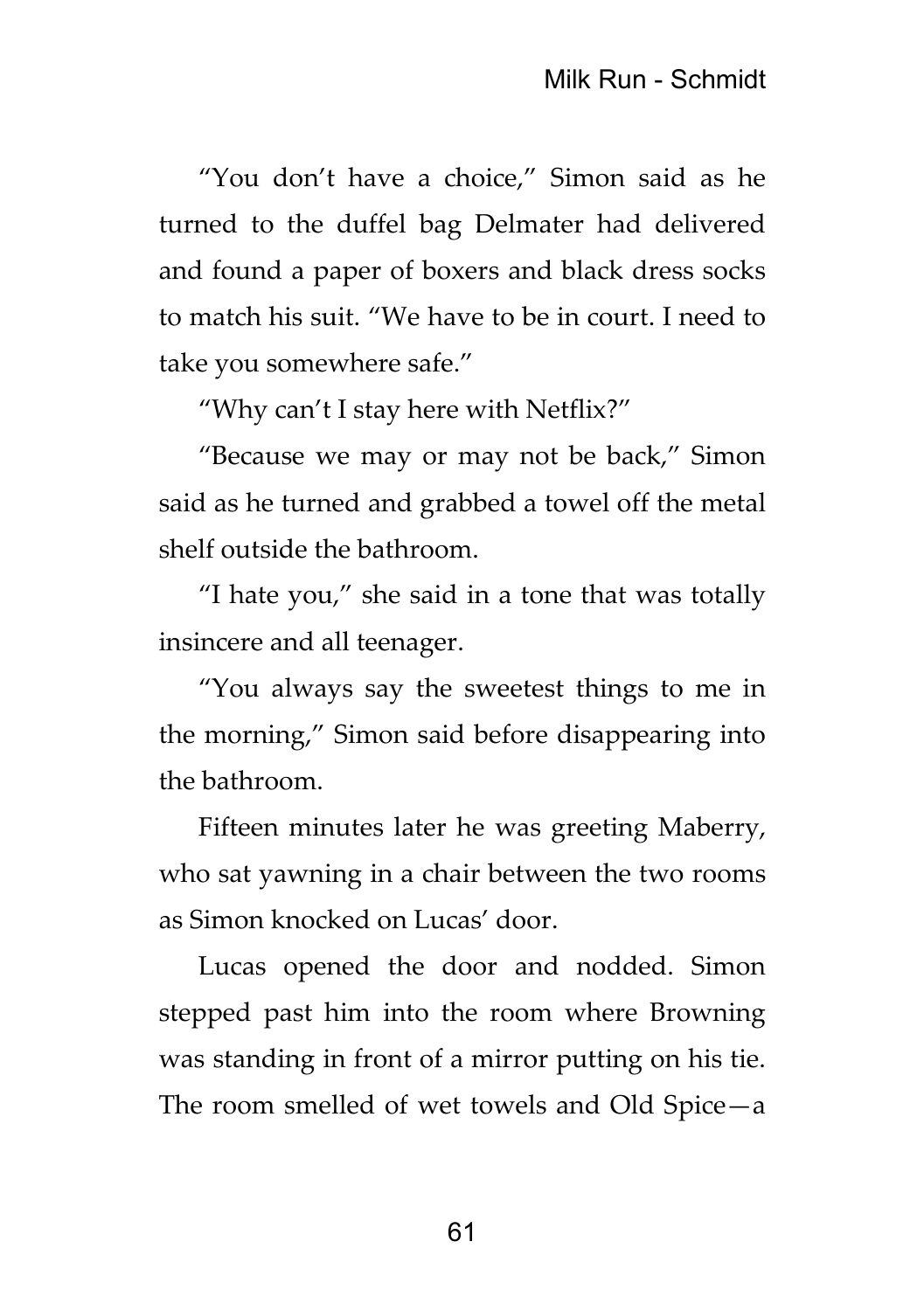"You don't have a choice," Simon said as he turned to the duffel bag Delmater had delivered and found a paper of boxers and black dress socks to match his suit. "We have to be in court. I need to take you somewhere safe."

"Why can't I stay here with Netflix?"

"Because we may or may not be back," Simon said as he turned and grabbed a towel off the metal shelf outside the bathroom.

"I hate you," she said in a tone that was totally insincere and all teenager.

"You always say the sweetest things to me in the morning," Simon said before disappearing into the bathroom.

Fifteen minutes later he was greeting Maberry, who sat yawning in a chair between the two rooms as Simon knocked on Lucas' door.

Lucas opened the door and nodded. Simon stepped past him into the room where Browning was standing in front of a mirror putting on his tie. The room smelled of wet towels and Old Spice—a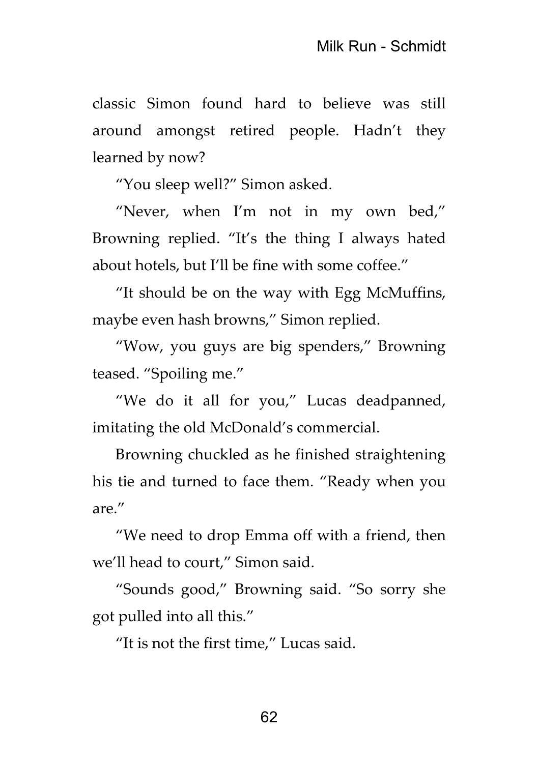classic Simon found hard to believe was still around amongst retired people. Hadn't they learned by now?

"You sleep well?" Simon asked.

"Never, when I'm not in my own bed," Browning replied. "It's the thing I always hated about hotels, but I'll be fine with some coffee."

"It should be on the way with Egg McMuffins, maybe even hash browns," Simon replied.

"Wow, you guys are big spenders," Browning teased. "Spoiling me."

"We do it all for you," Lucas deadpanned, imitating the old McDonald's commercial.

Browning chuckled as he finished straightening his tie and turned to face them. "Ready when you are."

"We need to drop Emma off with a friend, then we'll head to court," Simon said.

"Sounds good," Browning said. "So sorry she got pulled into all this."

"It is not the first time," Lucas said.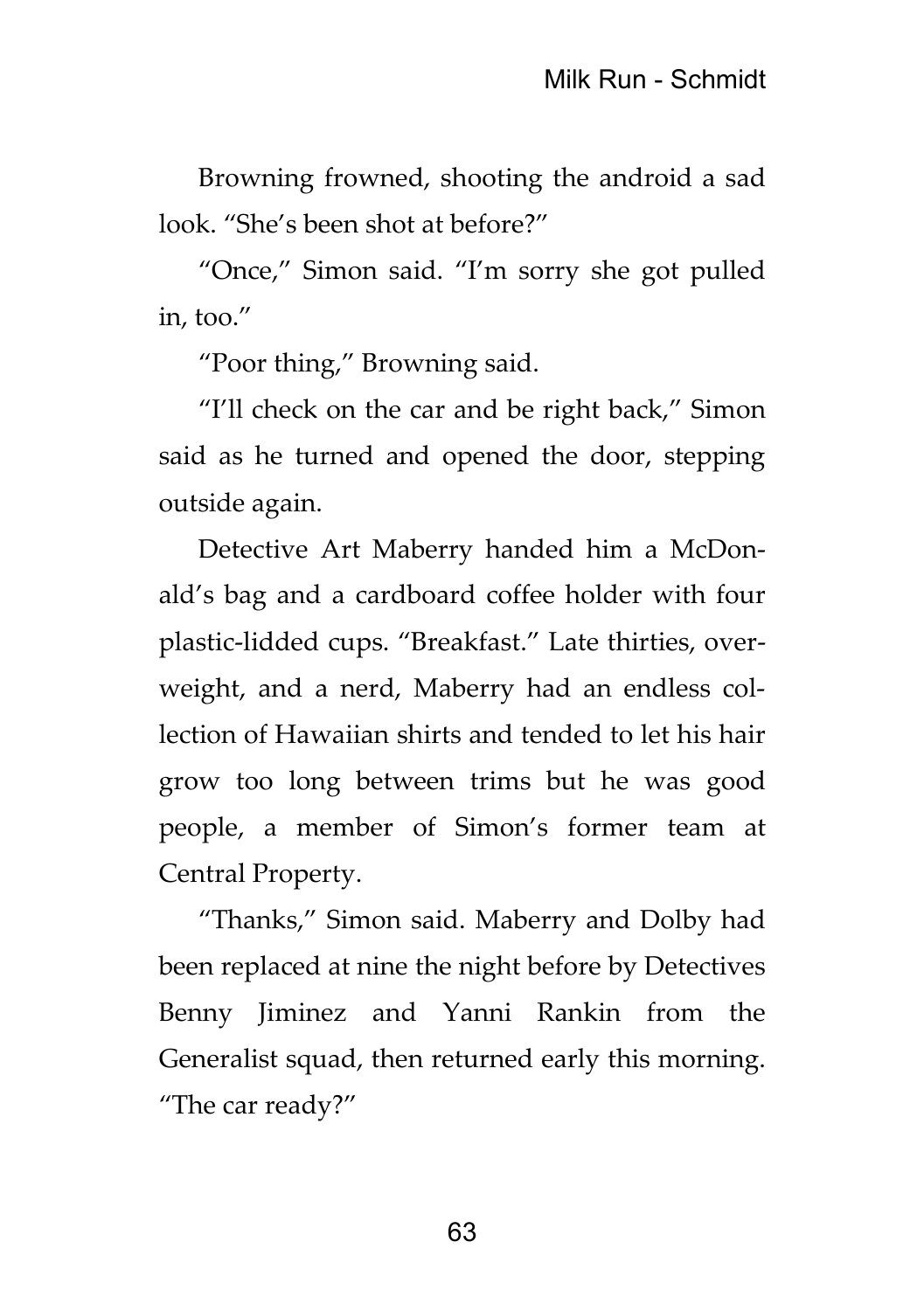Browning frowned, shooting the android a sad look. "She's been shot at before?"

"Once," Simon said. "I'm sorry she got pulled in, too."

"Poor thing," Browning said.

"I'll check on the car and be right back," Simon said as he turned and opened the door, stepping outside again.

Detective Art Maberry handed him a McDonald's bag and a cardboard coffee holder with four plastic-lidded cups. "Breakfast." Late thirties, overweight, and a nerd, Maberry had an endless collection of Hawaiian shirts and tended to let his hair grow too long between trims but he was good people, a member of Simon's former team at Central Property.

"Thanks," Simon said. Maberry and Dolby had been replaced at nine the night before by Detectives Benny Jiminez and Yanni Rankin from the Generalist squad, then returned early this morning. "The car ready?"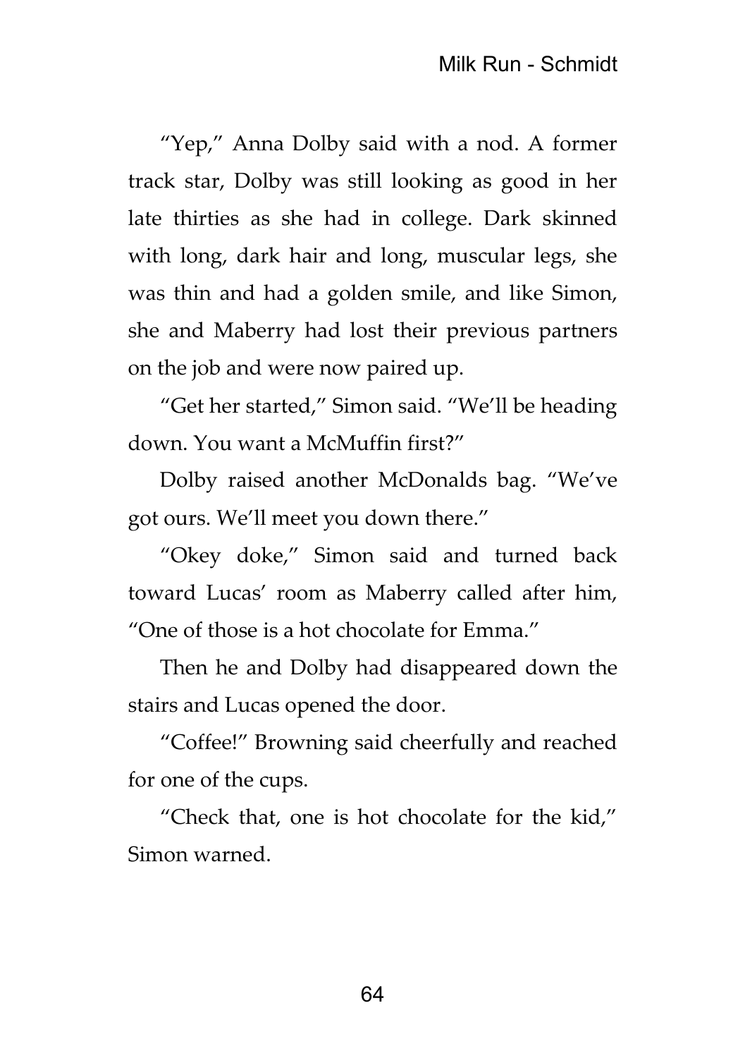"Yep," Anna Dolby said with a nod. A former track star, Dolby was still looking as good in her late thirties as she had in college. Dark skinned with long, dark hair and long, muscular legs, she was thin and had a golden smile, and like Simon, she and Maberry had lost their previous partners on the job and were now paired up.

"Get her started," Simon said. "We'll be heading down. You want a McMuffin first?"

Dolby raised another McDonalds bag. "We've got ours. We'll meet you down there."

"Okey doke," Simon said and turned back toward Lucas' room as Maberry called after him, "One of those is a hot chocolate for Emma."

Then he and Dolby had disappeared down the stairs and Lucas opened the door.

"Coffee!" Browning said cheerfully and reached for one of the cups.

"Check that, one is hot chocolate for the kid," Simon warned.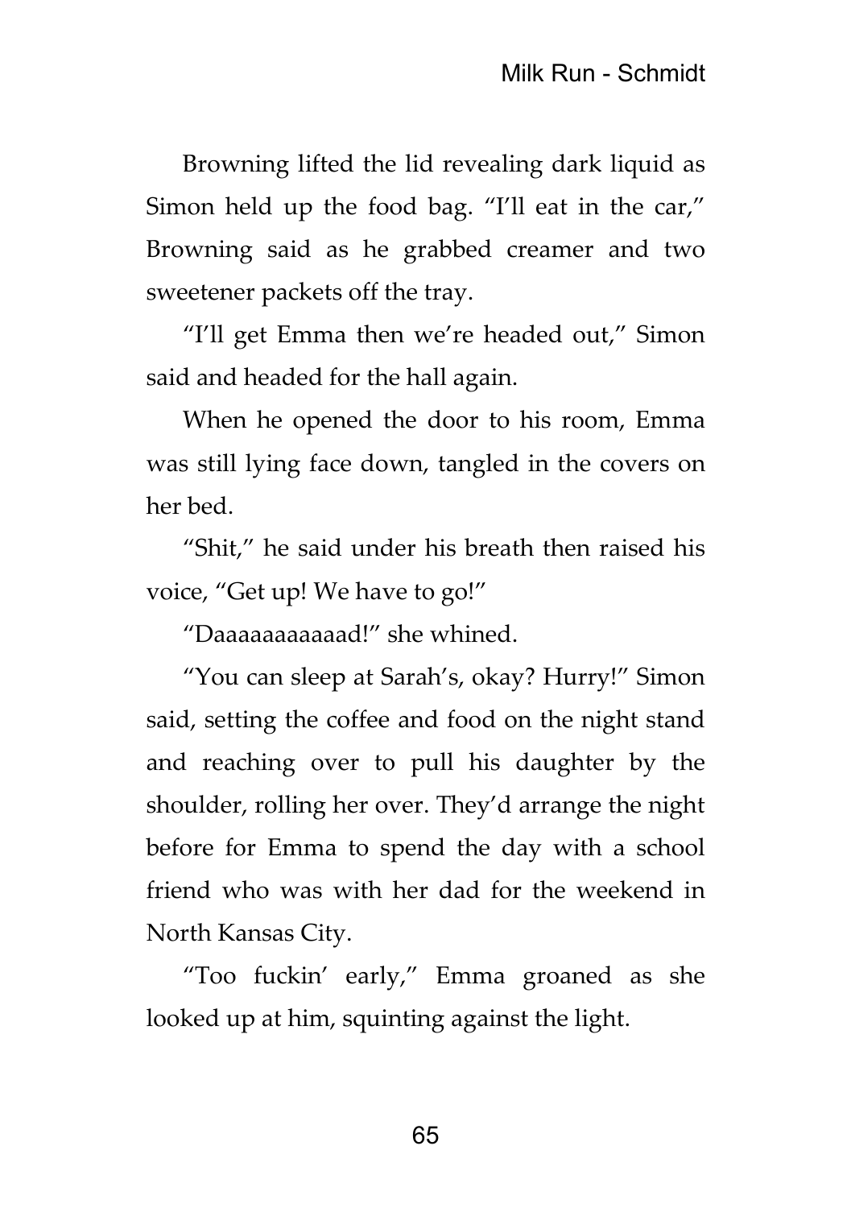Browning lifted the lid revealing dark liquid as Simon held up the food bag. “I’ll eat in the car,” Browning said as he grabbed creamer and two sweetener packets off the tray.

“I’ll get Emma then we’re headed out,” Simon said and headed for the hall again.

When he opened the door to his room, Emma was still lying face down, tangled in the covers on her bed.

“Shit,” he said under his breath then raised his voice, “Get up! We have to go!”

“Daaaaaaaaaaad!” she whined.

“You can sleep at Sarah’s, okay? Hurry!” Simon said, setting the coffee and food on the night stand and reaching over to pull his daughter by the shoulder, rolling her over. They’d arrange the night before for Emma to spend the day with a school friend who was with her dad for the weekend in North Kansas City.

“Too fuckin’ early,” Emma groaned as she looked up at him, squinting against the light.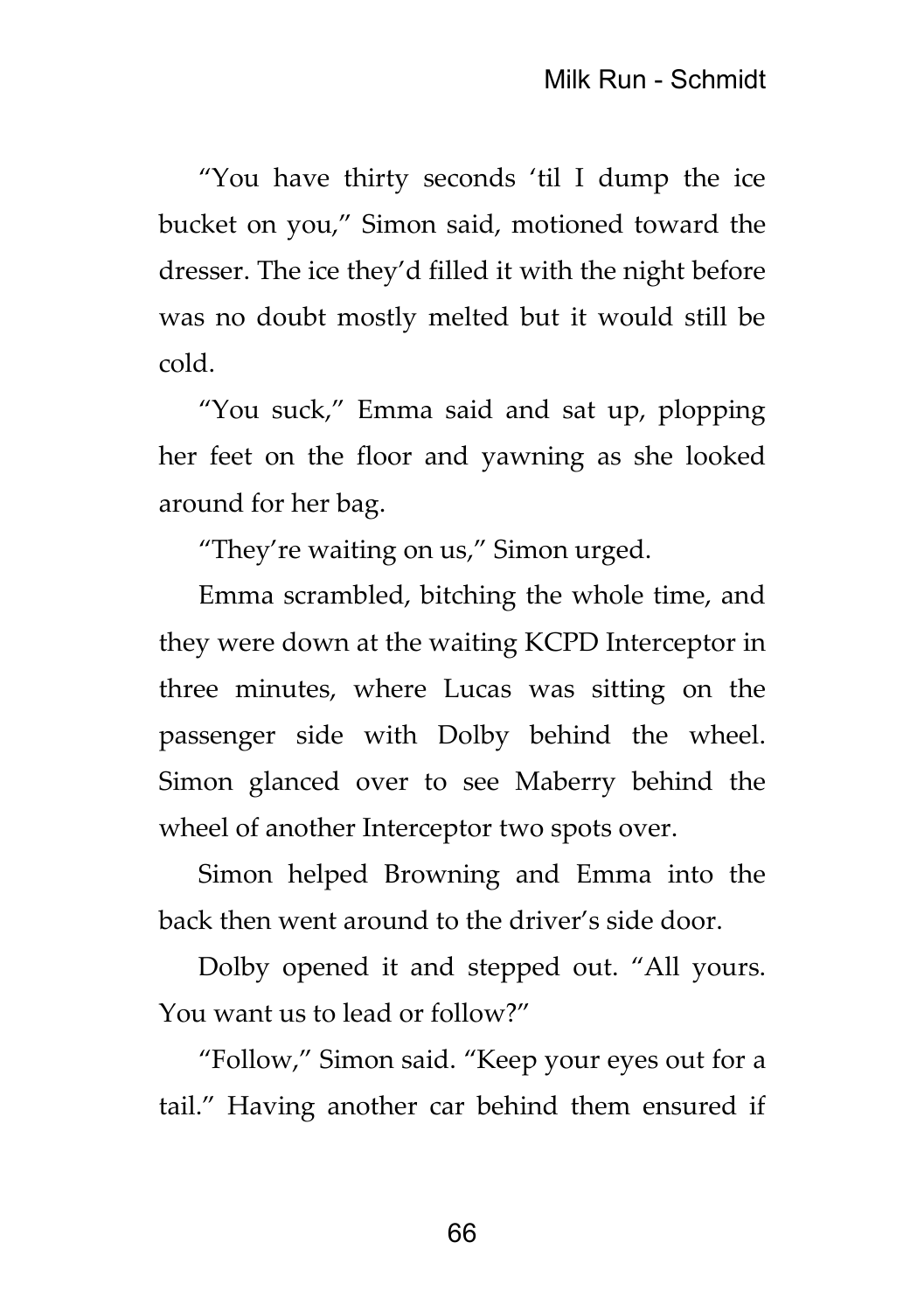"You have thirty seconds 'til I dump the ice bucket on you," Simon said, motioned toward the dresser. The ice they'd filled it with the night before was no doubt mostly melted but it would still be cold.

"You suck," Emma said and sat up, plopping her feet on the floor and yawning as she looked around for her bag.

"They're waiting on us," Simon urged.

Emma scrambled, bitching the whole time, and they were down at the waiting KCPD Interceptor in three minutes, where Lucas was sitting on the passenger side with Dolby behind the wheel. Simon glanced over to see Maberry behind the wheel of another Interceptor two spots over.

Simon helped Browning and Emma into the back then went around to the driver's side door.

Dolby opened it and stepped out. "All yours. You want us to lead or follow?"

"Follow," Simon said. "Keep your eyes out for a tail." Having another car behind them ensured if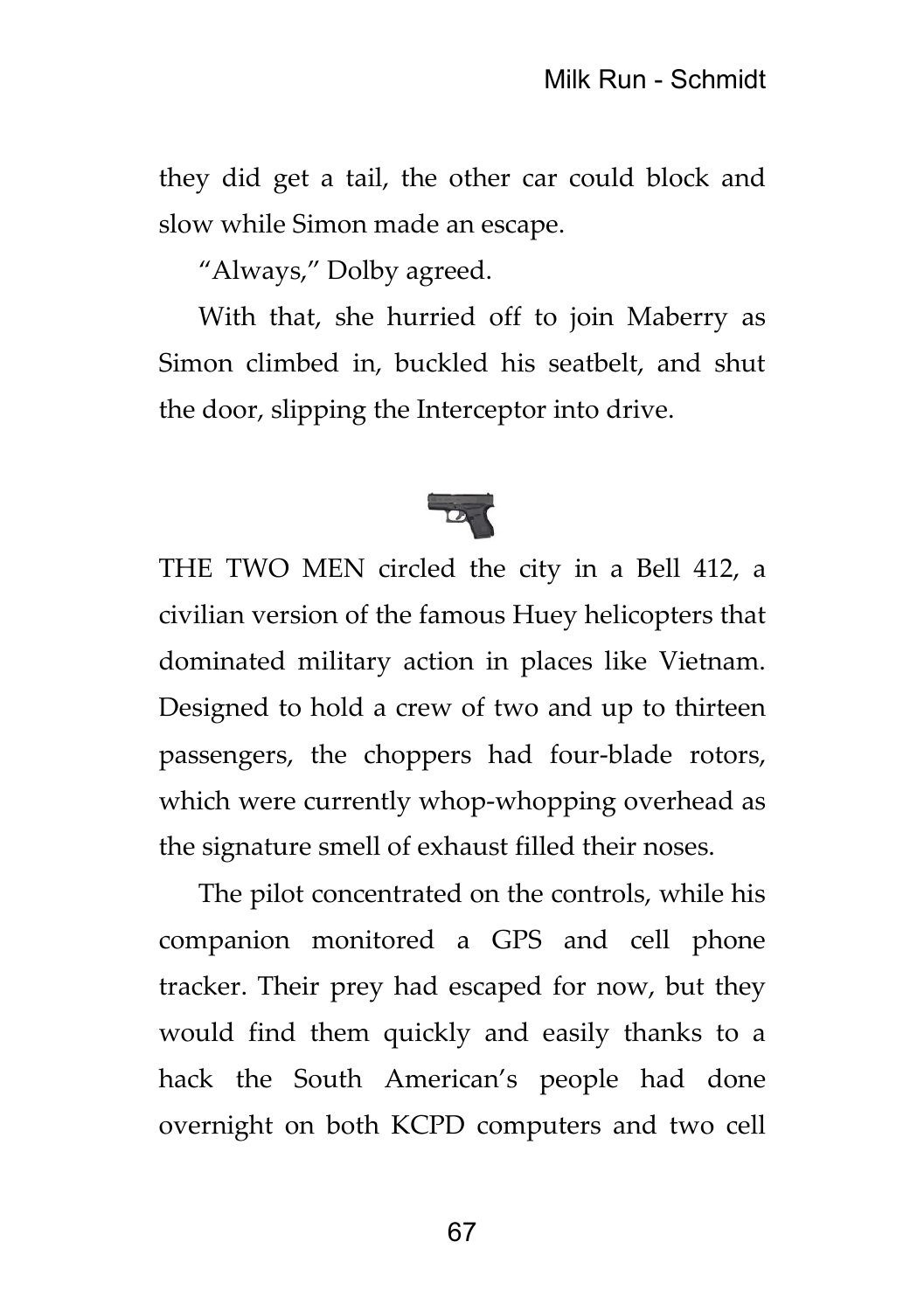they did get a tail, the other car could block and slow while Simon made an escape.

"Always," Dolby agreed.

With that, she hurried off to join Maberry as Simon climbed in, buckled his seatbelt, and shut the door, slipping the Interceptor into drive.

THE TWO MEN circled the city in a Bell 412, a civilian version of the famous Huey helicopters that dominated military action in places like Vietnam. Designed to hold a crew of two and up to thirteen passengers, the choppers had four-blade rotors, which were currently whop-whopping overhead as the signature smell of exhaust filled their noses.

The pilot concentrated on the controls, while his companion monitored a GPS and cell phone tracker. Their prey had escaped for now, but they would find them quickly and easily thanks to a hack the South American's people had done overnight on both KCPD computers and two cell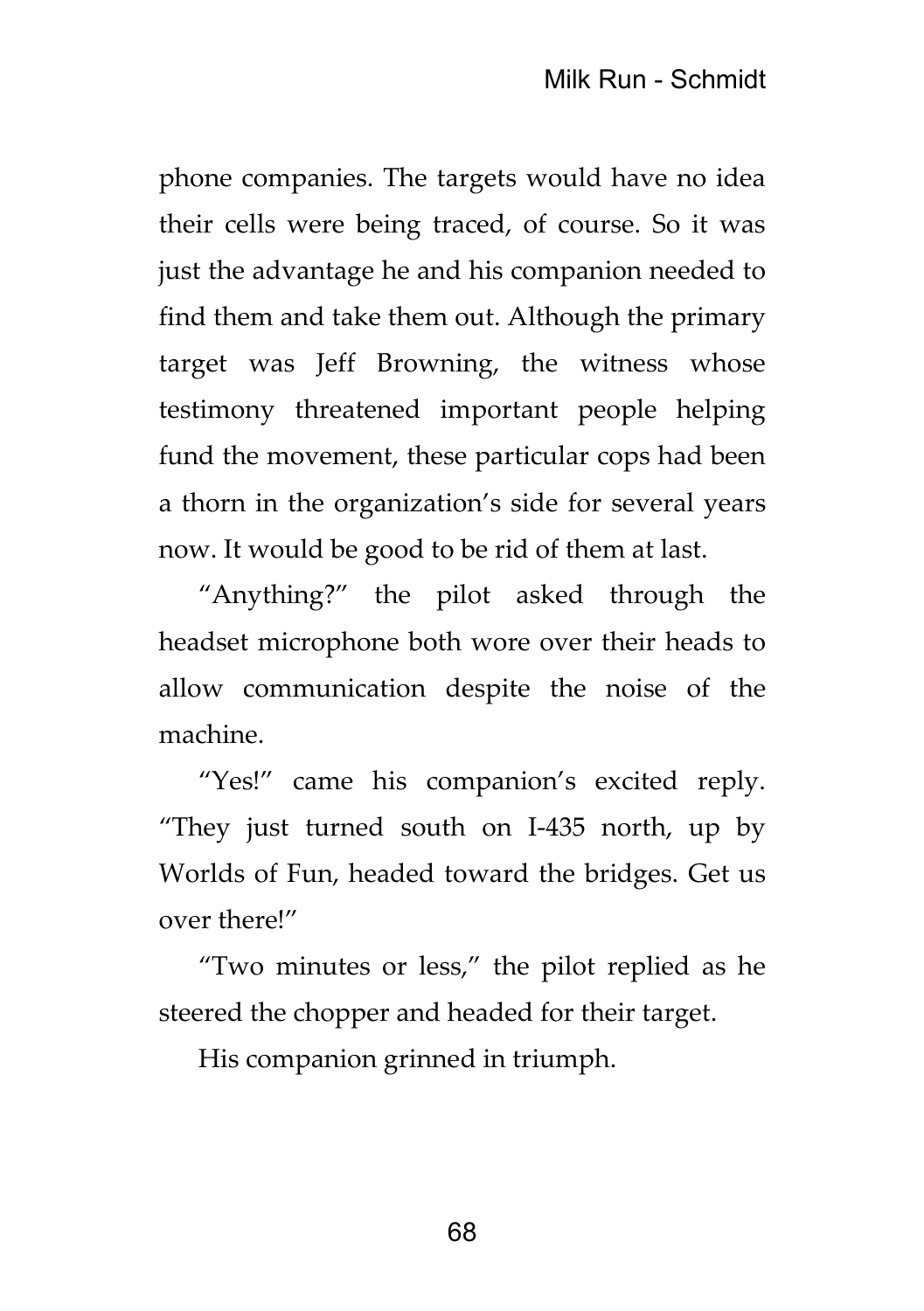phone companies. The targets would have no idea their cells were being traced, of course. So it was just the advantage he and his companion needed to find them and take them out. Although the primary target was Jeff Browning, the witness whose testimony threatened important people helping fund the movement, these particular cops had been a thorn in the organization's side for several years now. It would be good to be rid of them at last.

"Anything?" the pilot asked through the headset microphone both wore over their heads to allow communication despite the noise of the machine.

"Yes!" came his companion's excited reply. "They just turned south on I-435 north, up by Worlds of Fun, headed toward the bridges. Get us over there!"

"Two minutes or less," the pilot replied as he steered the chopper and headed for their target.

His companion grinned in triumph.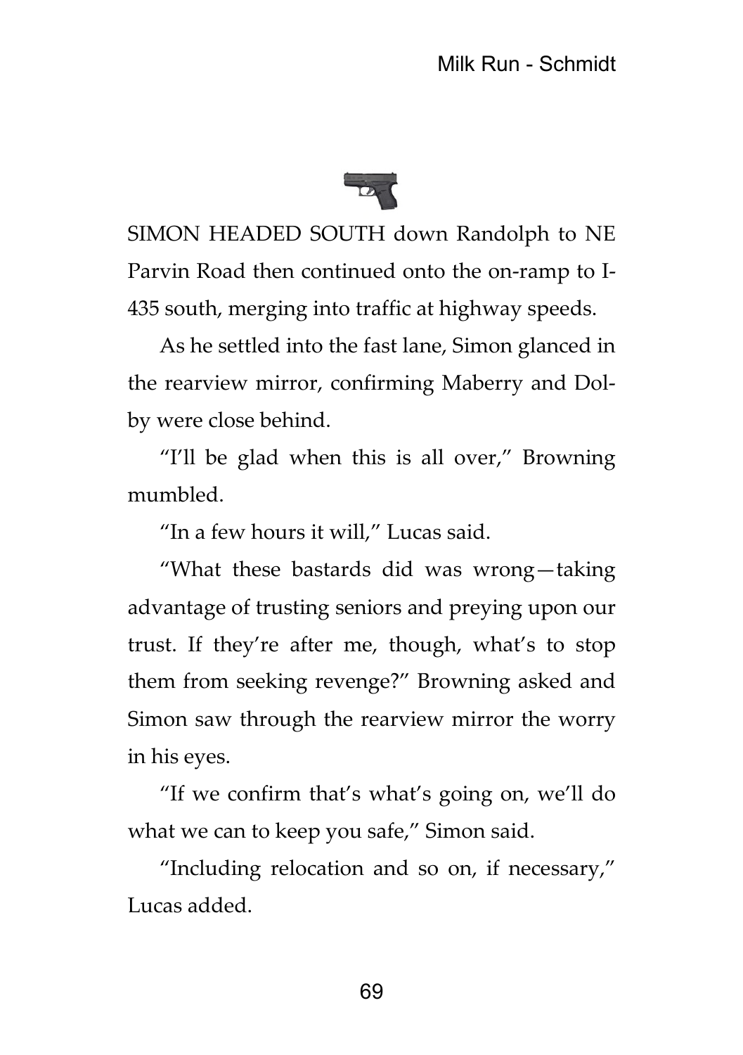SIMON HEADED SOUTH down Randolph to NE Parvin Road then continued onto the on-ramp to I-435 south, merging into traffic at highway speeds.

As he settled into the fast lane, Simon glanced in the rearview mirror, confirming Maberry and Dolby were close behind.

"I'll be glad when this is all over," Browning mumbled.

"In a few hours it will," Lucas said.

"What these bastards did was wrong—taking advantage of trusting seniors and preying upon our trust. If they're after me, though, what's to stop them from seeking revenge?" Browning asked and Simon saw through the rearview mirror the worry in his eyes.

"If we confirm that's what's going on, we'll do what we can to keep you safe," Simon said.

"Including relocation and so on, if necessary," Lucas added.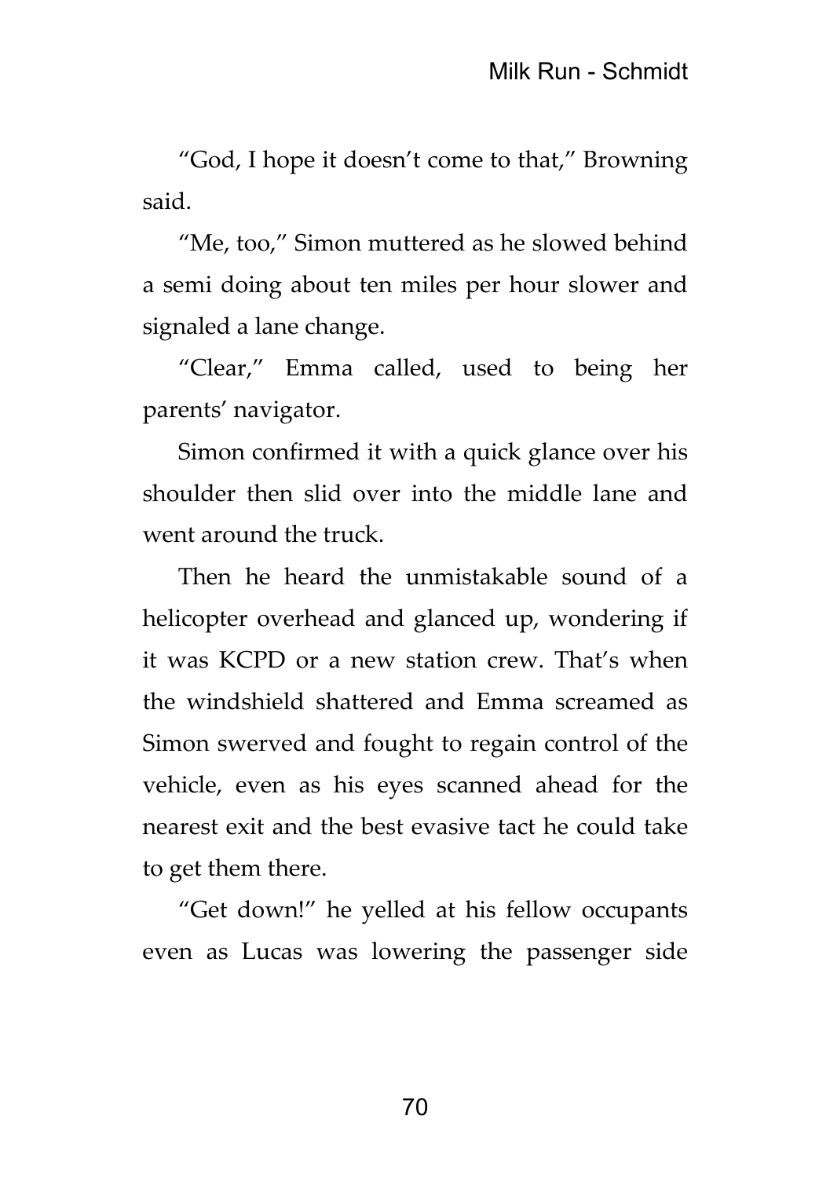"God, I hope it doesn't come to that," Browning said.

"Me, too," Simon muttered as he slowed behind a semi doing about ten miles per hour slower and signaled a lane change.

"Clear," Emma called, used to being her parents' navigator.

Simon confirmed it with a quick glance over his shoulder then slid over into the middle lane and went around the truck.

Then he heard the unmistakable sound of a helicopter overhead and glanced up, wondering if it was KCPD or a new station crew. That's when the windshield shattered and Emma screamed as Simon swerved and fought to regain control of the vehicle, even as his eyes scanned ahead for the nearest exit and the best evasive tact he could take to get them there.

"Get down!" he yelled at his fellow occupants even as Lucas was lowering the passenger side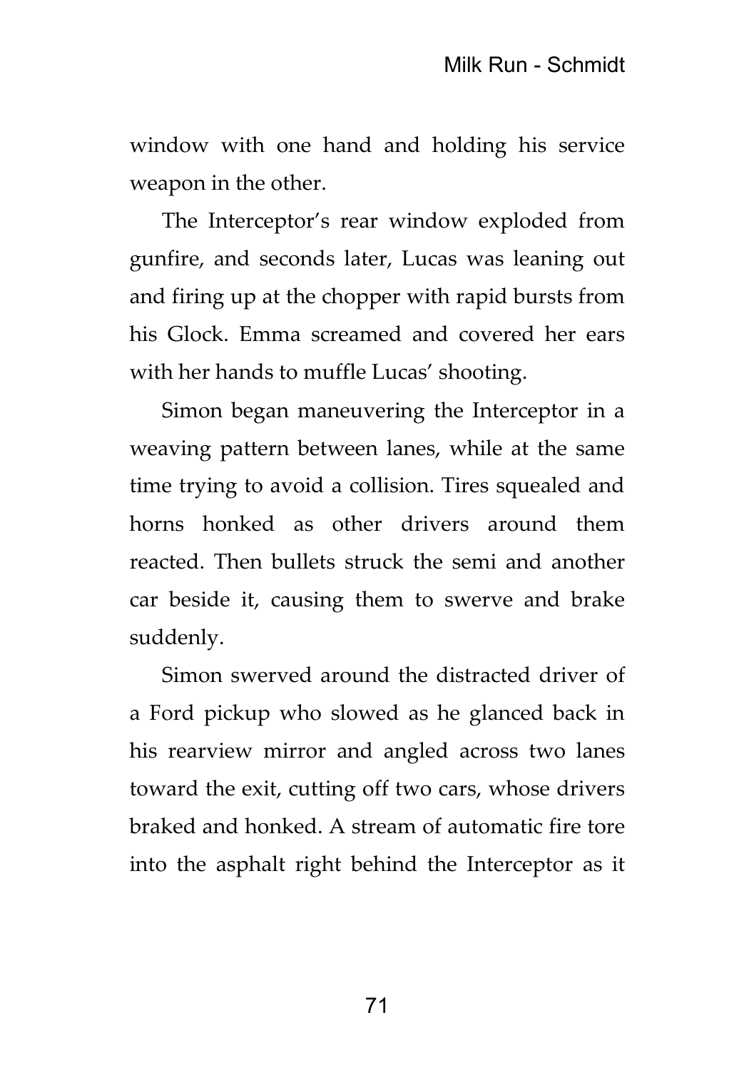window with one hand and holding his service weapon in the other.

The Interceptor's rear window exploded from gunfire, and seconds later, Lucas was leaning out and firing up at the chopper with rapid bursts from his Glock. Emma screamed and covered her ears with her hands to muffle Lucas' shooting.

Simon began maneuvering the Interceptor in a weaving pattern between lanes, while at the same time trying to avoid a collision. Tires squealed and horns honked as other drivers around them reacted. Then bullets struck the semi and another car beside it, causing them to swerve and brake suddenly.

Simon swerved around the distracted driver of a Ford pickup who slowed as he glanced back in his rearview mirror and angled across two lanes toward the exit, cutting off two cars, whose drivers braked and honked. A stream of automatic fire tore into the asphalt right behind the Interceptor as it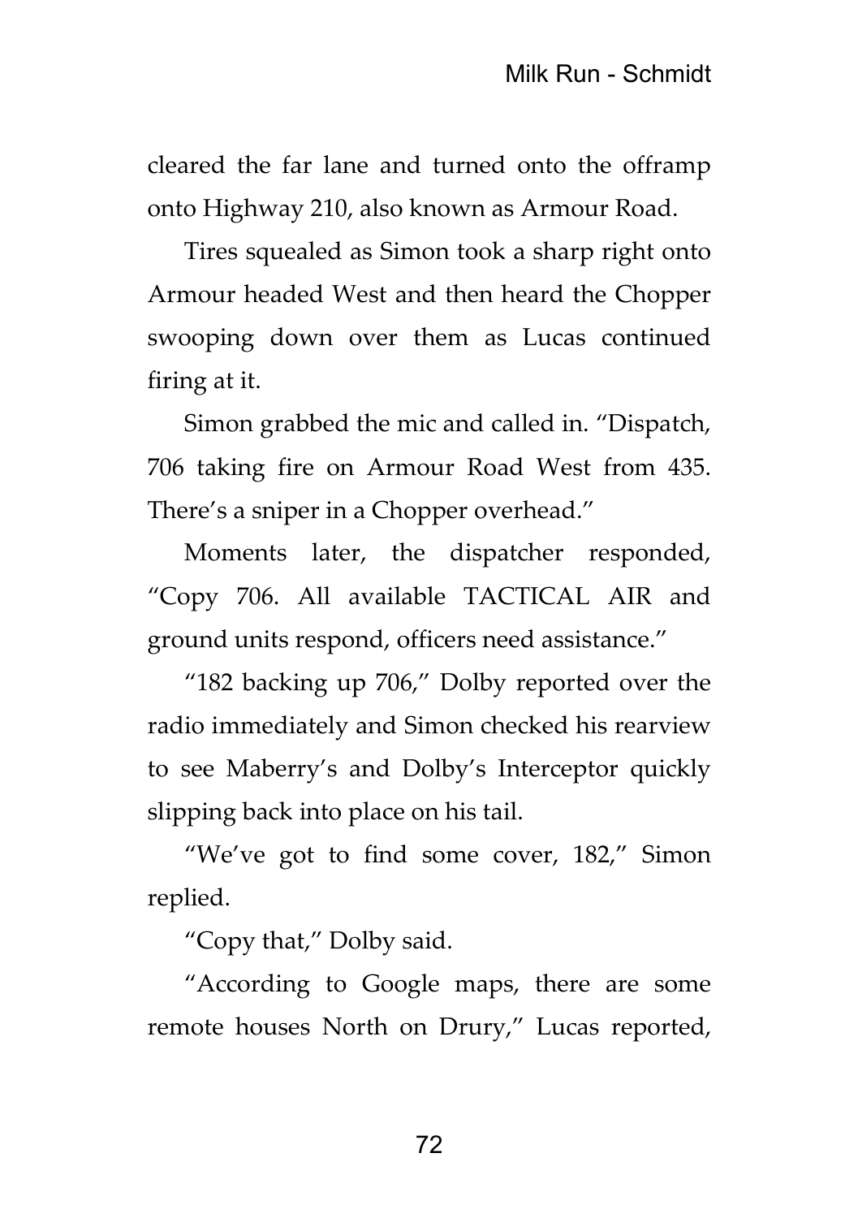cleared the far lane and turned onto the offramp onto Highway 210, also known as Armour Road.

Tires squealed as Simon took a sharp right onto Armour headed West and then heard the Chopper swooping down over them as Lucas continued firing at it.

Simon grabbed the mic and called in. "Dispatch, 706 taking fire on Armour Road West from 435. There's a sniper in a Chopper overhead."

Moments later, the dispatcher responded, "Copy 706. All available TACTICAL AIR and ground units respond, officers need assistance."

"182 backing up 706," Dolby reported over the radio immediately and Simon checked his rearview to see Maberry's and Dolby's Interceptor quickly slipping back into place on his tail.

"We've got to find some cover, 182," Simon replied.

"Copy that," Dolby said.

"According to Google maps, there are some remote houses North on Drury," Lucas reported,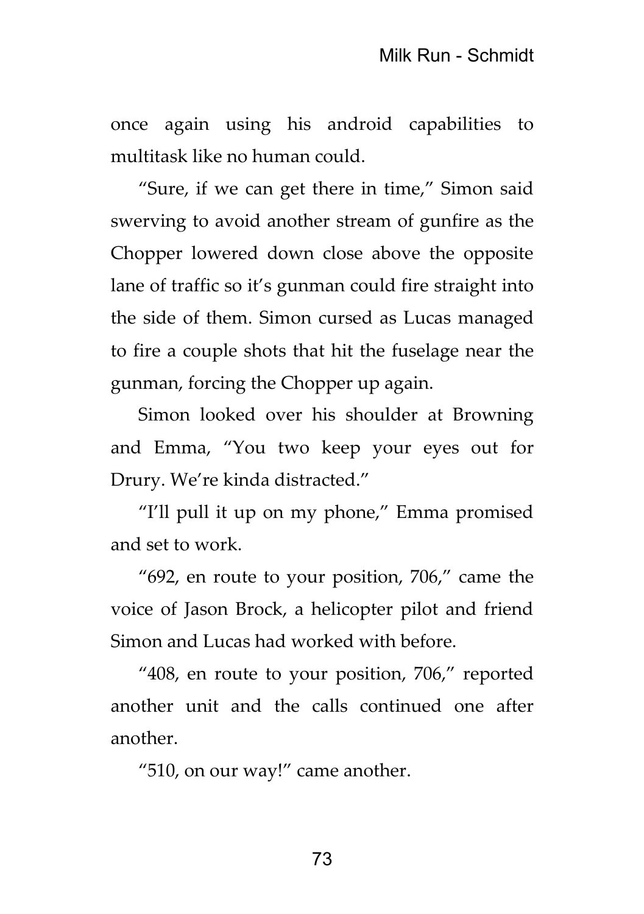once again using his android capabilities to multitask like no human could.

“Sure, if we can get there in time,” Simon said swerving to avoid another stream of gunfire as the Chopper lowered down close above the opposite lane of traffic so it’s gunman could fire straight into the side of them. Simon cursed as Lucas managed to fire a couple shots that hit the fuselage near the gunman, forcing the Chopper up again.

Simon looked over his shoulder at Browning and Emma, “You two keep your eyes out for Drury. We’re kinda distracted.”

“I’ll pull it up on my phone,” Emma promised and set to work.

“692, en route to your position, 706,” came the voice of Jason Brock, a helicopter pilot and friend Simon and Lucas had worked with before.

“408, en route to your position, 706,” reported another unit and the calls continued one after another.

“510, on our way!” came another.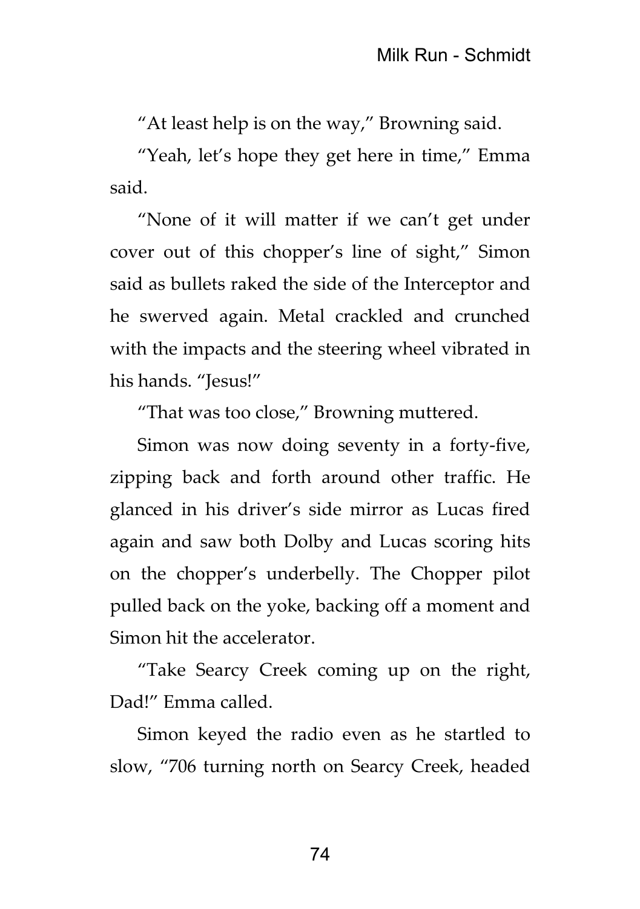"At least help is on the way," Browning said.

"Yeah, let's hope they get here in time," Emma said.

"None of it will matter if we can't get under cover out of this chopper's line of sight," Simon said as bullets raked the side of the Interceptor and he swerved again. Metal crackled and crunched with the impacts and the steering wheel vibrated in his hands. "Jesus!"

"That was too close," Browning muttered.

Simon was now doing seventy in a forty-five, zipping back and forth around other traffic. He glanced in his driver's side mirror as Lucas fired again and saw both Dolby and Lucas scoring hits on the chopper's underbelly. The Chopper pilot pulled back on the yoke, backing off a moment and Simon hit the accelerator.

"Take Searcy Creek coming up on the right, Dad!" Emma called.

Simon keyed the radio even as he startled to slow, "706 turning north on Searcy Creek, headed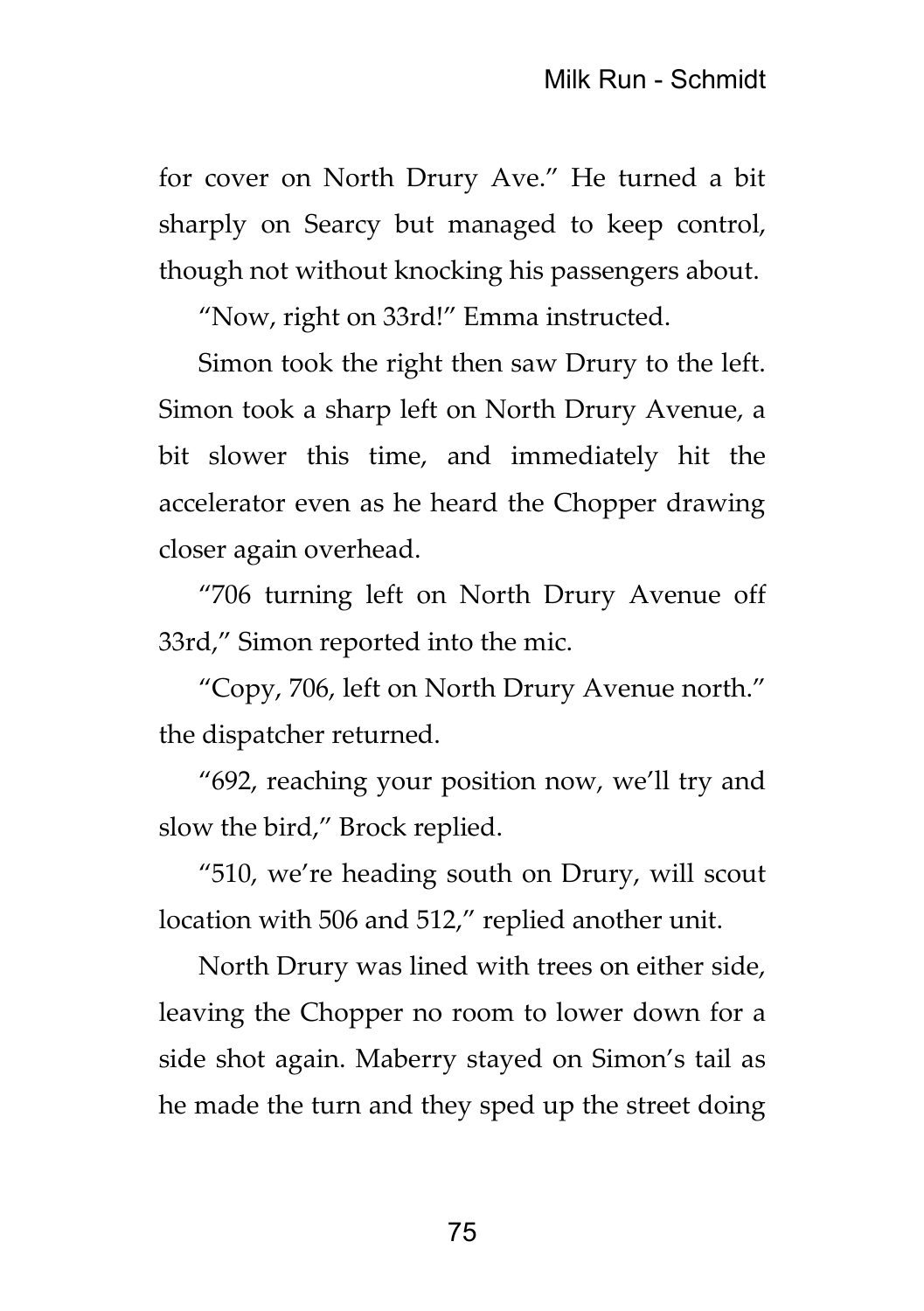for cover on North Drury Ave." He turned a bit sharply on Searcy but managed to keep control, though not without knocking his passengers about.

"Now, right on 33rd!" Emma instructed.

Simon took the right then saw Drury to the left. Simon took a sharp left on North Drury Avenue, a bit slower this time, and immediately hit the accelerator even as he heard the Chopper drawing closer again overhead.

"706 turning left on North Drury Avenue off 33rd," Simon reported into the mic.

"Copy, 706, left on North Drury Avenue north." the dispatcher returned.

"692, reaching your position now, we'll try and slow the bird," Brock replied.

"510, we're heading south on Drury, will scout location with 506 and 512," replied another unit.

North Drury was lined with trees on either side, leaving the Chopper no room to lower down for a side shot again. Maberry stayed on Simon's tail as he made the turn and they sped up the street doing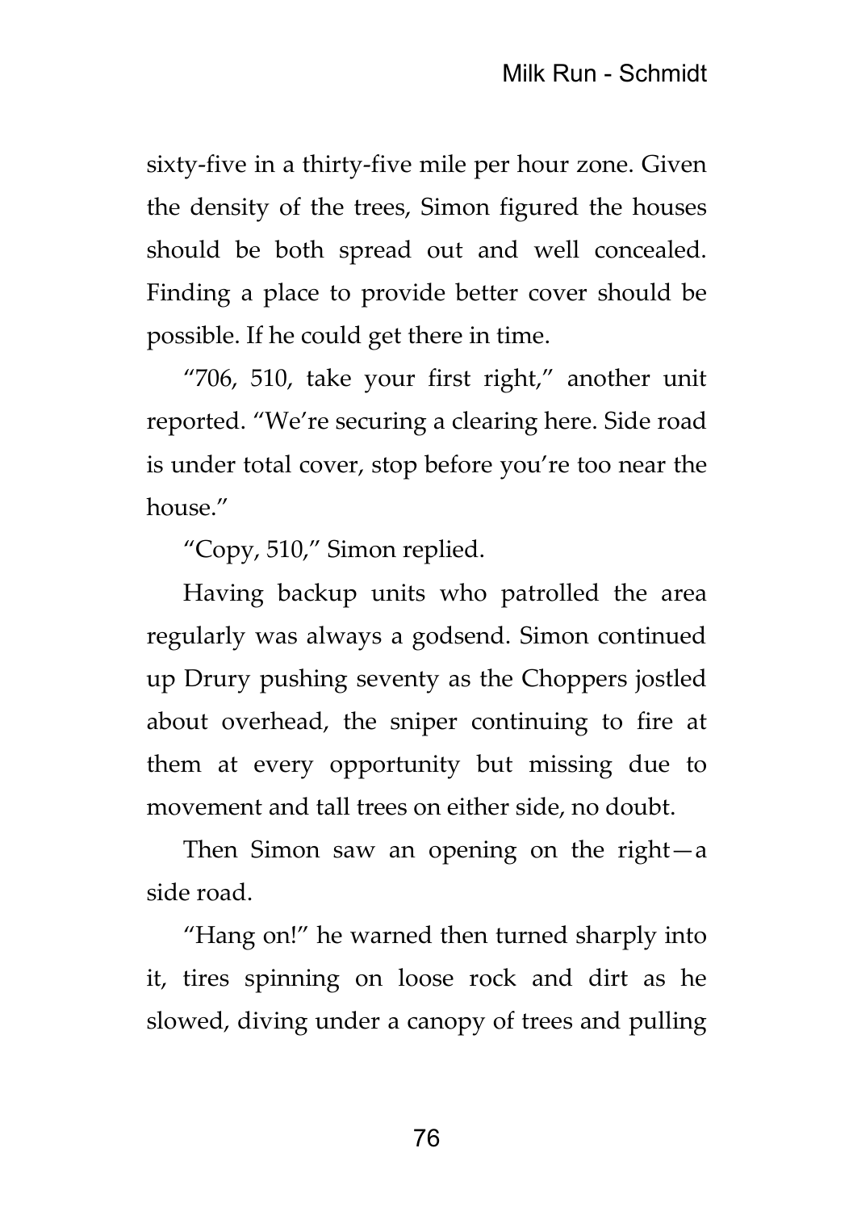sixty-five in a thirty-five mile per hour zone. Given the density of the trees, Simon figured the houses should be both spread out and well concealed. Finding a place to provide better cover should be possible. If he could get there in time.

"706, 510, take your first right," another unit reported. "We're securing a clearing here. Side road is under total cover, stop before you're too near the house."

"Copy, 510," Simon replied.

Having backup units who patrolled the area regularly was always a godsend. Simon continued up Drury pushing seventy as the Choppers jostled about overhead, the sniper continuing to fire at them at every opportunity but missing due to movement and tall trees on either side, no doubt.

Then Simon saw an opening on the right—a side road.

"Hang on!" he warned then turned sharply into it, tires spinning on loose rock and dirt as he slowed, diving under a canopy of trees and pulling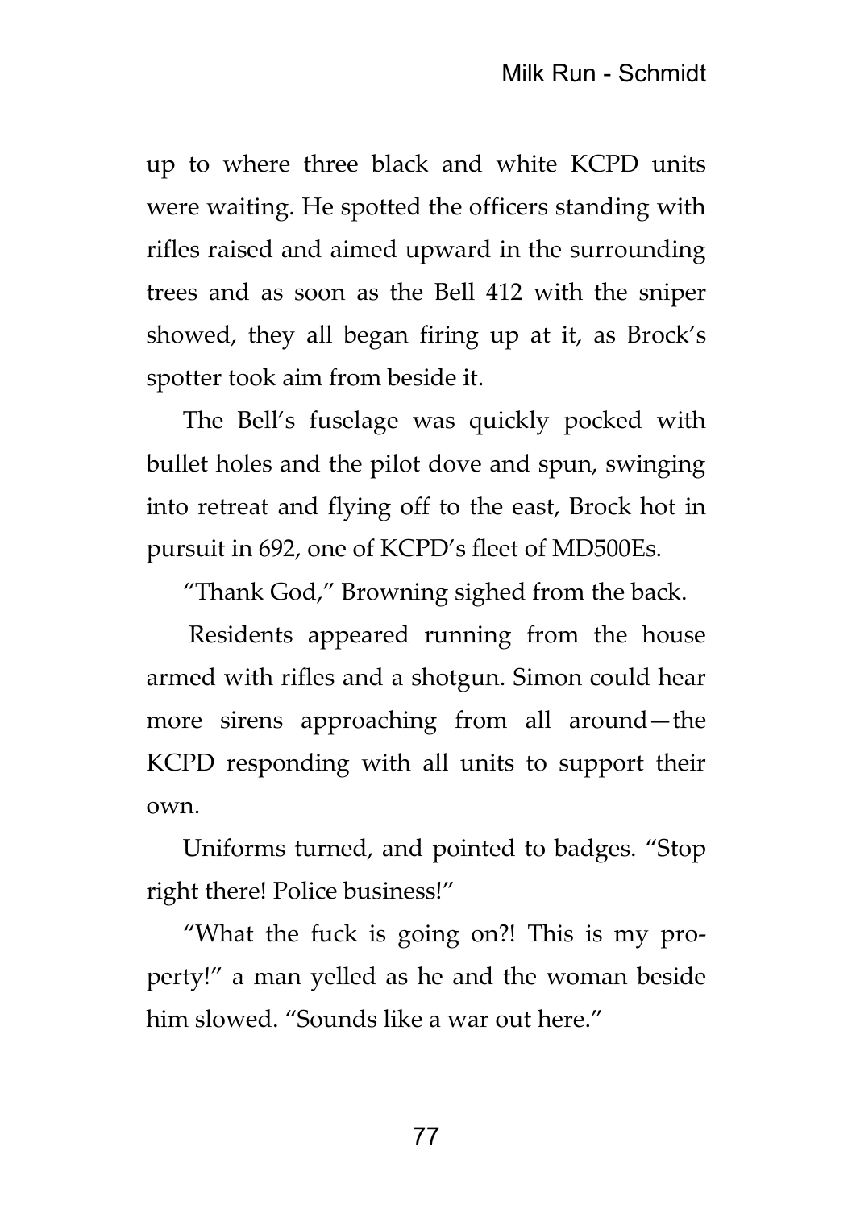up to where three black and white KCPD units were waiting. He spotted the officers standing with rifles raised and aimed upward in the surrounding trees and as soon as the Bell 412 with the sniper showed, they all began firing up at it, as Brock's spotter took aim from beside it.

The Bell's fuselage was quickly pocked with bullet holes and the pilot dove and spun, swinging into retreat and flying off to the east, Brock hot in pursuit in 692, one of KCPD's fleet of MD500Es.

"Thank God," Browning sighed from the back.

Residents appeared running from the house armed with rifles and a shotgun. Simon could hear more sirens approaching from all around—the KCPD responding with all units to support their own.

Uniforms turned, and pointed to badges. "Stop right there! Police business!"

"What the fuck is going on?! This is my property!" a man yelled as he and the woman beside him slowed. "Sounds like a war out here."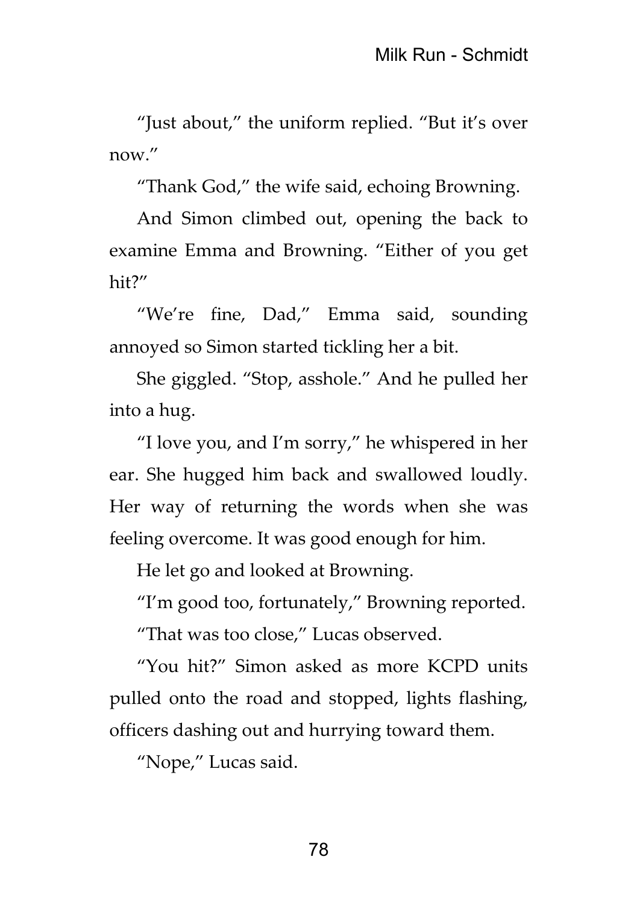"Just about," the uniform replied. "But it's over now."

"Thank God," the wife said, echoing Browning.

And Simon climbed out, opening the back to examine Emma and Browning. "Either of you get hit?"

"We're fine, Dad," Emma said, sounding annoyed so Simon started tickling her a bit.

She giggled. "Stop, asshole." And he pulled her into a hug.

"I love you, and I'm sorry," he whispered in her ear. She hugged him back and swallowed loudly. Her way of returning the words when she was feeling overcome. It was good enough for him.

He let go and looked at Browning.

"I'm good too, fortunately," Browning reported.

"That was too close," Lucas observed.

"You hit?" Simon asked as more KCPD units pulled onto the road and stopped, lights flashing, officers dashing out and hurrying toward them.

"Nope," Lucas said.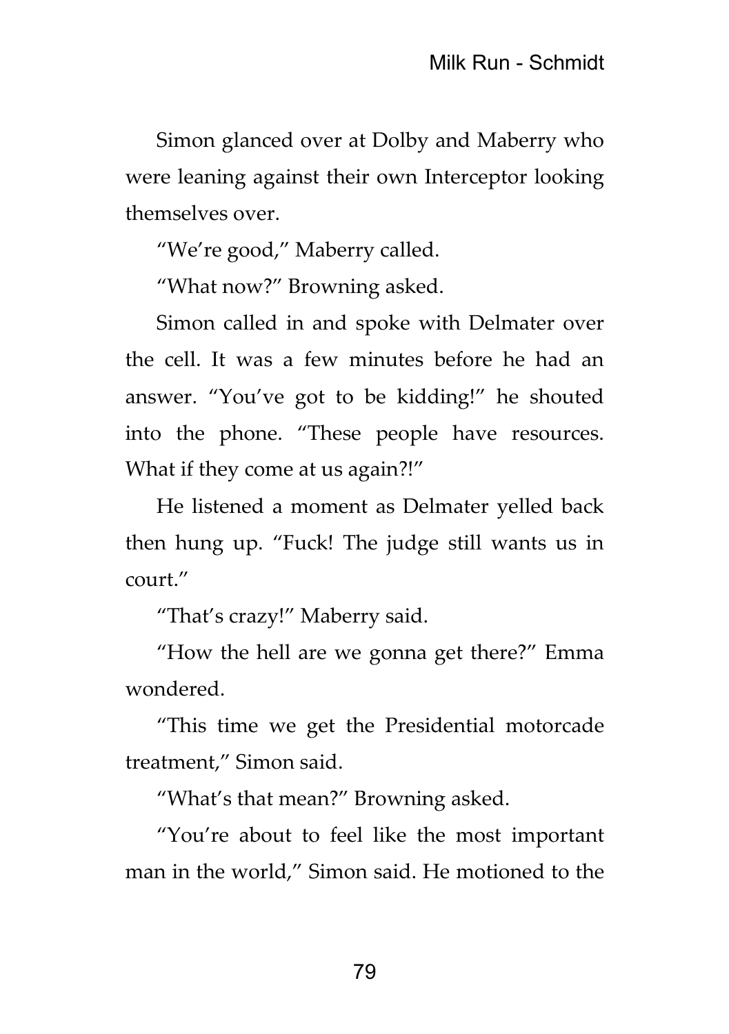Simon glanced over at Dolby and Maberry who were leaning against their own Interceptor looking themselves over.

"We're good," Maberry called.

"What now?" Browning asked.

Simon called in and spoke with Delmater over the cell. It was a few minutes before he had an answer. "You've got to be kidding!" he shouted into the phone. "These people have resources. What if they come at us again?!"

He listened a moment as Delmater yelled back then hung up. "Fuck! The judge still wants us in court."

"That's crazy!" Maberry said.

"How the hell are we gonna get there?" Emma wondered.

"This time we get the Presidential motorcade treatment," Simon said.

"What's that mean?" Browning asked.

"You're about to feel like the most important man in the world," Simon said. He motioned to the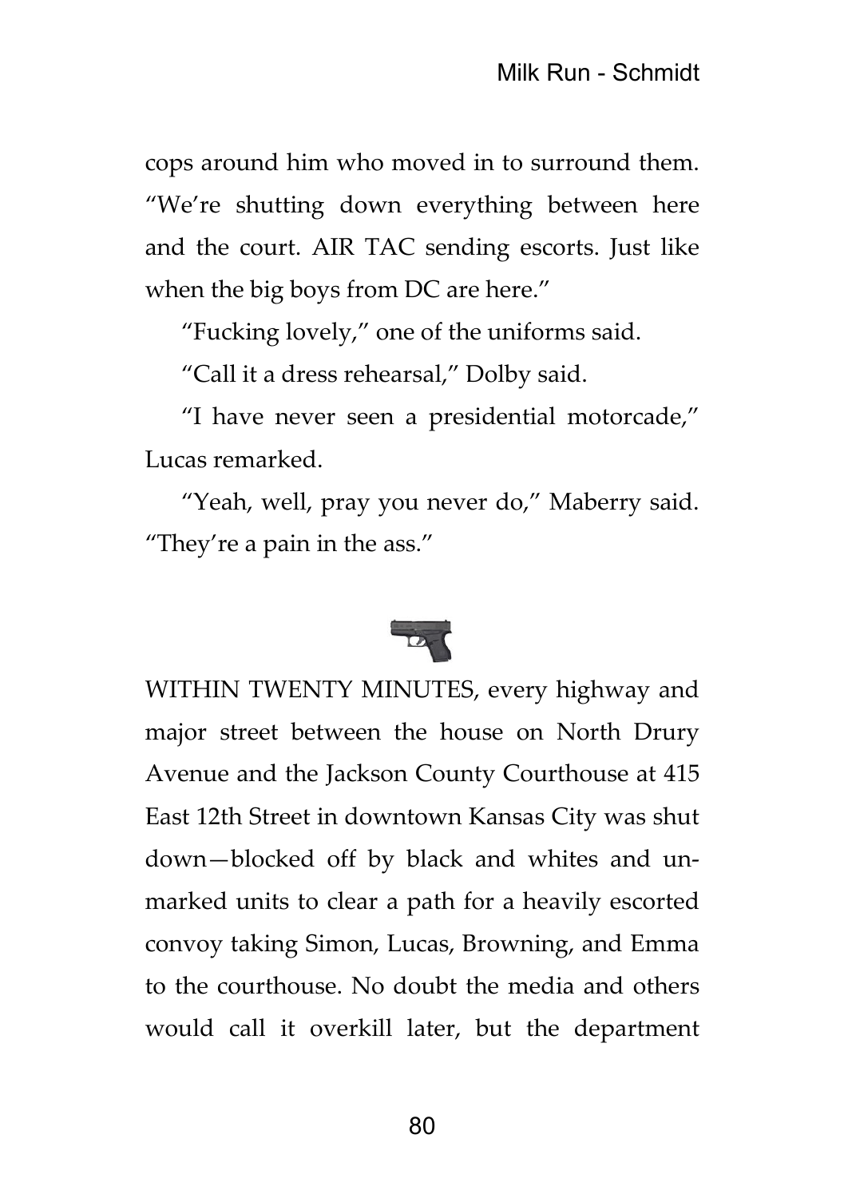cops around him who moved in to surround them. "We're shutting down everything between here and the court. AIR TAC sending escorts. Just like when the big boys from DC are here."

"Fucking lovely," one of the uniforms said.

"Call it a dress rehearsal," Dolby said.

"I have never seen a presidential motorcade," Lucas remarked.

"Yeah, well, pray you never do," Maberry said. "They're a pain in the ass."

WITHIN TWENTY MINUTES, every highway and major street between the house on North Drury Avenue and the Jackson County Courthouse at 415 East 12th Street in downtown Kansas City was shut down—blocked off by black and whites and unmarked units to clear a path for a heavily escorted convoy taking Simon, Lucas, Browning, and Emma to the courthouse. No doubt the media and others would call it overkill later, but the department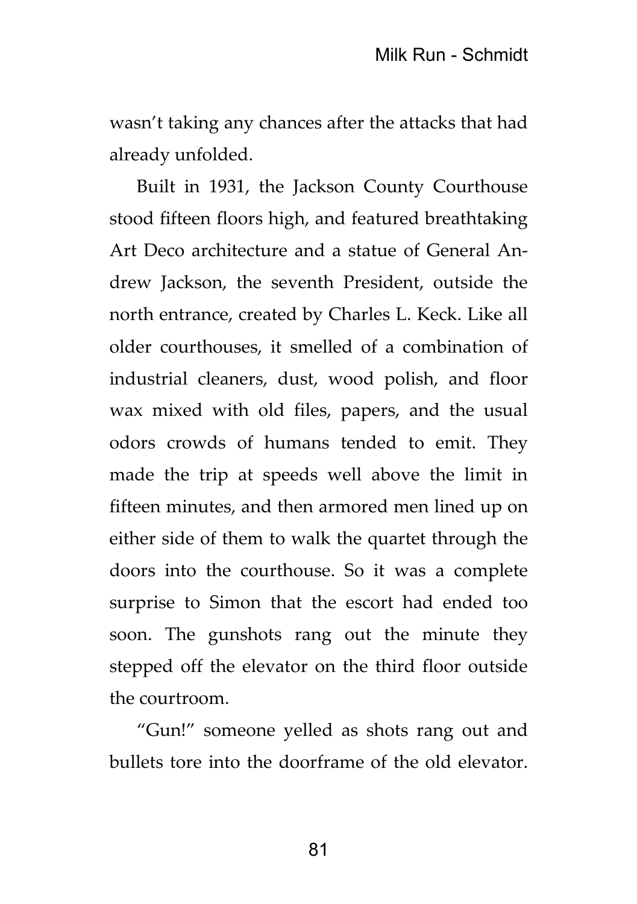wasn't taking any chances after the attacks that had already unfolded.

Built in 1931, the Jackson County Courthouse stood fifteen floors high, and featured breathtaking Art Deco architecture and a statue of General Andrew Jackson, the seventh President, outside the north entrance, created by Charles L. Keck. Like all older courthouses, it smelled of a combination of industrial cleaners, dust, wood polish, and floor wax mixed with old files, papers, and the usual odors crowds of humans tended to emit. They made the trip at speeds well above the limit in fifteen minutes, and then armored men lined up on either side of them to walk the quartet through the doors into the courthouse. So it was a complete surprise to Simon that the escort had ended too soon. The gunshots rang out the minute they stepped off the elevator on the third floor outside the courtroom.

"Gun!" someone yelled as shots rang out and bullets tore into the doorframe of the old elevator.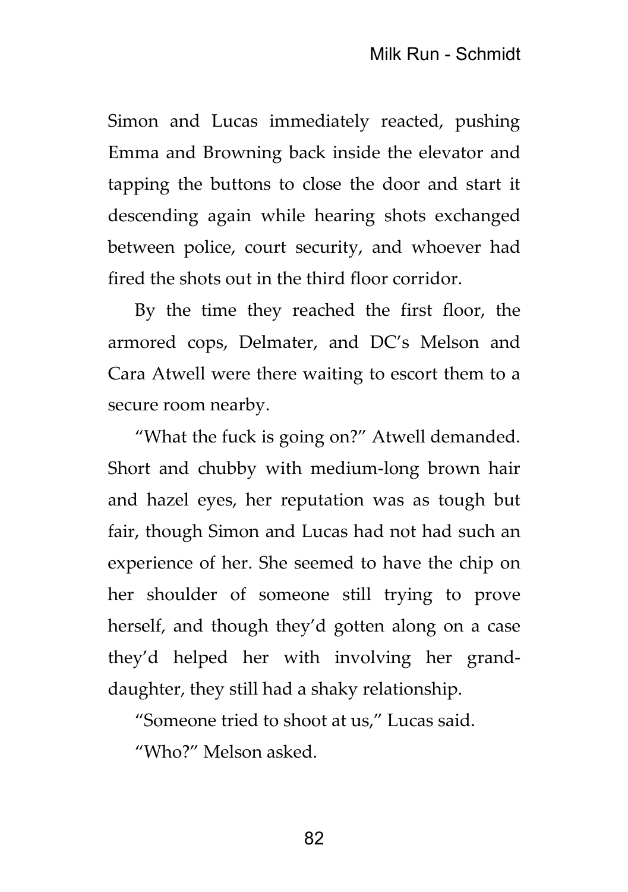Simon and Lucas immediately reacted, pushing Emma and Browning back inside the elevator and tapping the buttons to close the door and start it descending again while hearing shots exchanged between police, court security, and whoever had fired the shots out in the third floor corridor.

By the time they reached the first floor, the armored cops, Delmater, and DC's Melson and Cara Atwell were there waiting to escort them to a secure room nearby.

"What the fuck is going on?" Atwell demanded. Short and chubby with medium-long brown hair and hazel eyes, her reputation was as tough but fair, though Simon and Lucas had not had such an experience of her. She seemed to have the chip on her shoulder of someone still trying to prove herself, and though they'd gotten along on a case they'd helped her with involving her grand-daughter, they still had a shaky relationship.

"Someone tried to shoot at us," Lucas said.

"Who?" Melson asked.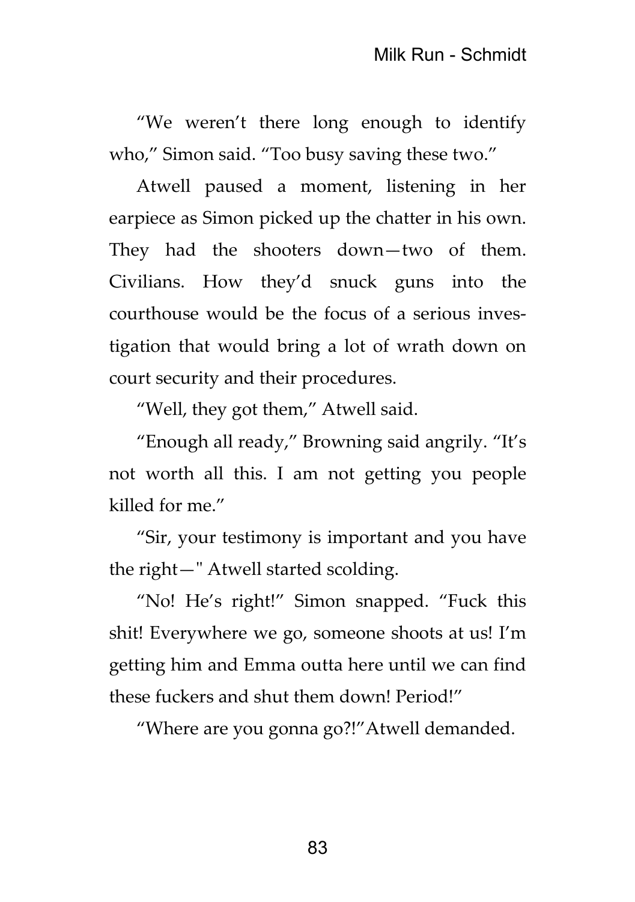"We weren't there long enough to identify who," Simon said. "Too busy saving these two."

Atwell paused a moment, listening in her earpiece as Simon picked up the chatter in his own. They had the shooters down—two of them. Civilians. How they'd snuck guns into the courthouse would be the focus of a serious investigation that would bring a lot of wrath down on court security and their procedures.

"Well, they got them," Atwell said.

"Enough all ready," Browning said angrily. "It's not worth all this. I am not getting you people killed for me."

"Sir, your testimony is important and you have the right—" Atwell started scolding.

"No! He's right!" Simon snapped. "Fuck this shit! Everywhere we go, someone shoots at us! I'm getting him and Emma outta here until we can find these fuckers and shut them down! Period!"

"Where are you gonna go?!" Atwell demanded.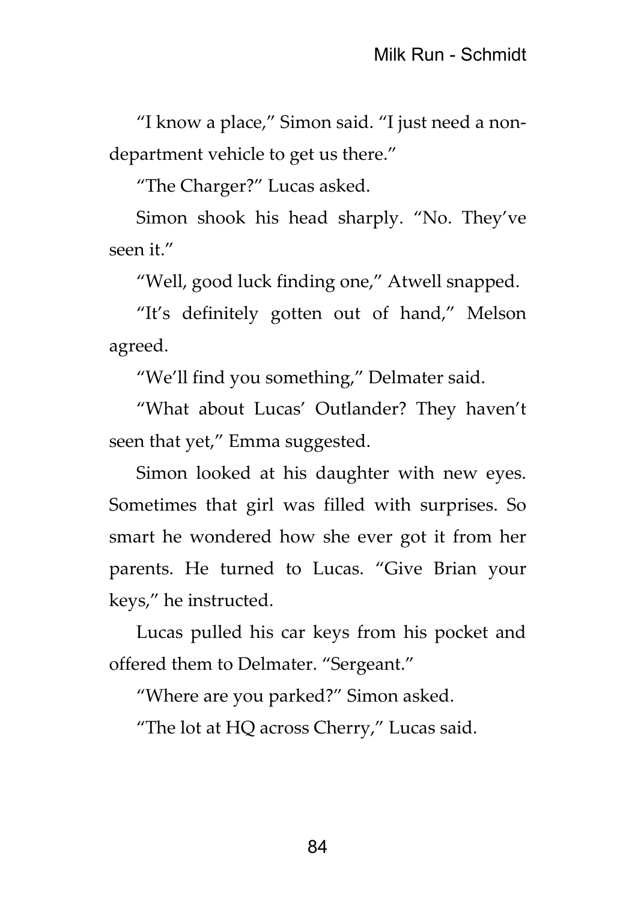“I know a place,” Simon said. “I just need a non-department vehicle to get us there.”

“The Charger?” Lucas asked.

Simon shook his head sharply. “No. They’ve seen it.”

“Well, good luck finding one,” Atwell snapped.

“It’s definitely gotten out of hand,” Melson agreed.

“We’ll find you something,” Delmater said.

“What about Lucas’ Outlander? They haven’t seen that yet,” Emma suggested.

Simon looked at his daughter with new eyes. Sometimes that girl was filled with surprises. So smart he wondered how she ever got it from her parents. He turned to Lucas. “Give Brian your keys,” he instructed.

Lucas pulled his car keys from his pocket and offered them to Delmater. “Sergeant.”

“Where are you parked?” Simon asked.

“The lot at HQ across Cherry,” Lucas said.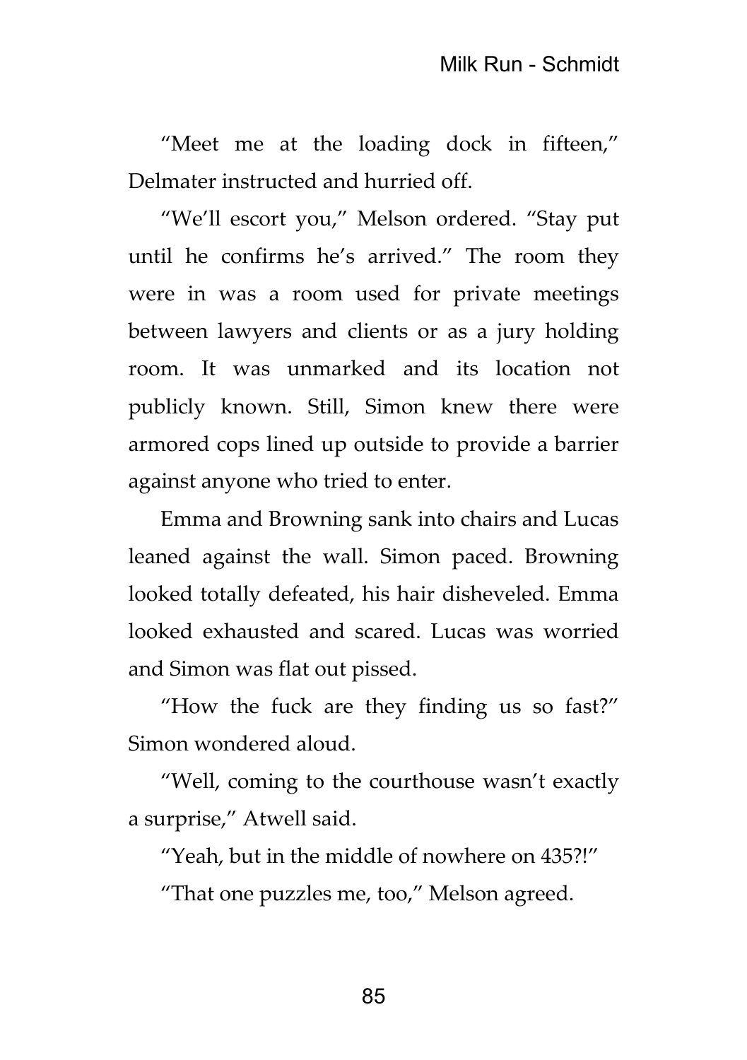"Meet me at the loading dock in fifteen," Delmater instructed and hurried off.

"We'll escort you," Melson ordered. "Stay put until he confirms he's arrived." The room they were in was a room used for private meetings between lawyers and clients or as a jury holding room. It was unmarked and its location not publicly known. Still, Simon knew there were armored cops lined up outside to provide a barrier against anyone who tried to enter.

Emma and Browning sank into chairs and Lucas leaned against the wall. Simon paced. Browning looked totally defeated, his hair disheveled. Emma looked exhausted and scared. Lucas was worried and Simon was flat out pissed.

"How the fuck are they finding us so fast?" Simon wondered aloud.

"Well, coming to the courthouse wasn't exactly a surprise," Atwell said.

"Yeah, but in the middle of nowhere on 435?!"

"That one puzzles me, too," Melson agreed.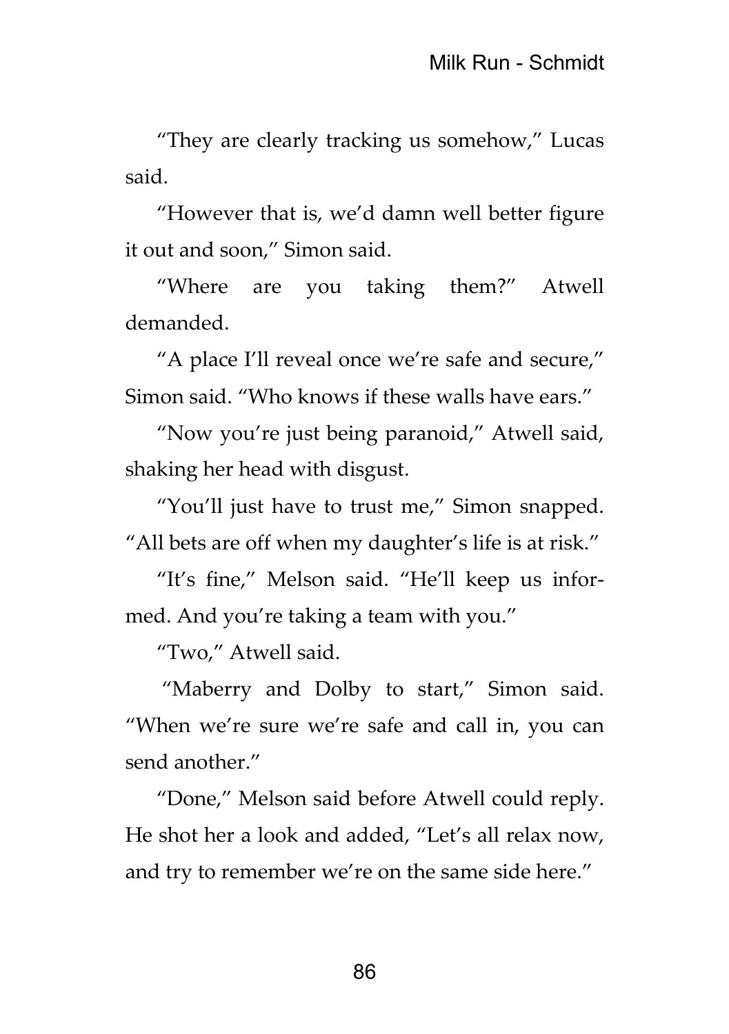"They are clearly tracking us somehow," Lucas said.

"However that is, we'd damn well better figure it out and soon," Simon said.

"Where are you taking them?" Atwell demanded.

"A place I'll reveal once we're safe and secure," Simon said. "Who knows if these walls have ears."

"Now you're just being paranoid," Atwell said, shaking her head with disgust.

"You'll just have to trust me," Simon snapped. "All bets are off when my daughter's life is at risk."

"It's fine," Melson said. "He'll keep us informed. And you're taking a team with you."

"Two," Atwell said.

"Maberry and Dolby to start," Simon said. "When we're sure we're safe and call in, you can send another."

"Done," Melson said before Atwell could reply. He shot her a look and added, "Let's all relax now, and try to remember we're on the same side here."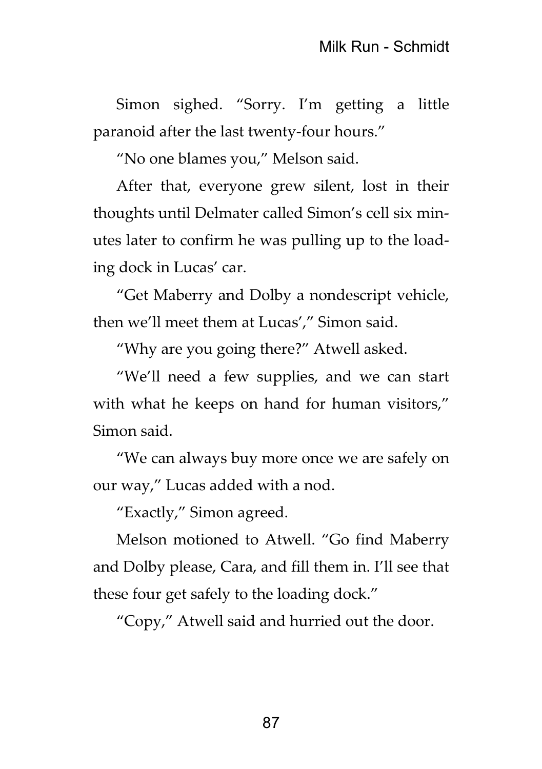Simon sighed. "Sorry. I'm getting a little paranoid after the last twenty-four hours."

"No one blames you," Melson said.

After that, everyone grew silent, lost in their thoughts until Delmater called Simon's cell six minutes later to confirm he was pulling up to the loading dock in Lucas' car.

"Get Maberry and Dolby a nondescript vehicle, then we'll meet them at Lucas'," Simon said.

"Why are you going there?" Atwell asked.

"We'll need a few supplies, and we can start with what he keeps on hand for human visitors," Simon said.

"We can always buy more once we are safely on our way," Lucas added with a nod.

"Exactly," Simon agreed.

Melson motioned to Atwell. "Go find Maberry and Dolby please, Cara, and fill them in. I'll see that these four get safely to the loading dock."

"Copy," Atwell said and hurried out the door.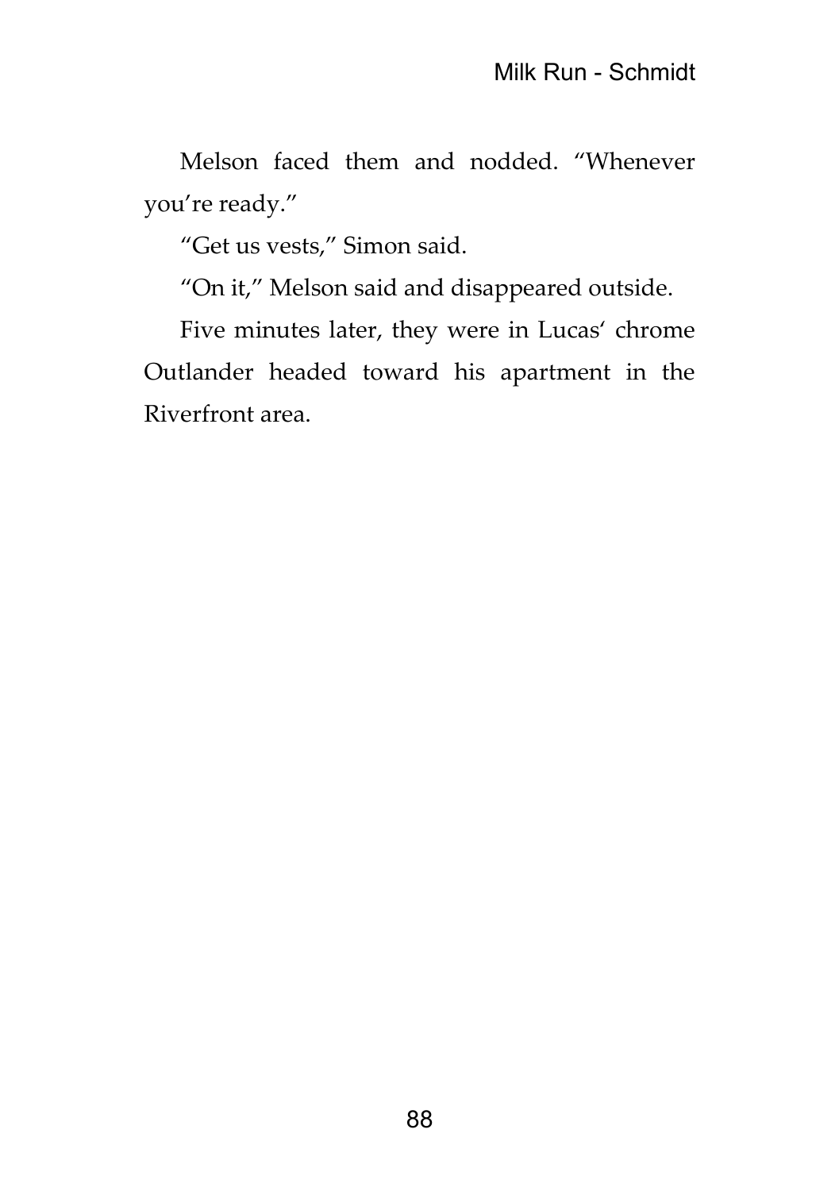Melson faced them and nodded. “Whenever you’re ready.”

“Get us vests,” Simon said.

“On it,” Melson said and disappeared outside.

Five minutes later, they were in Lucas‘ chrome Outlander headed toward his apartment in the Riverfront area.